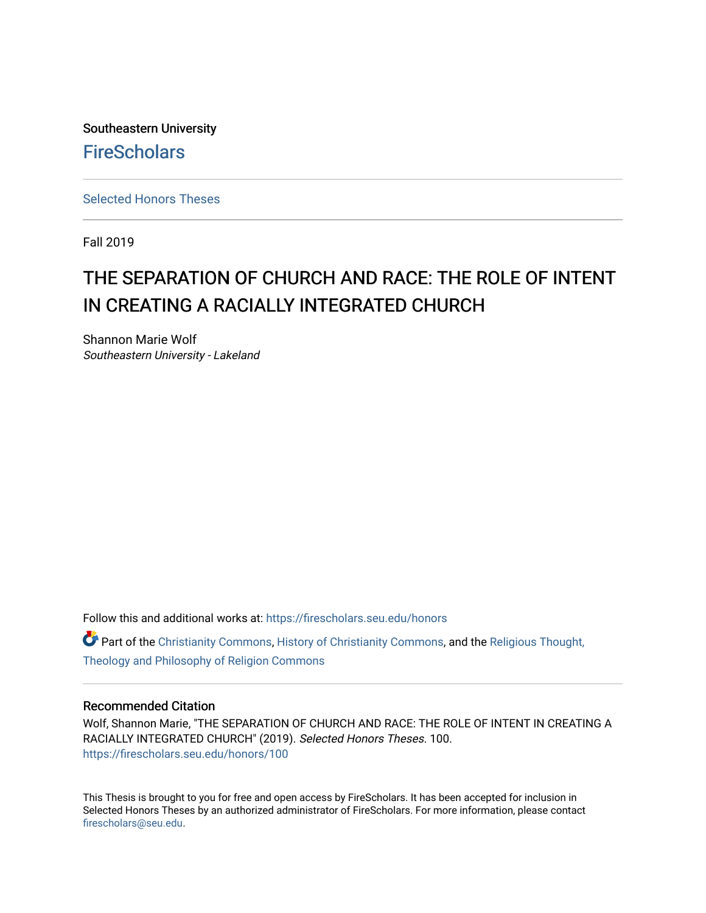Southeastern University

FireScholars

Selected Honors Theses

Fall 2019

# THE SEPARATION OF CHURCH AND RACE: THE ROLE OF INTENT IN CREATING A RACIALLY INTEGRATED CHURCH

Shannon Marie Wolf
*Southeastern University - Lakeland*

Follow this and additional works at: https://firescholars.seu.edu/honors

Part of the Christianity Commons, History of Christianity Commons, and the Religious Thought, Theology and Philosophy of Religion Commons

## Recommended Citation

Wolf, Shannon Marie, "THE SEPARATION OF CHURCH AND RACE: THE ROLE OF INTENT IN CREATING A RACIALLY INTEGRATED CHURCH" (2019). *Selected Honors Theses*. 100.
https://firescholars.seu.edu/honors/100

This Thesis is brought to you for free and open access by FireScholars. It has been accepted for inclusion in Selected Honors Theses by an authorized administrator of FireScholars. For more information, please contact firescholars@seu.edu.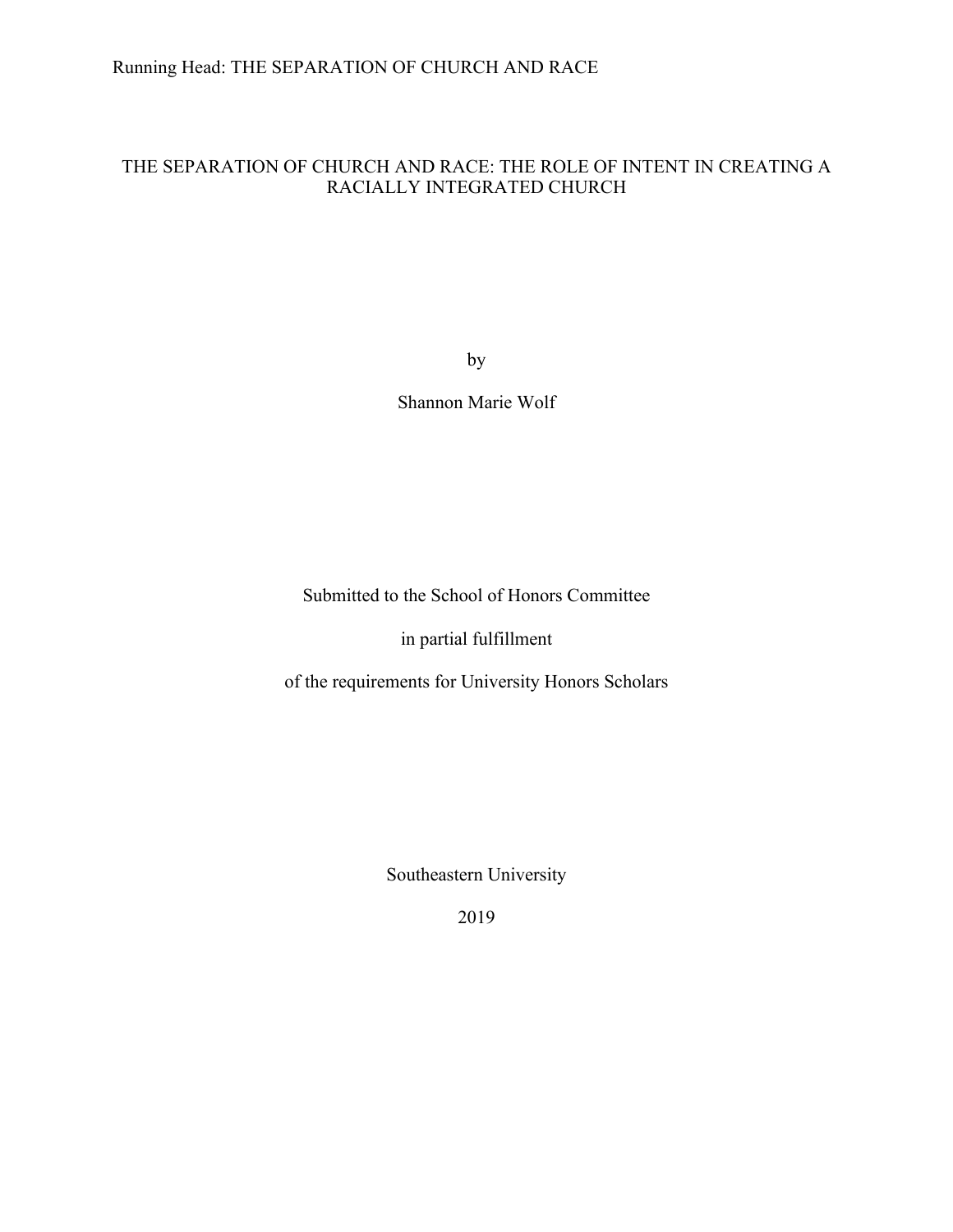# THE SEPARATION OF CHURCH AND RACE: THE ROLE OF INTENT IN CREATING A RACIALLY INTEGRATED CHURCH

by

Shannon Marie Wolf

Submitted to the School of Honors Committee

in partial fulfillment

of the requirements for University Honors Scholars

Southeastern University

2019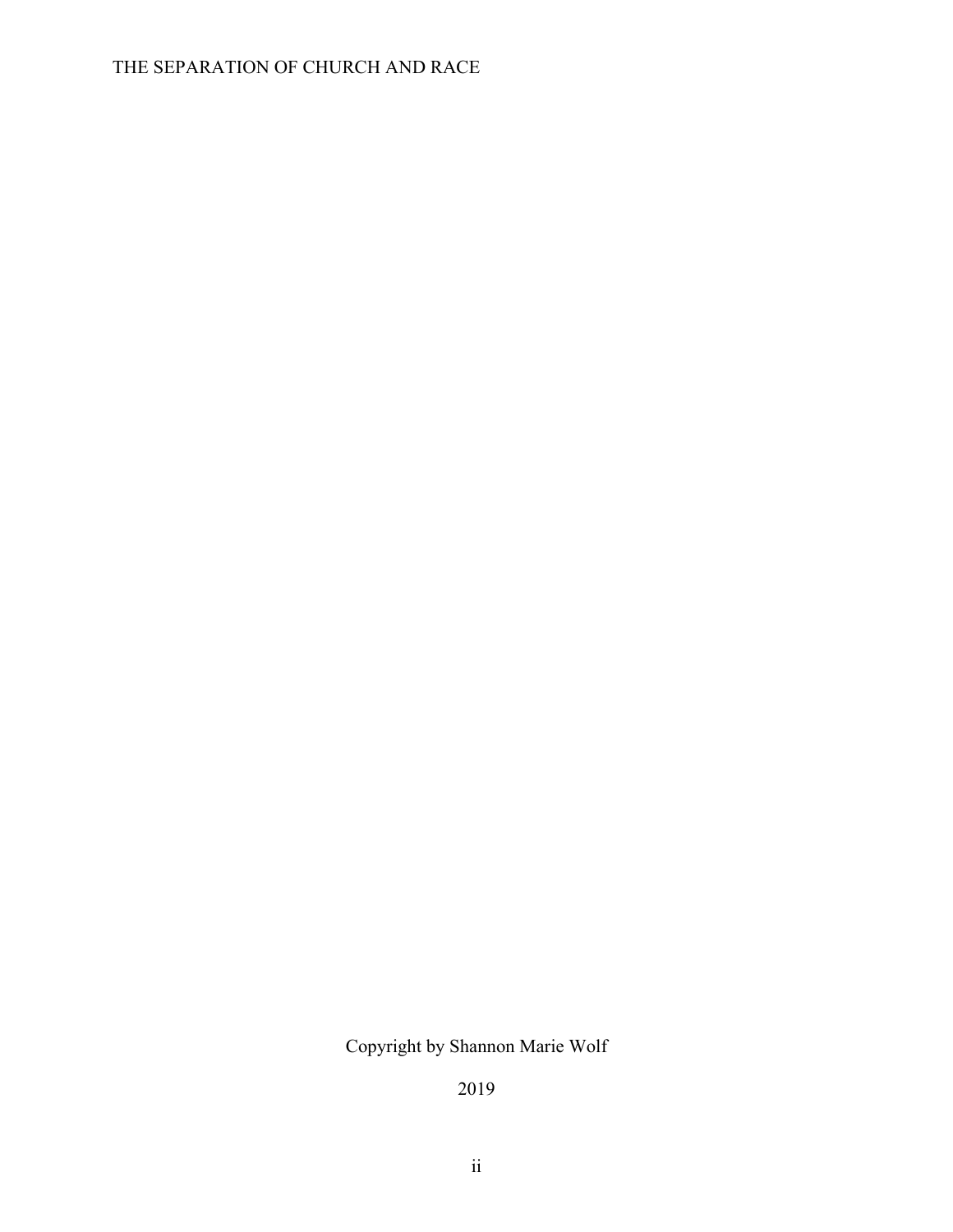Copyright by Shannon Marie Wolf

2019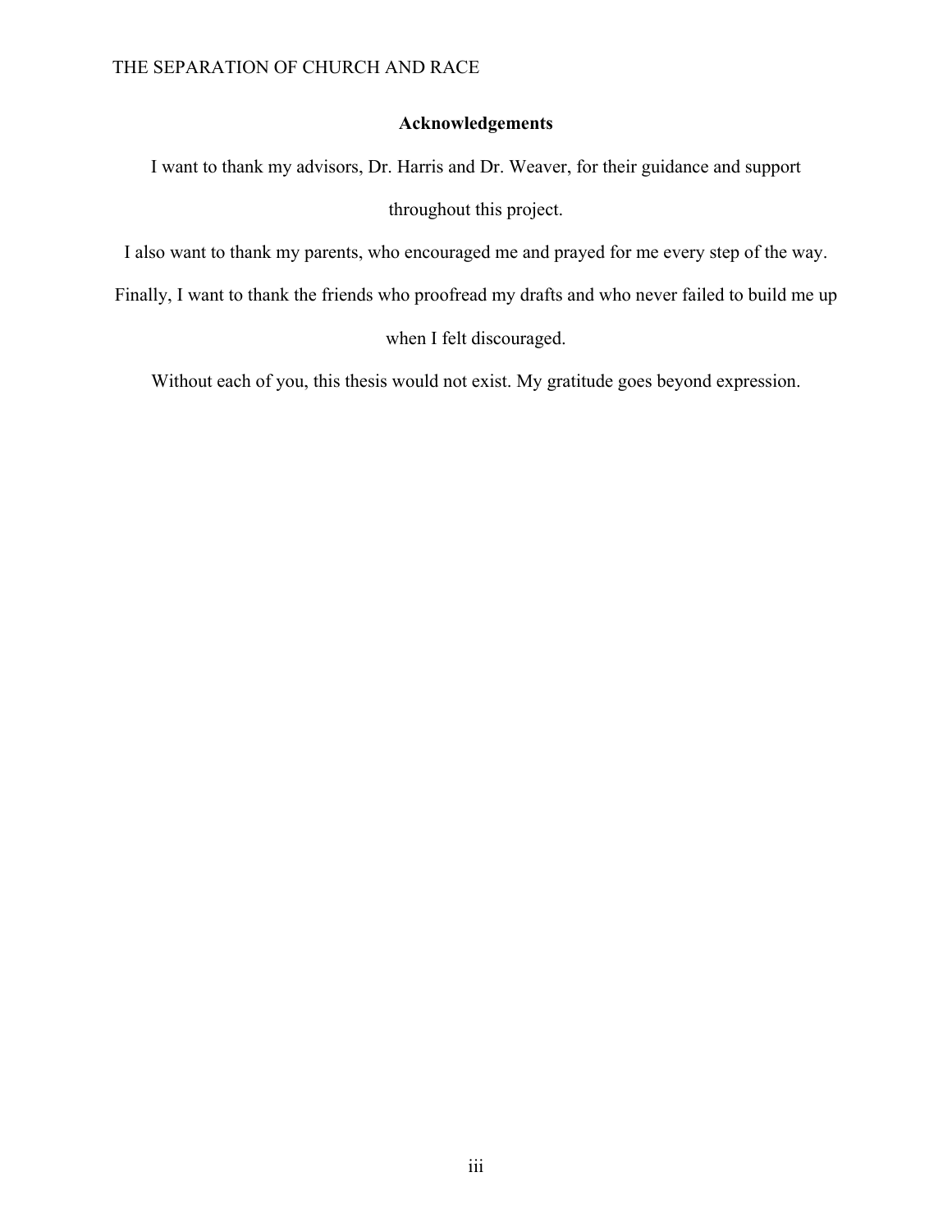# Acknowledgements

I want to thank my advisors, Dr. Harris and Dr. Weaver, for their guidance and support throughout this project.

I also want to thank my parents, who encouraged me and prayed for me every step of the way.

Finally, I want to thank the friends who proofread my drafts and who never failed to build me up when I felt discouraged.

Without each of you, this thesis would not exist. My gratitude goes beyond expression.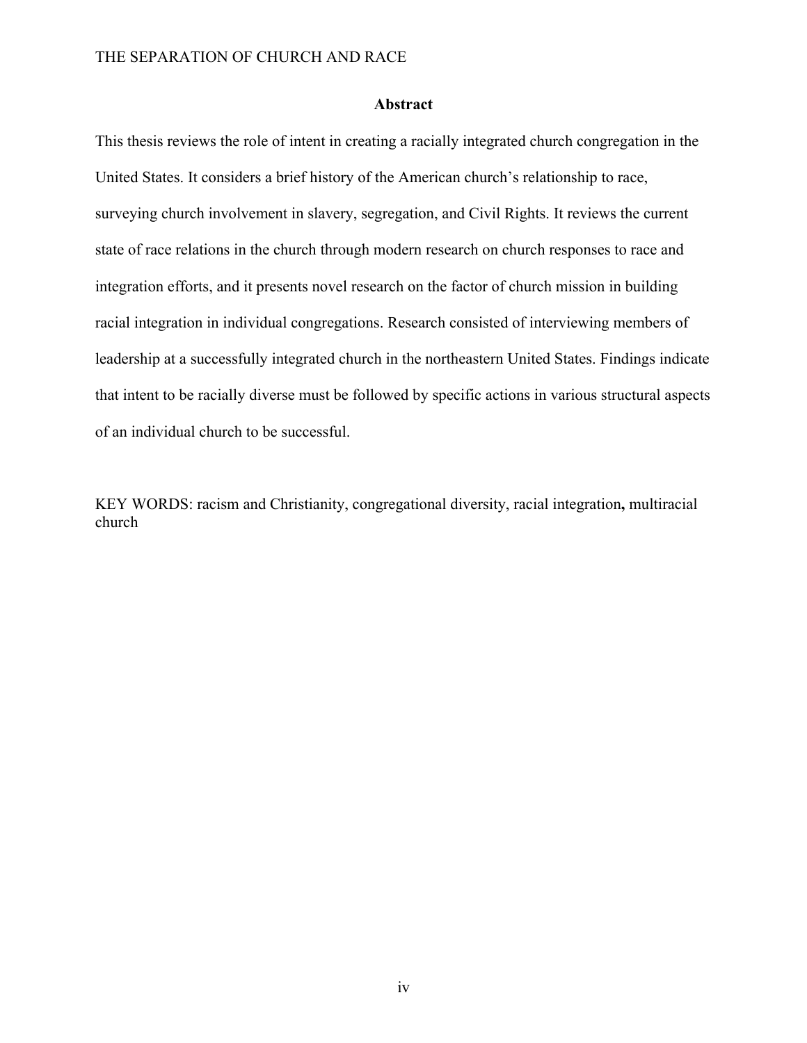## Abstract

This thesis reviews the role of intent in creating a racially integrated church congregation in the United States. It considers a brief history of the American church's relationship to race, surveying church involvement in slavery, segregation, and Civil Rights. It reviews the current state of race relations in the church through modern research on church responses to race and integration efforts, and it presents novel research on the factor of church mission in building racial integration in individual congregations. Research consisted of interviewing members of leadership at a successfully integrated church in the northeastern United States. Findings indicate that intent to be racially diverse must be followed by specific actions in various structural aspects of an individual church to be successful.

KEY WORDS: racism and Christianity, congregational diversity, racial integration**,** multiracial church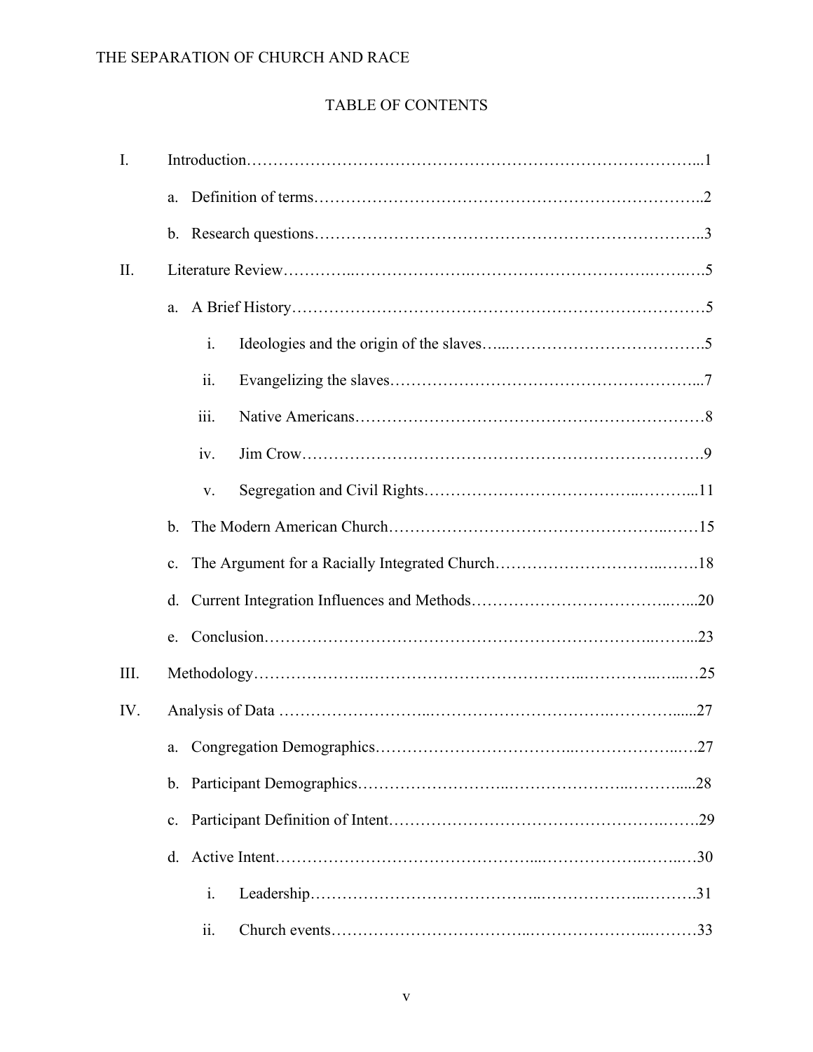# TABLE OF CONTENTS

I. Introduction…………………………………………………………………………...1

a. Definition of terms……………………………………………………………..2

b. Research questions……………………………………………………………..3

II. Literature Review…………..…………………….…………………………….…….….5

a. A Brief History…………………………………………………………………5

i. Ideologies and the origin of the slaves…...……………………………….5

ii. Evangelizing the slaves…………………………………………………...7

iii. Native Americans………………………………………………………8

iv. Jim Crow……………………………………………………………….9

v. Segregation and Civil Rights……………………………….………...11

b. The Modern American Church……………………………….…………..……15

c. The Argument for a Racially Integrated Church……………………………..…….18

d. Current Integration Influences and Methods……………………………..…...20

e. Conclusion…………………………………………………………..……...23

III. Methodology…………………..………………………………..…………..……..…25

IV. Analysis of Data ……………………..……………………………..………….......27

a. Congregation Demographics……………………………..………………..….27

b. Participant Demographics……………………..…………………..………....28

c. Participant Definition of Intent……………………………………………….…….29

d. Active Intent…………………………………………...……………….……..…30

i. Leadership……………………………………..……………….……….31

ii. Church events……………………………..…………………..………33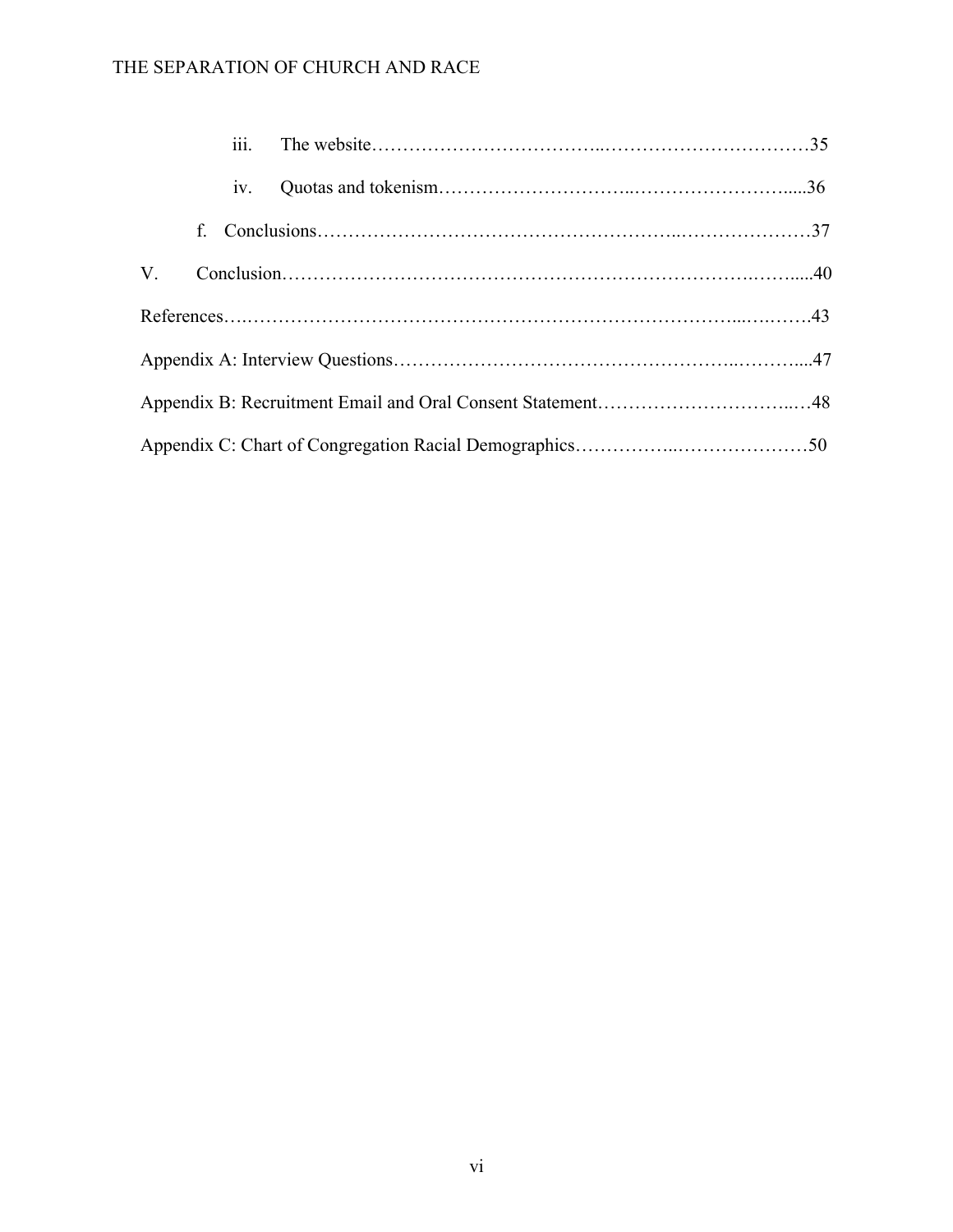iii. The website……………………………...……………………………35

iv. Quotas and tokenism………………………..……………………....36

f. Conclusions………………………………………………..…………………37

V. Conclusion……………………………………………………………….……....40

References….……………………………………………………………...….……43

Appendix A: Interview Questions……………………………………………..………....47

Appendix B: Recruitment Email and Oral Consent Statement…………………………..…48

Appendix C: Chart of Congregation Racial Demographics……………..…………………50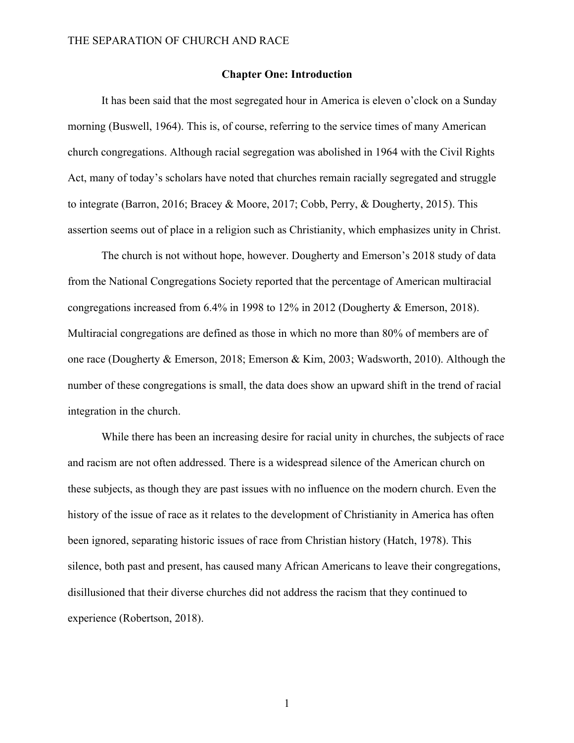## Chapter One: Introduction

It has been said that the most segregated hour in America is eleven o'clock on a Sunday morning (Buswell, 1964). This is, of course, referring to the service times of many American church congregations. Although racial segregation was abolished in 1964 with the Civil Rights Act, many of today's scholars have noted that churches remain racially segregated and struggle to integrate (Barron, 2016; Bracey & Moore, 2017; Cobb, Perry, & Dougherty, 2015). This assertion seems out of place in a religion such as Christianity, which emphasizes unity in Christ.

The church is not without hope, however. Dougherty and Emerson's 2018 study of data from the National Congregations Society reported that the percentage of American multiracial congregations increased from 6.4% in 1998 to 12% in 2012 (Dougherty & Emerson, 2018). Multiracial congregations are defined as those in which no more than 80% of members are of one race (Dougherty & Emerson, 2018; Emerson & Kim, 2003; Wadsworth, 2010). Although the number of these congregations is small, the data does show an upward shift in the trend of racial integration in the church.

While there has been an increasing desire for racial unity in churches, the subjects of race and racism are not often addressed. There is a widespread silence of the American church on these subjects, as though they are past issues with no influence on the modern church. Even the history of the issue of race as it relates to the development of Christianity in America has often been ignored, separating historic issues of race from Christian history (Hatch, 1978). This silence, both past and present, has caused many African Americans to leave their congregations, disillusioned that their diverse churches did not address the racism that they continued to experience (Robertson, 2018).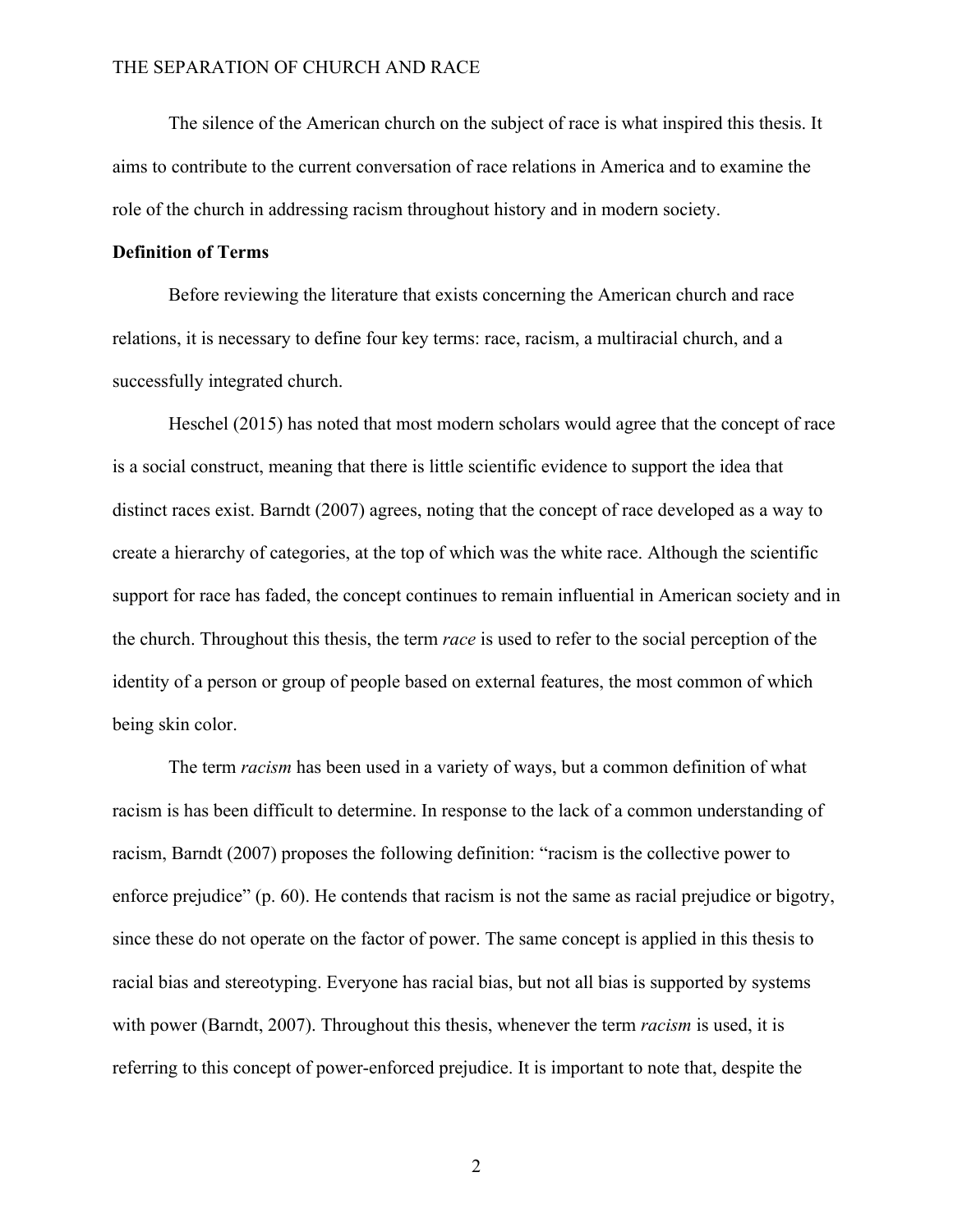The silence of the American church on the subject of race is what inspired this thesis. It aims to contribute to the current conversation of race relations in America and to examine the role of the church in addressing racism throughout history and in modern society.

**Definition of Terms**

Before reviewing the literature that exists concerning the American church and race relations, it is necessary to define four key terms: race, racism, a multiracial church, and a successfully integrated church.

Heschel (2015) has noted that most modern scholars would agree that the concept of race is a social construct, meaning that there is little scientific evidence to support the idea that distinct races exist. Barndt (2007) agrees, noting that the concept of race developed as a way to create a hierarchy of categories, at the top of which was the white race. Although the scientific support for race has faded, the concept continues to remain influential in American society and in the church. Throughout this thesis, the term *race* is used to refer to the social perception of the identity of a person or group of people based on external features, the most common of which being skin color.

The term *racism* has been used in a variety of ways, but a common definition of what racism is has been difficult to determine. In response to the lack of a common understanding of racism, Barndt (2007) proposes the following definition: "racism is the collective power to enforce prejudice" (p. 60). He contends that racism is not the same as racial prejudice or bigotry, since these do not operate on the factor of power. The same concept is applied in this thesis to racial bias and stereotyping. Everyone has racial bias, but not all bias is supported by systems with power (Barndt, 2007). Throughout this thesis, whenever the term *racism* is used, it is referring to this concept of power-enforced prejudice. It is important to note that, despite the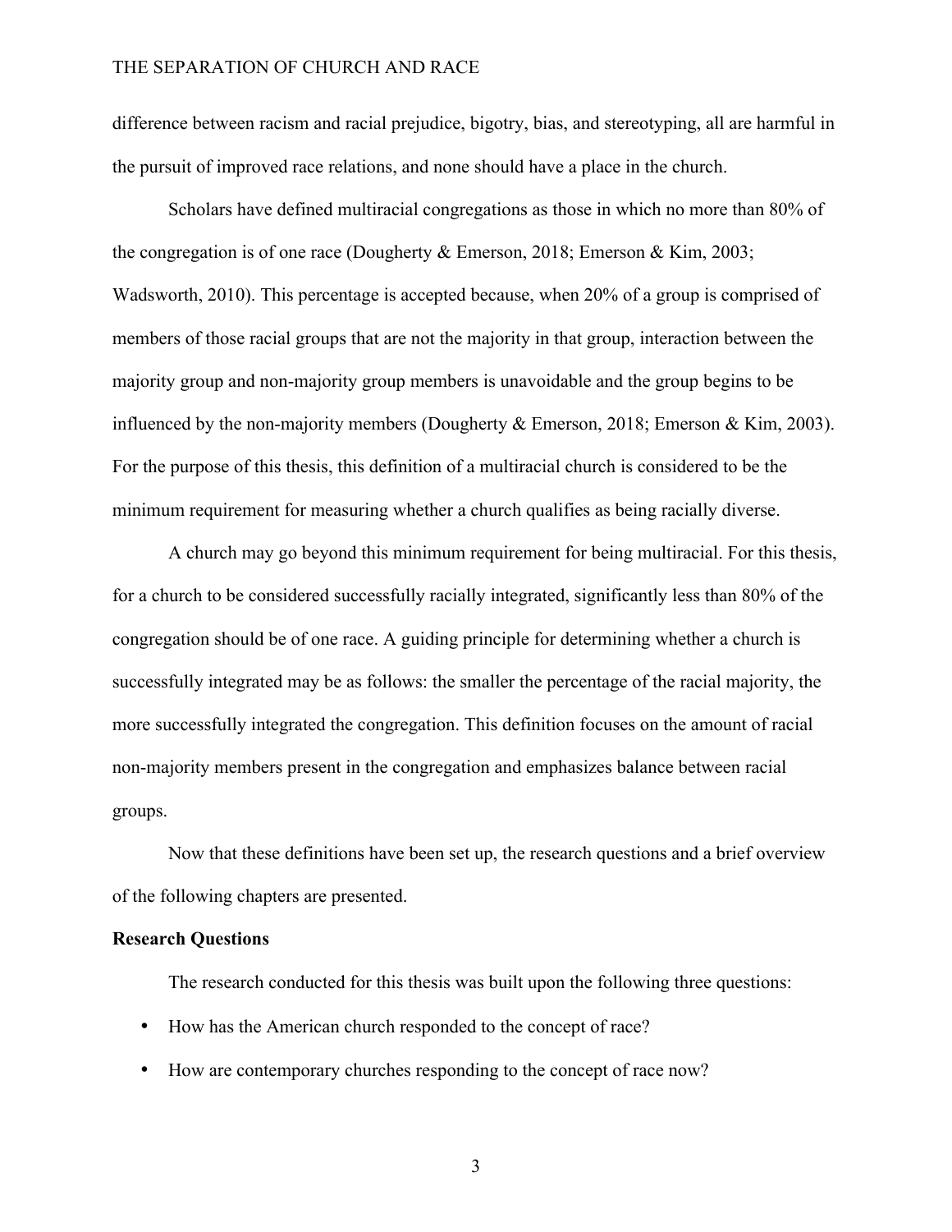difference between racism and racial prejudice, bigotry, bias, and stereotyping, all are harmful in the pursuit of improved race relations, and none should have a place in the church.

Scholars have defined multiracial congregations as those in which no more than 80% of the congregation is of one race (Dougherty & Emerson, 2018; Emerson & Kim, 2003; Wadsworth, 2010). This percentage is accepted because, when 20% of a group is comprised of members of those racial groups that are not the majority in that group, interaction between the majority group and non-majority group members is unavoidable and the group begins to be influenced by the non-majority members (Dougherty & Emerson, 2018; Emerson & Kim, 2003). For the purpose of this thesis, this definition of a multiracial church is considered to be the minimum requirement for measuring whether a church qualifies as being racially diverse.

A church may go beyond this minimum requirement for being multiracial. For this thesis, for a church to be considered successfully racially integrated, significantly less than 80% of the congregation should be of one race. A guiding principle for determining whether a church is successfully integrated may be as follows: the smaller the percentage of the racial majority, the more successfully integrated the congregation. This definition focuses on the amount of racial non-majority members present in the congregation and emphasizes balance between racial groups.

Now that these definitions have been set up, the research questions and a brief overview of the following chapters are presented.

**Research Questions**

The research conducted for this thesis was built upon the following three questions:

- How has the American church responded to the concept of race?
- How are contemporary churches responding to the concept of race now?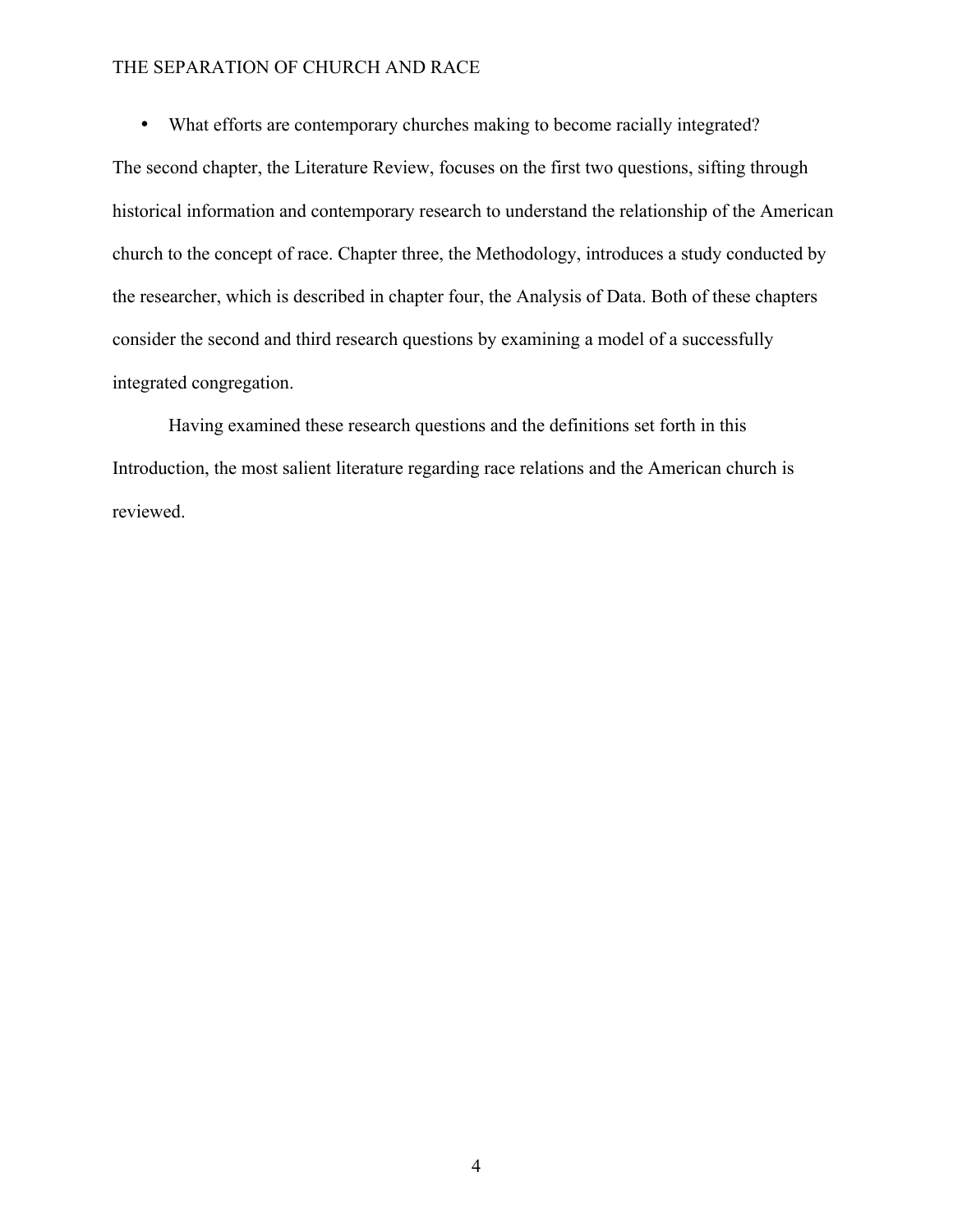- What efforts are contemporary churches making to become racially integrated?

The second chapter, the Literature Review, focuses on the first two questions, sifting through historical information and contemporary research to understand the relationship of the American church to the concept of race. Chapter three, the Methodology, introduces a study conducted by the researcher, which is described in chapter four, the Analysis of Data. Both of these chapters consider the second and third research questions by examining a model of a successfully integrated congregation.

Having examined these research questions and the definitions set forth in this Introduction, the most salient literature regarding race relations and the American church is reviewed.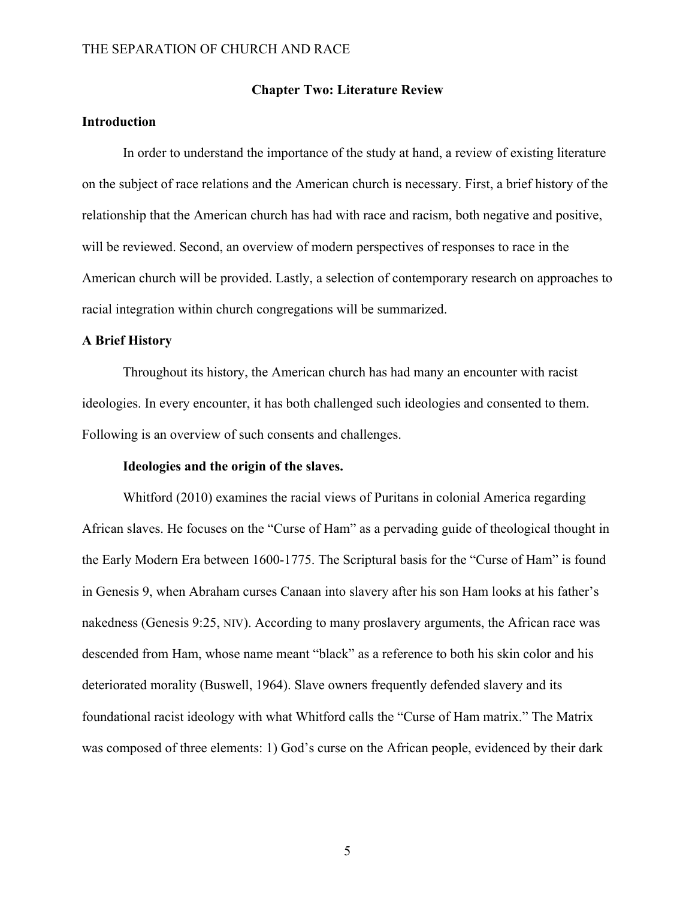## Chapter Two: Literature Review

### Introduction

In order to understand the importance of the study at hand, a review of existing literature on the subject of race relations and the American church is necessary. First, a brief history of the relationship that the American church has had with race and racism, both negative and positive, will be reviewed. Second, an overview of modern perspectives of responses to race in the American church will be provided. Lastly, a selection of contemporary research on approaches to racial integration within church congregations will be summarized.

### A Brief History

Throughout its history, the American church has had many an encounter with racist ideologies. In every encounter, it has both challenged such ideologies and consented to them. Following is an overview of such consents and challenges.

#### Ideologies and the origin of the slaves.

Whitford (2010) examines the racial views of Puritans in colonial America regarding African slaves. He focuses on the "Curse of Ham" as a pervading guide of theological thought in the Early Modern Era between 1600-1775. The Scriptural basis for the "Curse of Ham" is found in Genesis 9, when Abraham curses Canaan into slavery after his son Ham looks at his father's nakedness (Genesis 9:25, NIV). According to many proslavery arguments, the African race was descended from Ham, whose name meant "black" as a reference to both his skin color and his deteriorated morality (Buswell, 1964). Slave owners frequently defended slavery and its foundational racist ideology with what Whitford calls the "Curse of Ham matrix." The Matrix was composed of three elements: 1) God's curse on the African people, evidenced by their dark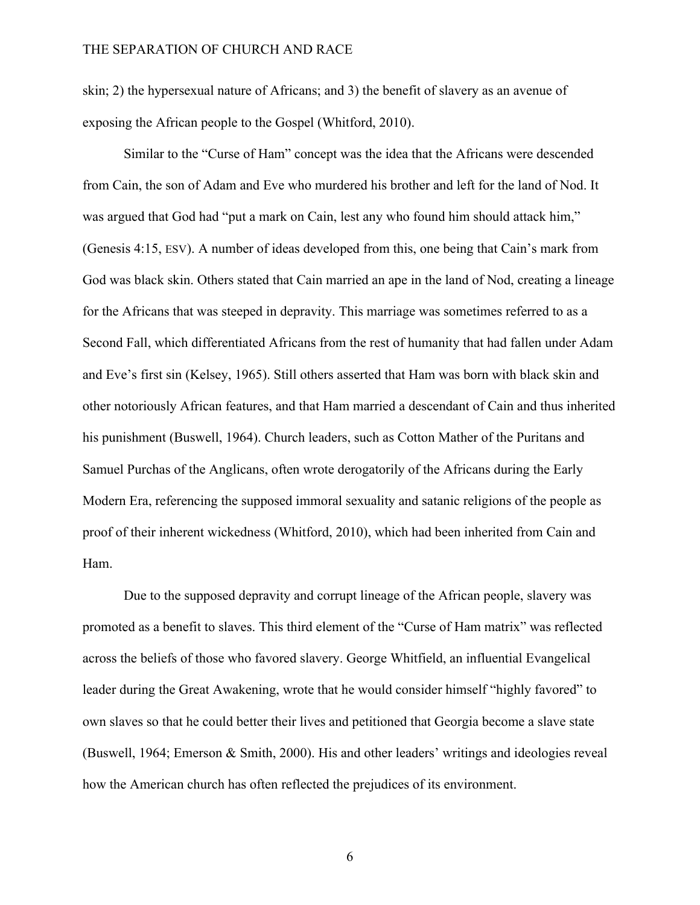skin; 2) the hypersexual nature of Africans; and 3) the benefit of slavery as an avenue of exposing the African people to the Gospel (Whitford, 2010).

Similar to the "Curse of Ham" concept was the idea that the Africans were descended from Cain, the son of Adam and Eve who murdered his brother and left for the land of Nod. It was argued that God had "put a mark on Cain, lest any who found him should attack him," (Genesis 4:15, ESV). A number of ideas developed from this, one being that Cain's mark from God was black skin. Others stated that Cain married an ape in the land of Nod, creating a lineage for the Africans that was steeped in depravity. This marriage was sometimes referred to as a Second Fall, which differentiated Africans from the rest of humanity that had fallen under Adam and Eve's first sin (Kelsey, 1965). Still others asserted that Ham was born with black skin and other notoriously African features, and that Ham married a descendant of Cain and thus inherited his punishment (Buswell, 1964). Church leaders, such as Cotton Mather of the Puritans and Samuel Purchas of the Anglicans, often wrote derogatorily of the Africans during the Early Modern Era, referencing the supposed immoral sexuality and satanic religions of the people as proof of their inherent wickedness (Whitford, 2010), which had been inherited from Cain and Ham.

Due to the supposed depravity and corrupt lineage of the African people, slavery was promoted as a benefit to slaves. This third element of the "Curse of Ham matrix" was reflected across the beliefs of those who favored slavery. George Whitfield, an influential Evangelical leader during the Great Awakening, wrote that he would consider himself "highly favored" to own slaves so that he could better their lives and petitioned that Georgia become a slave state (Buswell, 1964; Emerson & Smith, 2000). His and other leaders' writings and ideologies reveal how the American church has often reflected the prejudices of its environment.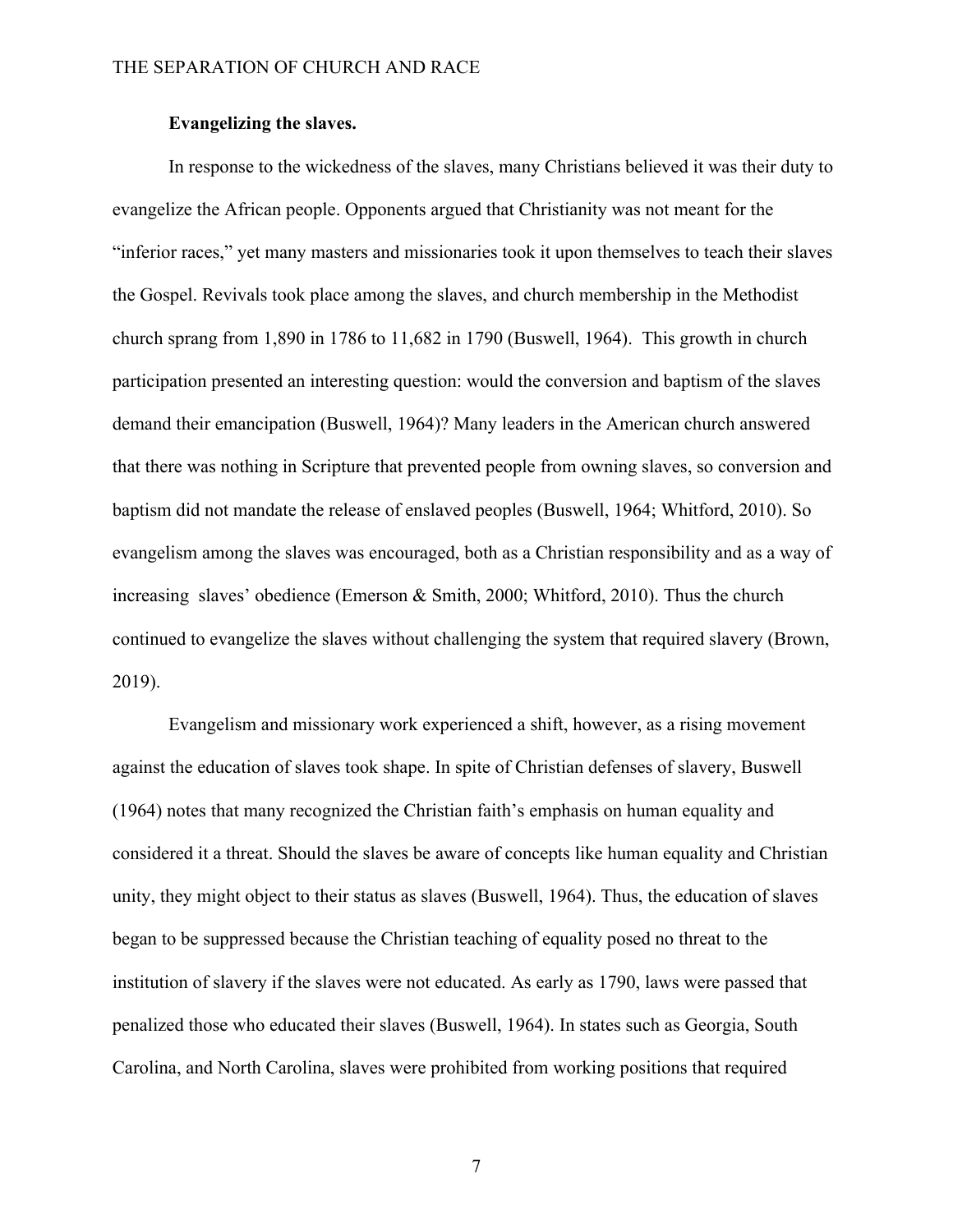**Evangelizing the slaves.**

In response to the wickedness of the slaves, many Christians believed it was their duty to evangelize the African people. Opponents argued that Christianity was not meant for the "inferior races," yet many masters and missionaries took it upon themselves to teach their slaves the Gospel. Revivals took place among the slaves, and church membership in the Methodist church sprang from 1,890 in 1786 to 11,682 in 1790 (Buswell, 1964). This growth in church participation presented an interesting question: would the conversion and baptism of the slaves demand their emancipation (Buswell, 1964)? Many leaders in the American church answered that there was nothing in Scripture that prevented people from owning slaves, so conversion and baptism did not mandate the release of enslaved peoples (Buswell, 1964; Whitford, 2010). So evangelism among the slaves was encouraged, both as a Christian responsibility and as a way of increasing slaves' obedience (Emerson & Smith, 2000; Whitford, 2010). Thus the church continued to evangelize the slaves without challenging the system that required slavery (Brown, 2019).

Evangelism and missionary work experienced a shift, however, as a rising movement against the education of slaves took shape. In spite of Christian defenses of slavery, Buswell (1964) notes that many recognized the Christian faith's emphasis on human equality and considered it a threat. Should the slaves be aware of concepts like human equality and Christian unity, they might object to their status as slaves (Buswell, 1964). Thus, the education of slaves began to be suppressed because the Christian teaching of equality posed no threat to the institution of slavery if the slaves were not educated. As early as 1790, laws were passed that penalized those who educated their slaves (Buswell, 1964). In states such as Georgia, South Carolina, and North Carolina, slaves were prohibited from working positions that required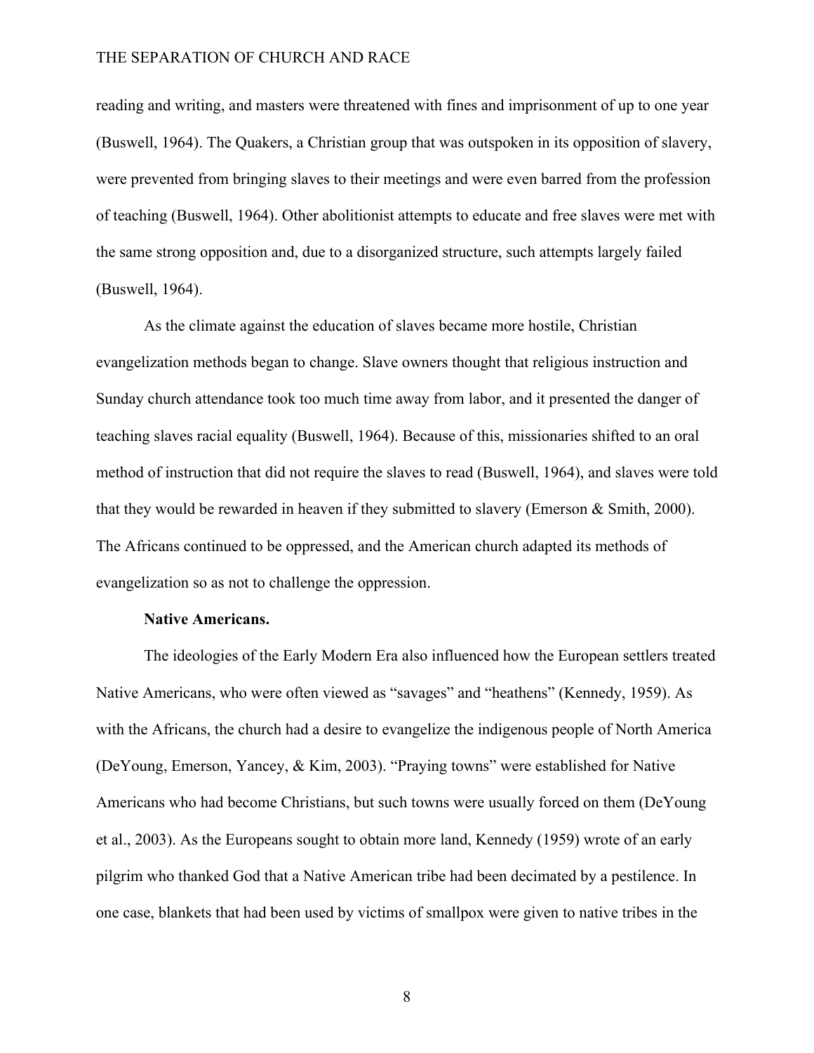reading and writing, and masters were threatened with fines and imprisonment of up to one year (Buswell, 1964). The Quakers, a Christian group that was outspoken in its opposition of slavery, were prevented from bringing slaves to their meetings and were even barred from the profession of teaching (Buswell, 1964). Other abolitionist attempts to educate and free slaves were met with the same strong opposition and, due to a disorganized structure, such attempts largely failed (Buswell, 1964).

As the climate against the education of slaves became more hostile, Christian evangelization methods began to change. Slave owners thought that religious instruction and Sunday church attendance took too much time away from labor, and it presented the danger of teaching slaves racial equality (Buswell, 1964). Because of this, missionaries shifted to an oral method of instruction that did not require the slaves to read (Buswell, 1964), and slaves were told that they would be rewarded in heaven if they submitted to slavery (Emerson & Smith, 2000). The Africans continued to be oppressed, and the American church adapted its methods of evangelization so as not to challenge the oppression.

**Native Americans.**

The ideologies of the Early Modern Era also influenced how the European settlers treated Native Americans, who were often viewed as "savages" and "heathens" (Kennedy, 1959). As with the Africans, the church had a desire to evangelize the indigenous people of North America (DeYoung, Emerson, Yancey, & Kim, 2003). "Praying towns" were established for Native Americans who had become Christians, but such towns were usually forced on them (DeYoung et al., 2003). As the Europeans sought to obtain more land, Kennedy (1959) wrote of an early pilgrim who thanked God that a Native American tribe had been decimated by a pestilence. In one case, blankets that had been used by victims of smallpox were given to native tribes in the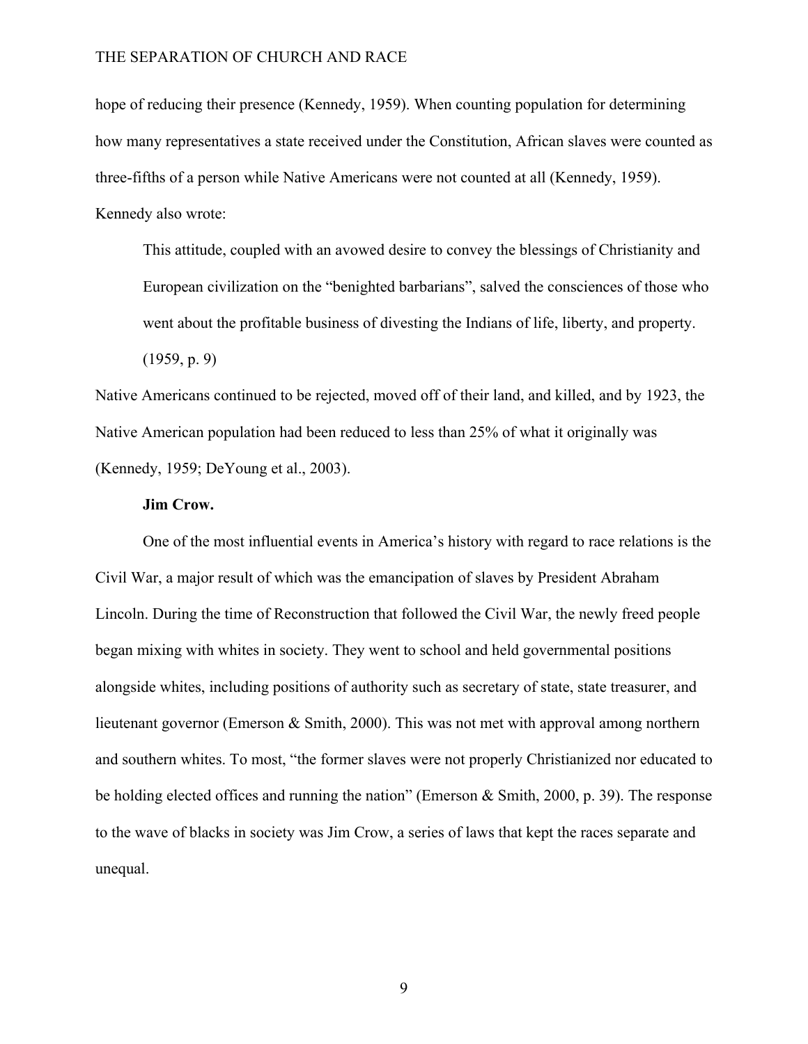hope of reducing their presence (Kennedy, 1959). When counting population for determining how many representatives a state received under the Constitution, African slaves were counted as three-fifths of a person while Native Americans were not counted at all (Kennedy, 1959). Kennedy also wrote:

> This attitude, coupled with an avowed desire to convey the blessings of Christianity and European civilization on the "benighted barbarians", salved the consciences of those who went about the profitable business of divesting the Indians of life, liberty, and property. (1959, p. 9)

Native Americans continued to be rejected, moved off of their land, and killed, and by 1923, the Native American population had been reduced to less than 25% of what it originally was (Kennedy, 1959; DeYoung et al., 2003).

**Jim Crow.**

One of the most influential events in America's history with regard to race relations is the Civil War, a major result of which was the emancipation of slaves by President Abraham Lincoln. During the time of Reconstruction that followed the Civil War, the newly freed people began mixing with whites in society. They went to school and held governmental positions alongside whites, including positions of authority such as secretary of state, state treasurer, and lieutenant governor (Emerson & Smith, 2000). This was not met with approval among northern and southern whites. To most, "the former slaves were not properly Christianized nor educated to be holding elected offices and running the nation" (Emerson & Smith, 2000, p. 39). The response to the wave of blacks in society was Jim Crow, a series of laws that kept the races separate and unequal.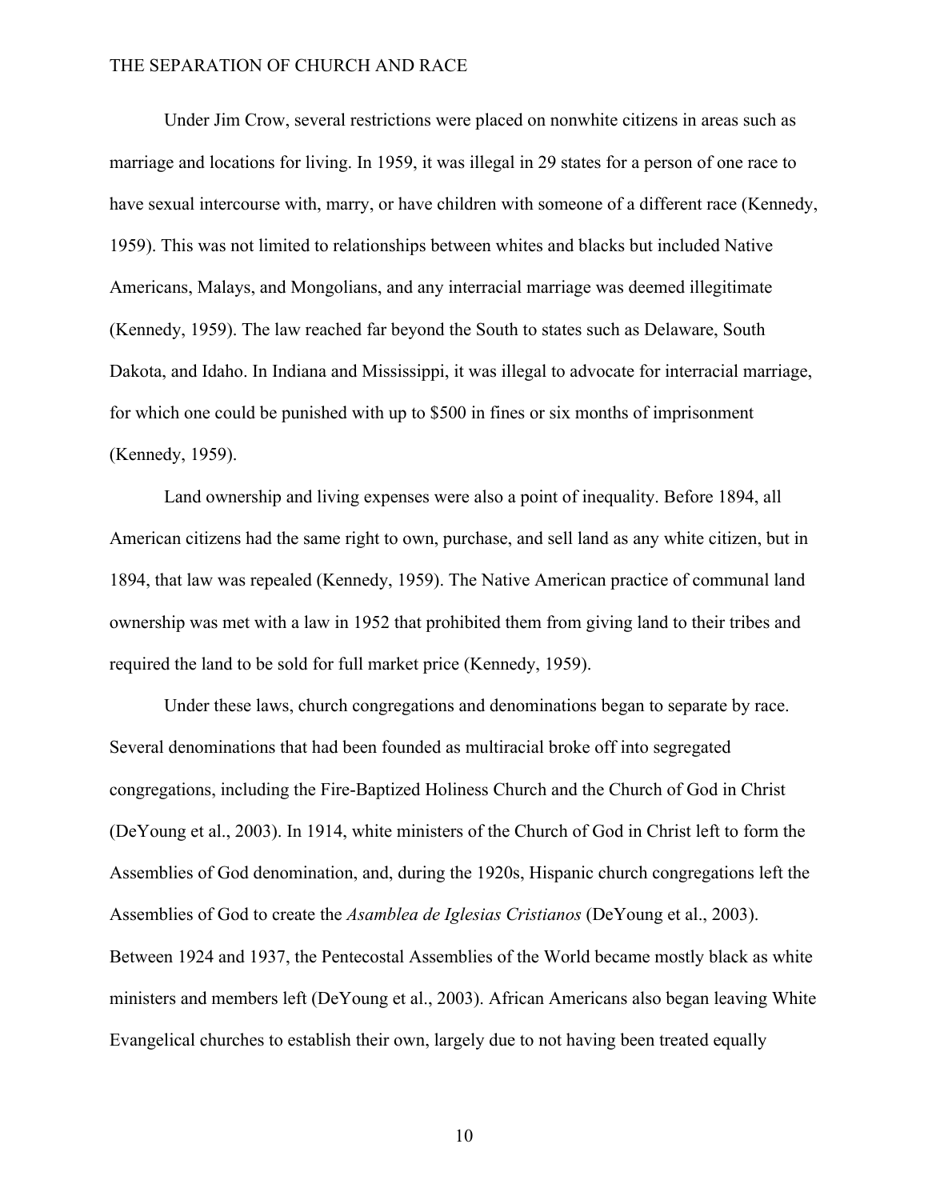Under Jim Crow, several restrictions were placed on nonwhite citizens in areas such as marriage and locations for living. In 1959, it was illegal in 29 states for a person of one race to have sexual intercourse with, marry, or have children with someone of a different race (Kennedy, 1959). This was not limited to relationships between whites and blacks but included Native Americans, Malays, and Mongolians, and any interracial marriage was deemed illegitimate (Kennedy, 1959). The law reached far beyond the South to states such as Delaware, South Dakota, and Idaho. In Indiana and Mississippi, it was illegal to advocate for interracial marriage, for which one could be punished with up to $500 in fines or six months of imprisonment (Kennedy, 1959).

Land ownership and living expenses were also a point of inequality. Before 1894, all American citizens had the same right to own, purchase, and sell land as any white citizen, but in 1894, that law was repealed (Kennedy, 1959). The Native American practice of communal land ownership was met with a law in 1952 that prohibited them from giving land to their tribes and required the land to be sold for full market price (Kennedy, 1959).

Under these laws, church congregations and denominations began to separate by race. Several denominations that had been founded as multiracial broke off into segregated congregations, including the Fire-Baptized Holiness Church and the Church of God in Christ (DeYoung et al., 2003). In 1914, white ministers of the Church of God in Christ left to form the Assemblies of God denomination, and, during the 1920s, Hispanic church congregations left the Assemblies of God to create the *Asamblea de Iglesias Cristianos* (DeYoung et al., 2003). Between 1924 and 1937, the Pentecostal Assemblies of the World became mostly black as white ministers and members left (DeYoung et al., 2003). African Americans also began leaving White Evangelical churches to establish their own, largely due to not having been treated equally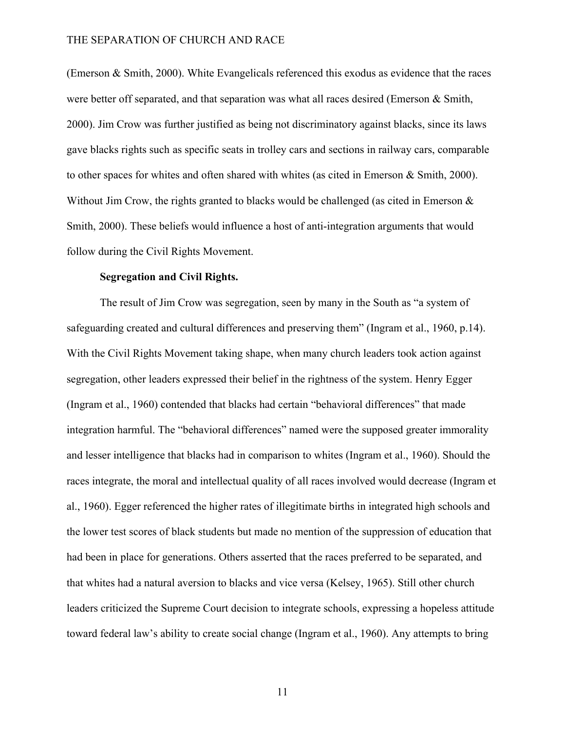(Emerson & Smith, 2000). White Evangelicals referenced this exodus as evidence that the races were better off separated, and that separation was what all races desired (Emerson & Smith, 2000). Jim Crow was further justified as being not discriminatory against blacks, since its laws gave blacks rights such as specific seats in trolley cars and sections in railway cars, comparable to other spaces for whites and often shared with whites (as cited in Emerson & Smith, 2000). Without Jim Crow, the rights granted to blacks would be challenged (as cited in Emerson & Smith, 2000). These beliefs would influence a host of anti-integration arguments that would follow during the Civil Rights Movement.

**Segregation and Civil Rights.**

The result of Jim Crow was segregation, seen by many in the South as "a system of safeguarding created and cultural differences and preserving them" (Ingram et al., 1960, p.14). With the Civil Rights Movement taking shape, when many church leaders took action against segregation, other leaders expressed their belief in the rightness of the system. Henry Egger (Ingram et al., 1960) contended that blacks had certain "behavioral differences" that made integration harmful. The "behavioral differences" named were the supposed greater immorality and lesser intelligence that blacks had in comparison to whites (Ingram et al., 1960). Should the races integrate, the moral and intellectual quality of all races involved would decrease (Ingram et al., 1960). Egger referenced the higher rates of illegitimate births in integrated high schools and the lower test scores of black students but made no mention of the suppression of education that had been in place for generations. Others asserted that the races preferred to be separated, and that whites had a natural aversion to blacks and vice versa (Kelsey, 1965). Still other church leaders criticized the Supreme Court decision to integrate schools, expressing a hopeless attitude toward federal law's ability to create social change (Ingram et al., 1960). Any attempts to bring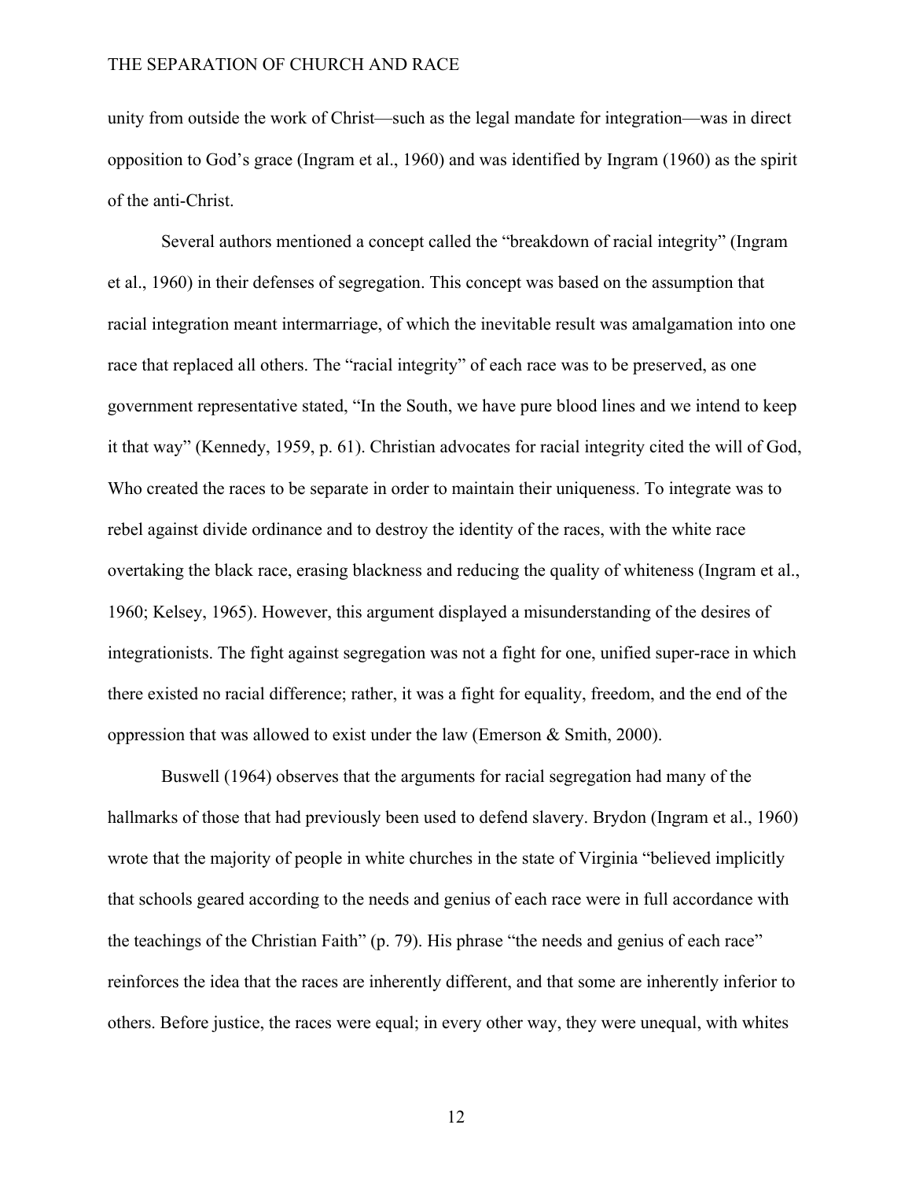unity from outside the work of Christ—such as the legal mandate for integration—was in direct opposition to God's grace (Ingram et al., 1960) and was identified by Ingram (1960) as the spirit of the anti-Christ.

Several authors mentioned a concept called the "breakdown of racial integrity" (Ingram et al., 1960) in their defenses of segregation. This concept was based on the assumption that racial integration meant intermarriage, of which the inevitable result was amalgamation into one race that replaced all others. The "racial integrity" of each race was to be preserved, as one government representative stated, "In the South, we have pure blood lines and we intend to keep it that way" (Kennedy, 1959, p. 61). Christian advocates for racial integrity cited the will of God, Who created the races to be separate in order to maintain their uniqueness. To integrate was to rebel against divide ordinance and to destroy the identity of the races, with the white race overtaking the black race, erasing blackness and reducing the quality of whiteness (Ingram et al., 1960; Kelsey, 1965). However, this argument displayed a misunderstanding of the desires of integrationists. The fight against segregation was not a fight for one, unified super-race in which there existed no racial difference; rather, it was a fight for equality, freedom, and the end of the oppression that was allowed to exist under the law (Emerson & Smith, 2000).

Buswell (1964) observes that the arguments for racial segregation had many of the hallmarks of those that had previously been used to defend slavery. Brydon (Ingram et al., 1960) wrote that the majority of people in white churches in the state of Virginia "believed implicitly that schools geared according to the needs and genius of each race were in full accordance with the teachings of the Christian Faith" (p. 79). His phrase "the needs and genius of each race" reinforces the idea that the races are inherently different, and that some are inherently inferior to others. Before justice, the races were equal; in every other way, they were unequal, with whites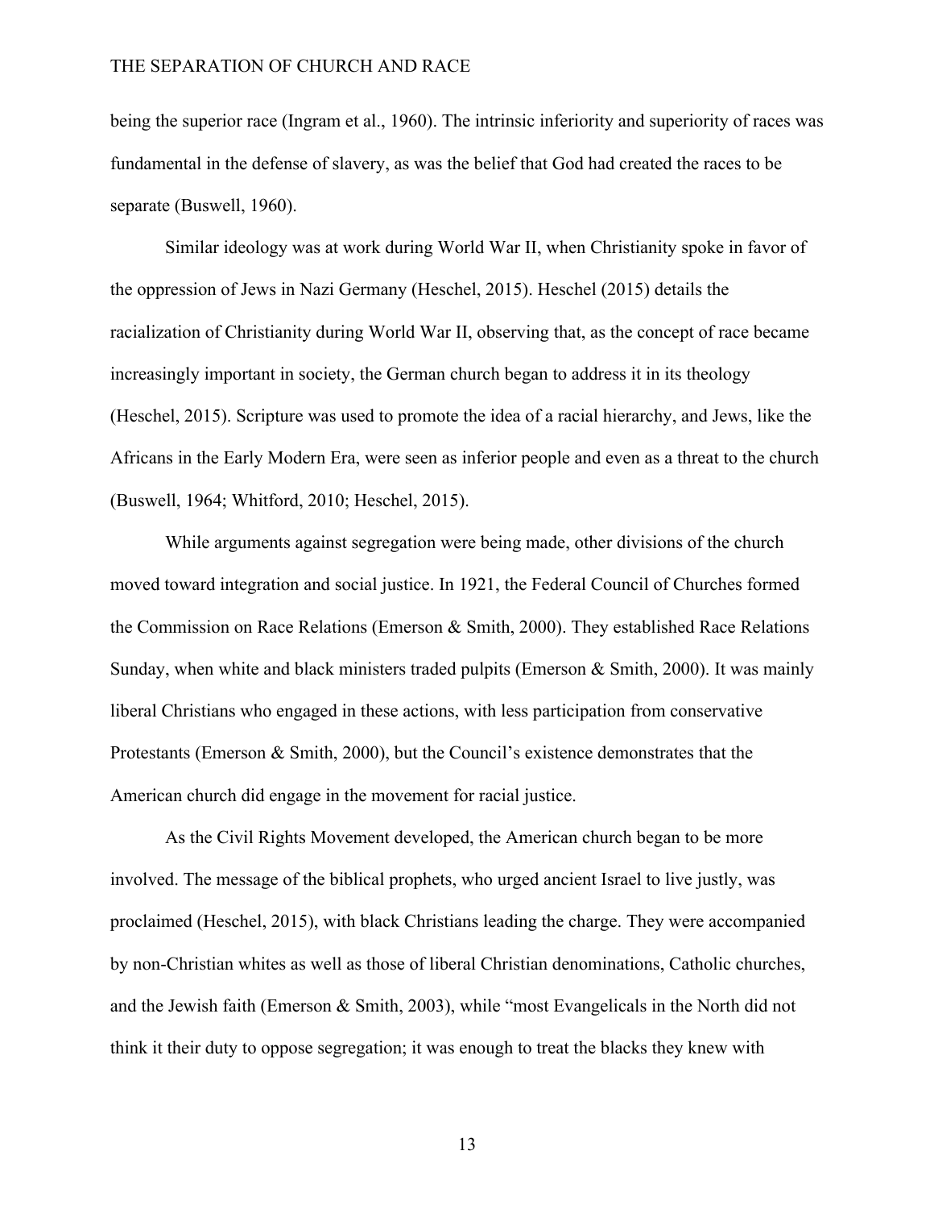being the superior race (Ingram et al., 1960). The intrinsic inferiority and superiority of races was fundamental in the defense of slavery, as was the belief that God had created the races to be separate (Buswell, 1960).

Similar ideology was at work during World War II, when Christianity spoke in favor of the oppression of Jews in Nazi Germany (Heschel, 2015). Heschel (2015) details the racialization of Christianity during World War II, observing that, as the concept of race became increasingly important in society, the German church began to address it in its theology (Heschel, 2015). Scripture was used to promote the idea of a racial hierarchy, and Jews, like the Africans in the Early Modern Era, were seen as inferior people and even as a threat to the church (Buswell, 1964; Whitford, 2010; Heschel, 2015).

While arguments against segregation were being made, other divisions of the church moved toward integration and social justice. In 1921, the Federal Council of Churches formed the Commission on Race Relations (Emerson & Smith, 2000). They established Race Relations Sunday, when white and black ministers traded pulpits (Emerson & Smith, 2000). It was mainly liberal Christians who engaged in these actions, with less participation from conservative Protestants (Emerson & Smith, 2000), but the Council's existence demonstrates that the American church did engage in the movement for racial justice.

As the Civil Rights Movement developed, the American church began to be more involved. The message of the biblical prophets, who urged ancient Israel to live justly, was proclaimed (Heschel, 2015), with black Christians leading the charge. They were accompanied by non-Christian whites as well as those of liberal Christian denominations, Catholic churches, and the Jewish faith (Emerson & Smith, 2003), while "most Evangelicals in the North did not think it their duty to oppose segregation; it was enough to treat the blacks they knew with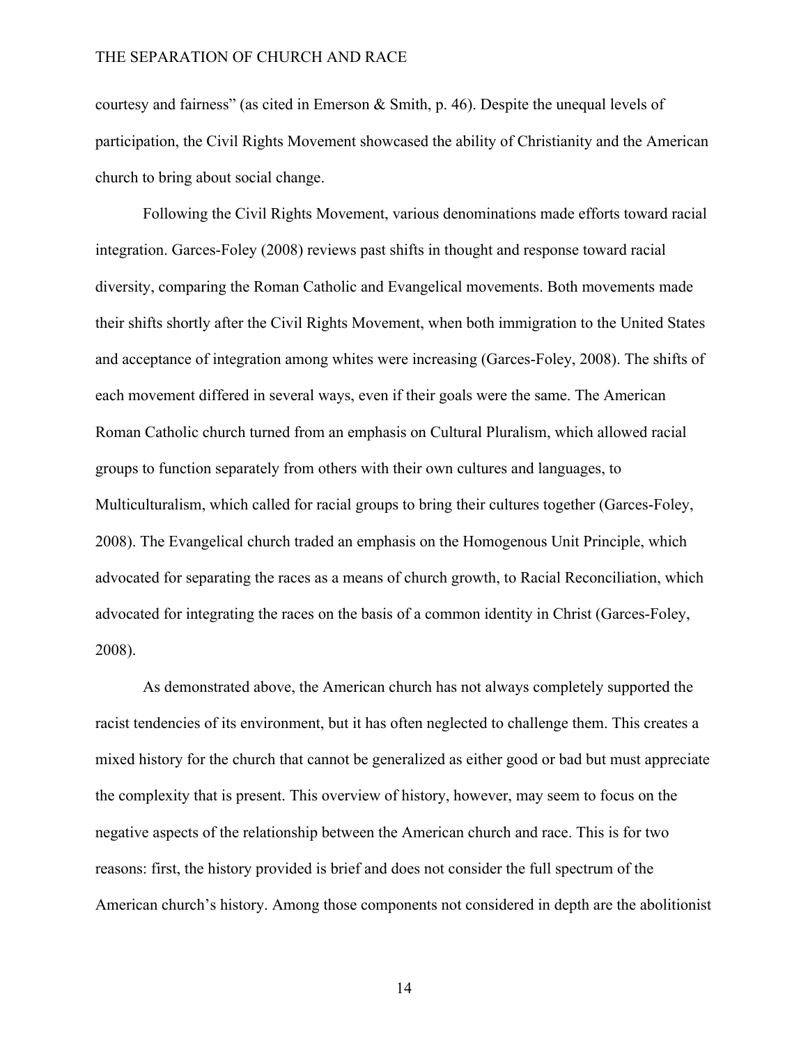courtesy and fairness" (as cited in Emerson & Smith, p. 46). Despite the unequal levels of participation, the Civil Rights Movement showcased the ability of Christianity and the American church to bring about social change.

Following the Civil Rights Movement, various denominations made efforts toward racial integration. Garces-Foley (2008) reviews past shifts in thought and response toward racial diversity, comparing the Roman Catholic and Evangelical movements. Both movements made their shifts shortly after the Civil Rights Movement, when both immigration to the United States and acceptance of integration among whites were increasing (Garces-Foley, 2008). The shifts of each movement differed in several ways, even if their goals were the same. The American Roman Catholic church turned from an emphasis on Cultural Pluralism, which allowed racial groups to function separately from others with their own cultures and languages, to Multiculturalism, which called for racial groups to bring their cultures together (Garces-Foley, 2008). The Evangelical church traded an emphasis on the Homogenous Unit Principle, which advocated for separating the races as a means of church growth, to Racial Reconciliation, which advocated for integrating the races on the basis of a common identity in Christ (Garces-Foley, 2008).

As demonstrated above, the American church has not always completely supported the racist tendencies of its environment, but it has often neglected to challenge them. This creates a mixed history for the church that cannot be generalized as either good or bad but must appreciate the complexity that is present. This overview of history, however, may seem to focus on the negative aspects of the relationship between the American church and race. This is for two reasons: first, the history provided is brief and does not consider the full spectrum of the American church's history. Among those components not considered in depth are the abolitionist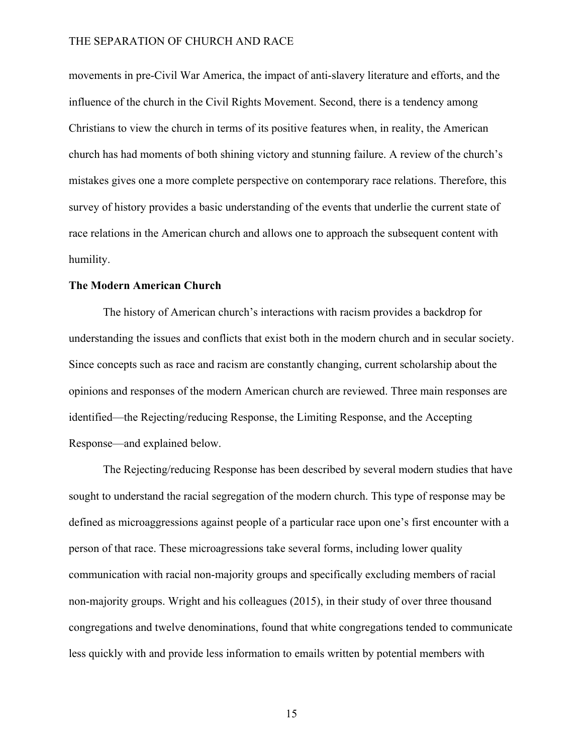movements in pre-Civil War America, the impact of anti-slavery literature and efforts, and the influence of the church in the Civil Rights Movement. Second, there is a tendency among Christians to view the church in terms of its positive features when, in reality, the American church has had moments of both shining victory and stunning failure. A review of the church's mistakes gives one a more complete perspective on contemporary race relations. Therefore, this survey of history provides a basic understanding of the events that underlie the current state of race relations in the American church and allows one to approach the subsequent content with humility.

**The Modern American Church**

The history of American church's interactions with racism provides a backdrop for understanding the issues and conflicts that exist both in the modern church and in secular society. Since concepts such as race and racism are constantly changing, current scholarship about the opinions and responses of the modern American church are reviewed. Three main responses are identified—the Rejecting/reducing Response, the Limiting Response, and the Accepting Response—and explained below.

The Rejecting/reducing Response has been described by several modern studies that have sought to understand the racial segregation of the modern church. This type of response may be defined as microaggressions against people of a particular race upon one's first encounter with a person of that race. These microagressions take several forms, including lower quality communication with racial non-majority groups and specifically excluding members of racial non-majority groups. Wright and his colleagues (2015), in their study of over three thousand congregations and twelve denominations, found that white congregations tended to communicate less quickly with and provide less information to emails written by potential members with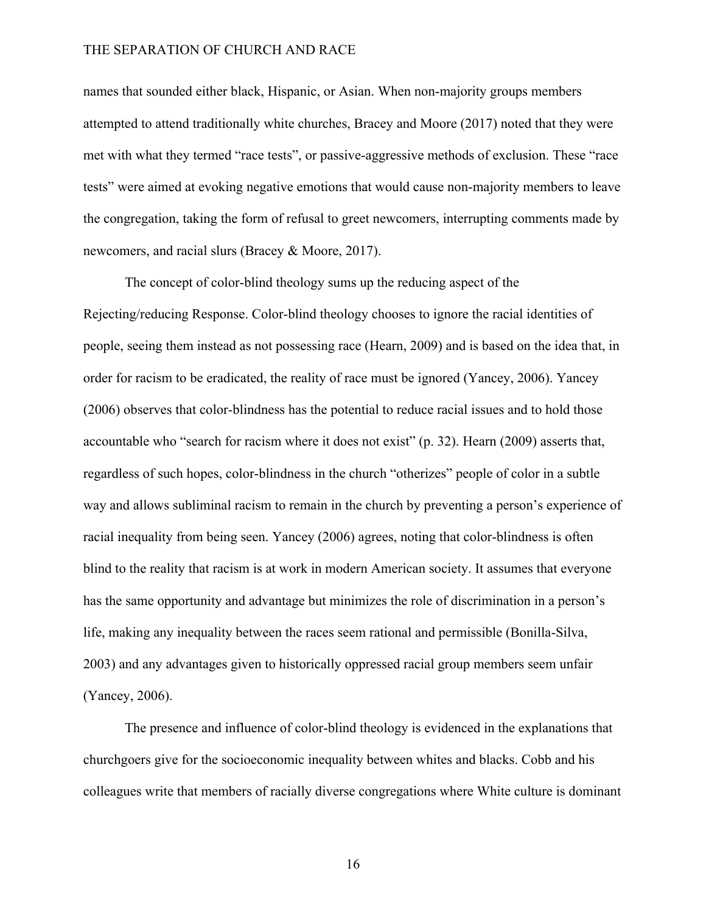names that sounded either black, Hispanic, or Asian. When non-majority groups members attempted to attend traditionally white churches, Bracey and Moore (2017) noted that they were met with what they termed “race tests”, or passive-aggressive methods of exclusion. These “race tests” were aimed at evoking negative emotions that would cause non-majority members to leave the congregation, taking the form of refusal to greet newcomers, interrupting comments made by newcomers, and racial slurs (Bracey & Moore, 2017).

The concept of color-blind theology sums up the reducing aspect of the Rejecting/reducing Response. Color-blind theology chooses to ignore the racial identities of people, seeing them instead as not possessing race (Hearn, 2009) and is based on the idea that, in order for racism to be eradicated, the reality of race must be ignored (Yancey, 2006). Yancey (2006) observes that color-blindness has the potential to reduce racial issues and to hold those accountable who “search for racism where it does not exist” (p. 32). Hearn (2009) asserts that, regardless of such hopes, color-blindness in the church “otherizes” people of color in a subtle way and allows subliminal racism to remain in the church by preventing a person’s experience of racial inequality from being seen. Yancey (2006) agrees, noting that color-blindness is often blind to the reality that racism is at work in modern American society. It assumes that everyone has the same opportunity and advantage but minimizes the role of discrimination in a person’s life, making any inequality between the races seem rational and permissible (Bonilla-Silva, 2003) and any advantages given to historically oppressed racial group members seem unfair (Yancey, 2006).

The presence and influence of color-blind theology is evidenced in the explanations that churchgoers give for the socioeconomic inequality between whites and blacks. Cobb and his colleagues write that members of racially diverse congregations where White culture is dominant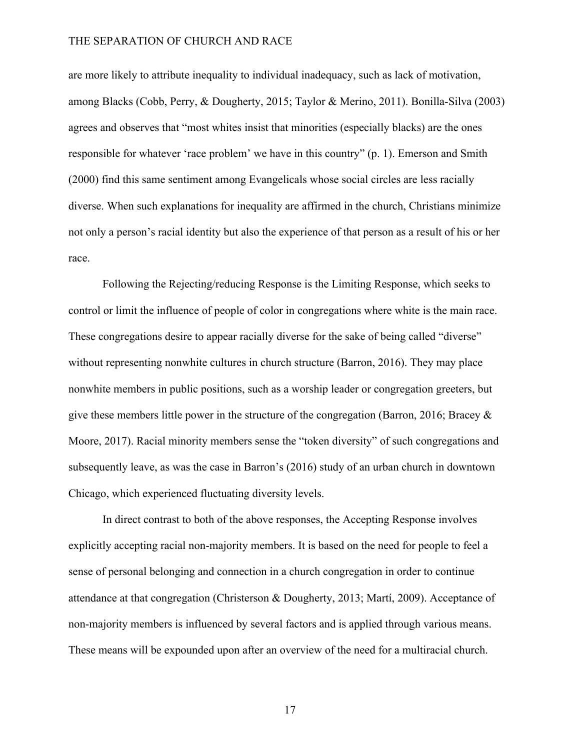are more likely to attribute inequality to individual inadequacy, such as lack of motivation, among Blacks (Cobb, Perry, & Dougherty, 2015; Taylor & Merino, 2011). Bonilla-Silva (2003) agrees and observes that "most whites insist that minorities (especially blacks) are the ones responsible for whatever 'race problem' we have in this country" (p. 1). Emerson and Smith (2000) find this same sentiment among Evangelicals whose social circles are less racially diverse. When such explanations for inequality are affirmed in the church, Christians minimize not only a person's racial identity but also the experience of that person as a result of his or her race.

Following the Rejecting/reducing Response is the Limiting Response, which seeks to control or limit the influence of people of color in congregations where white is the main race. These congregations desire to appear racially diverse for the sake of being called "diverse" without representing nonwhite cultures in church structure (Barron, 2016). They may place nonwhite members in public positions, such as a worship leader or congregation greeters, but give these members little power in the structure of the congregation (Barron, 2016; Bracey & Moore, 2017). Racial minority members sense the "token diversity" of such congregations and subsequently leave, as was the case in Barron's (2016) study of an urban church in downtown Chicago, which experienced fluctuating diversity levels.

In direct contrast to both of the above responses, the Accepting Response involves explicitly accepting racial non-majority members. It is based on the need for people to feel a sense of personal belonging and connection in a church congregation in order to continue attendance at that congregation (Christerson & Dougherty, 2013; Martí, 2009). Acceptance of non-majority members is influenced by several factors and is applied through various means. These means will be expounded upon after an overview of the need for a multiracial church.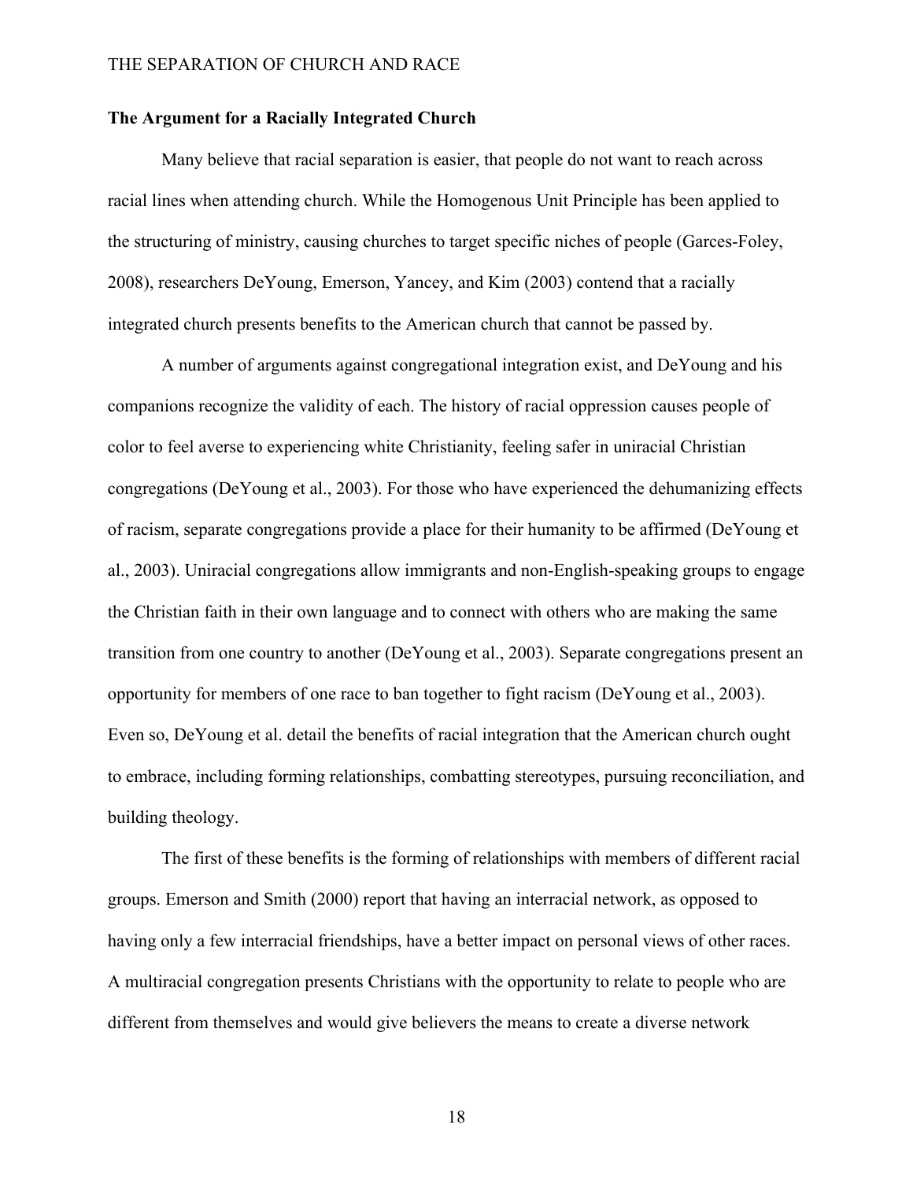**The Argument for a Racially Integrated Church**

Many believe that racial separation is easier, that people do not want to reach across racial lines when attending church. While the Homogenous Unit Principle has been applied to the structuring of ministry, causing churches to target specific niches of people (Garces-Foley, 2008), researchers DeYoung, Emerson, Yancey, and Kim (2003) contend that a racially integrated church presents benefits to the American church that cannot be passed by.

A number of arguments against congregational integration exist, and DeYoung and his companions recognize the validity of each. The history of racial oppression causes people of color to feel averse to experiencing white Christianity, feeling safer in uniracial Christian congregations (DeYoung et al., 2003). For those who have experienced the dehumanizing effects of racism, separate congregations provide a place for their humanity to be affirmed (DeYoung et al., 2003). Uniracial congregations allow immigrants and non-English-speaking groups to engage the Christian faith in their own language and to connect with others who are making the same transition from one country to another (DeYoung et al., 2003). Separate congregations present an opportunity for members of one race to ban together to fight racism (DeYoung et al., 2003). Even so, DeYoung et al. detail the benefits of racial integration that the American church ought to embrace, including forming relationships, combatting stereotypes, pursuing reconciliation, and building theology.

The first of these benefits is the forming of relationships with members of different racial groups. Emerson and Smith (2000) report that having an interracial network, as opposed to having only a few interracial friendships, have a better impact on personal views of other races. A multiracial congregation presents Christians with the opportunity to relate to people who are different from themselves and would give believers the means to create a diverse network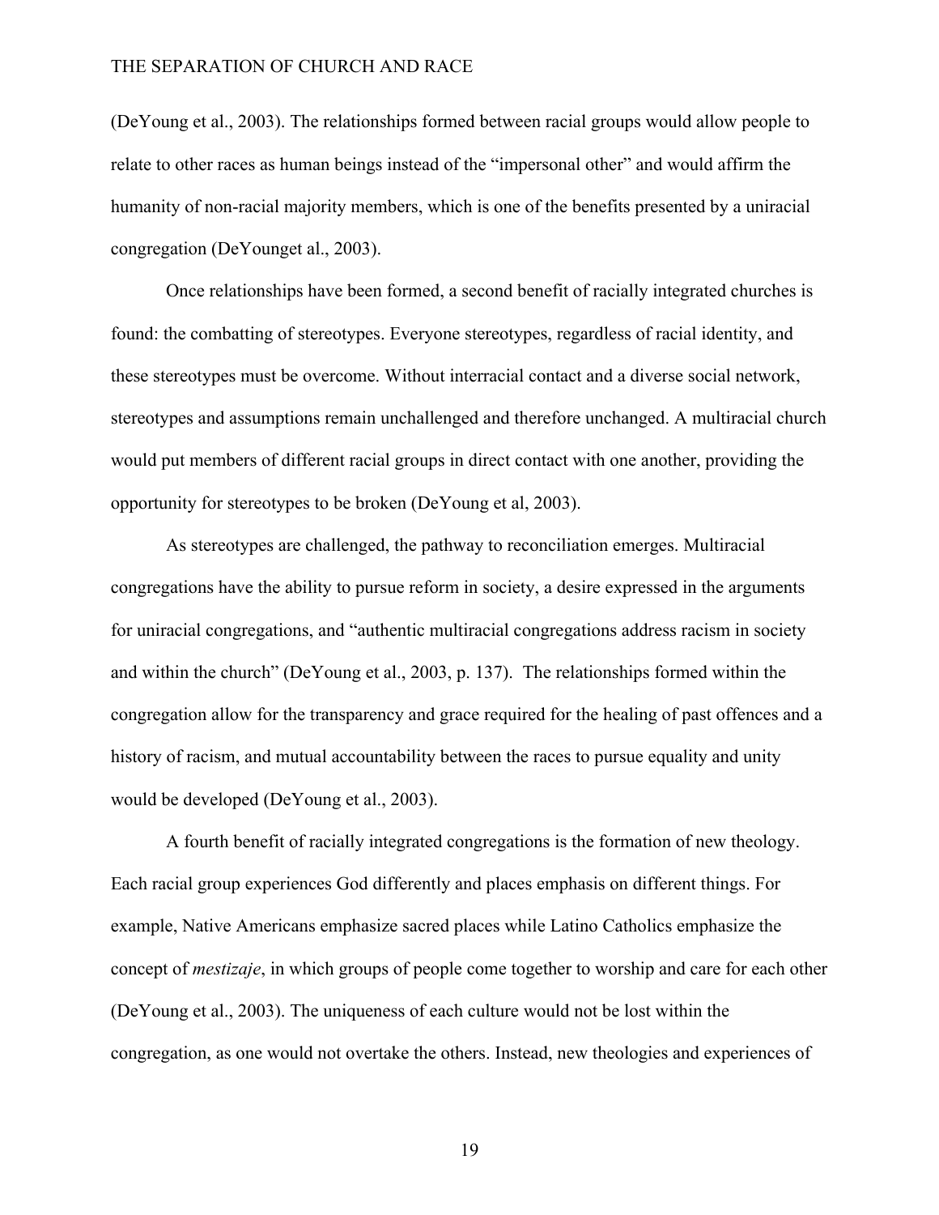(DeYoung et al., 2003). The relationships formed between racial groups would allow people to relate to other races as human beings instead of the "impersonal other" and would affirm the humanity of non-racial majority members, which is one of the benefits presented by a uniracial congregation (DeYounget al., 2003).

Once relationships have been formed, a second benefit of racially integrated churches is found: the combatting of stereotypes. Everyone stereotypes, regardless of racial identity, and these stereotypes must be overcome. Without interracial contact and a diverse social network, stereotypes and assumptions remain unchallenged and therefore unchanged. A multiracial church would put members of different racial groups in direct contact with one another, providing the opportunity for stereotypes to be broken (DeYoung et al, 2003).

As stereotypes are challenged, the pathway to reconciliation emerges. Multiracial congregations have the ability to pursue reform in society, a desire expressed in the arguments for uniracial congregations, and "authentic multiracial congregations address racism in society and within the church" (DeYoung et al., 2003, p. 137). The relationships formed within the congregation allow for the transparency and grace required for the healing of past offences and a history of racism, and mutual accountability between the races to pursue equality and unity would be developed (DeYoung et al., 2003).

A fourth benefit of racially integrated congregations is the formation of new theology. Each racial group experiences God differently and places emphasis on different things. For example, Native Americans emphasize sacred places while Latino Catholics emphasize the concept of *mestizaje*, in which groups of people come together to worship and care for each other (DeYoung et al., 2003). The uniqueness of each culture would not be lost within the congregation, as one would not overtake the others. Instead, new theologies and experiences of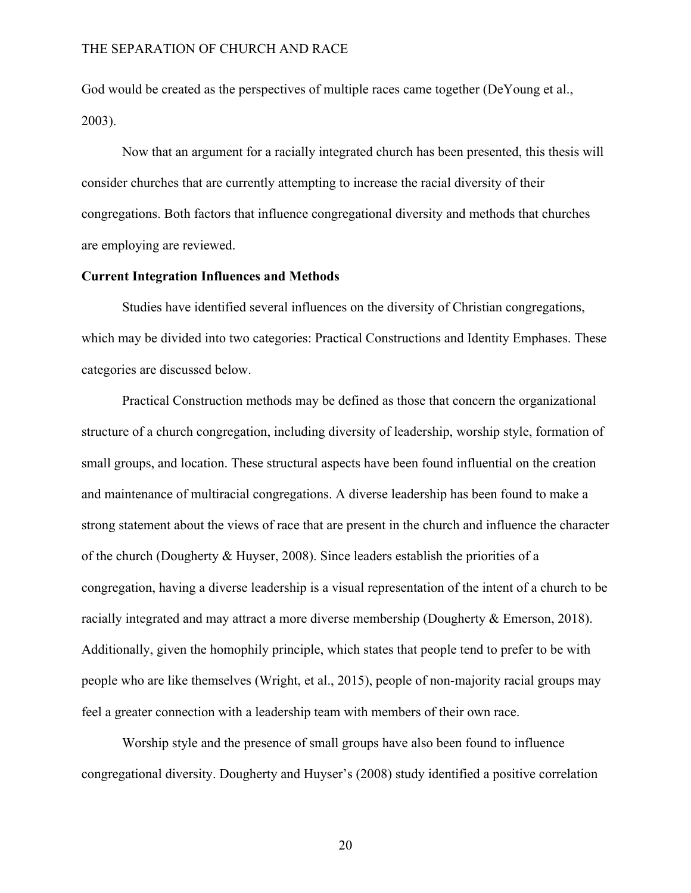God would be created as the perspectives of multiple races came together (DeYoung et al., 2003).

Now that an argument for a racially integrated church has been presented, this thesis will consider churches that are currently attempting to increase the racial diversity of their congregations. Both factors that influence congregational diversity and methods that churches are employing are reviewed.

**Current Integration Influences and Methods**

Studies have identified several influences on the diversity of Christian congregations, which may be divided into two categories: Practical Constructions and Identity Emphases. These categories are discussed below.

Practical Construction methods may be defined as those that concern the organizational structure of a church congregation, including diversity of leadership, worship style, formation of small groups, and location. These structural aspects have been found influential on the creation and maintenance of multiracial congregations. A diverse leadership has been found to make a strong statement about the views of race that are present in the church and influence the character of the church (Dougherty & Huyser, 2008). Since leaders establish the priorities of a congregation, having a diverse leadership is a visual representation of the intent of a church to be racially integrated and may attract a more diverse membership (Dougherty & Emerson, 2018). Additionally, given the homophily principle, which states that people tend to prefer to be with people who are like themselves (Wright, et al., 2015), people of non-majority racial groups may feel a greater connection with a leadership team with members of their own race.

Worship style and the presence of small groups have also been found to influence congregational diversity. Dougherty and Huyser's (2008) study identified a positive correlation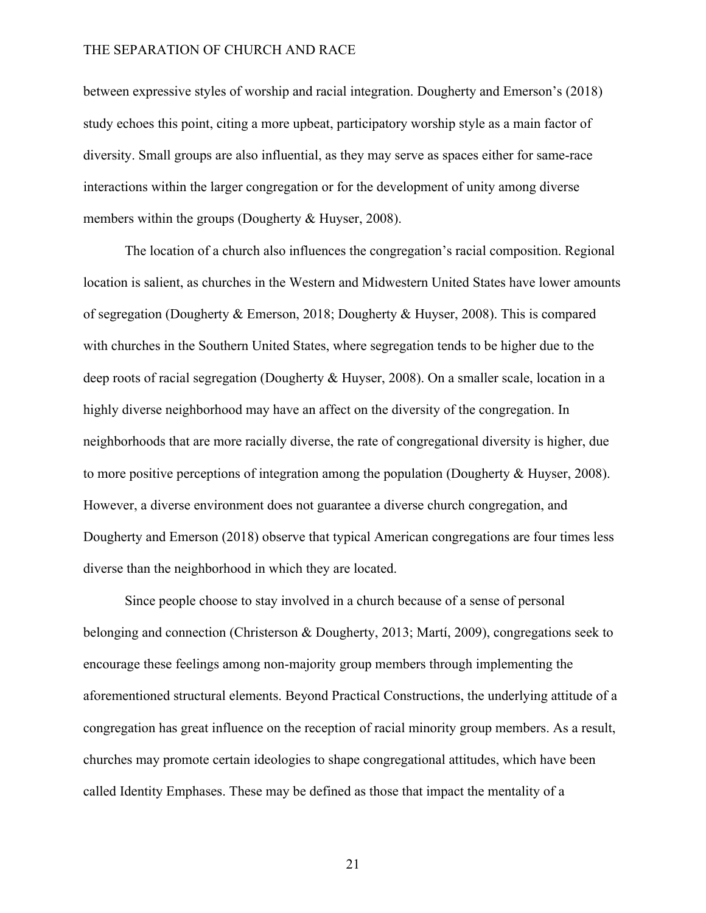between expressive styles of worship and racial integration. Dougherty and Emerson's (2018) study echoes this point, citing a more upbeat, participatory worship style as a main factor of diversity. Small groups are also influential, as they may serve as spaces either for same-race interactions within the larger congregation or for the development of unity among diverse members within the groups (Dougherty & Huyser, 2008).

The location of a church also influences the congregation's racial composition. Regional location is salient, as churches in the Western and Midwestern United States have lower amounts of segregation (Dougherty & Emerson, 2018; Dougherty & Huyser, 2008). This is compared with churches in the Southern United States, where segregation tends to be higher due to the deep roots of racial segregation (Dougherty & Huyser, 2008). On a smaller scale, location in a highly diverse neighborhood may have an affect on the diversity of the congregation. In neighborhoods that are more racially diverse, the rate of congregational diversity is higher, due to more positive perceptions of integration among the population (Dougherty & Huyser, 2008). However, a diverse environment does not guarantee a diverse church congregation, and Dougherty and Emerson (2018) observe that typical American congregations are four times less diverse than the neighborhood in which they are located.

Since people choose to stay involved in a church because of a sense of personal belonging and connection (Christerson & Dougherty, 2013; Martí, 2009), congregations seek to encourage these feelings among non-majority group members through implementing the aforementioned structural elements. Beyond Practical Constructions, the underlying attitude of a congregation has great influence on the reception of racial minority group members. As a result, churches may promote certain ideologies to shape congregational attitudes, which have been called Identity Emphases. These may be defined as those that impact the mentality of a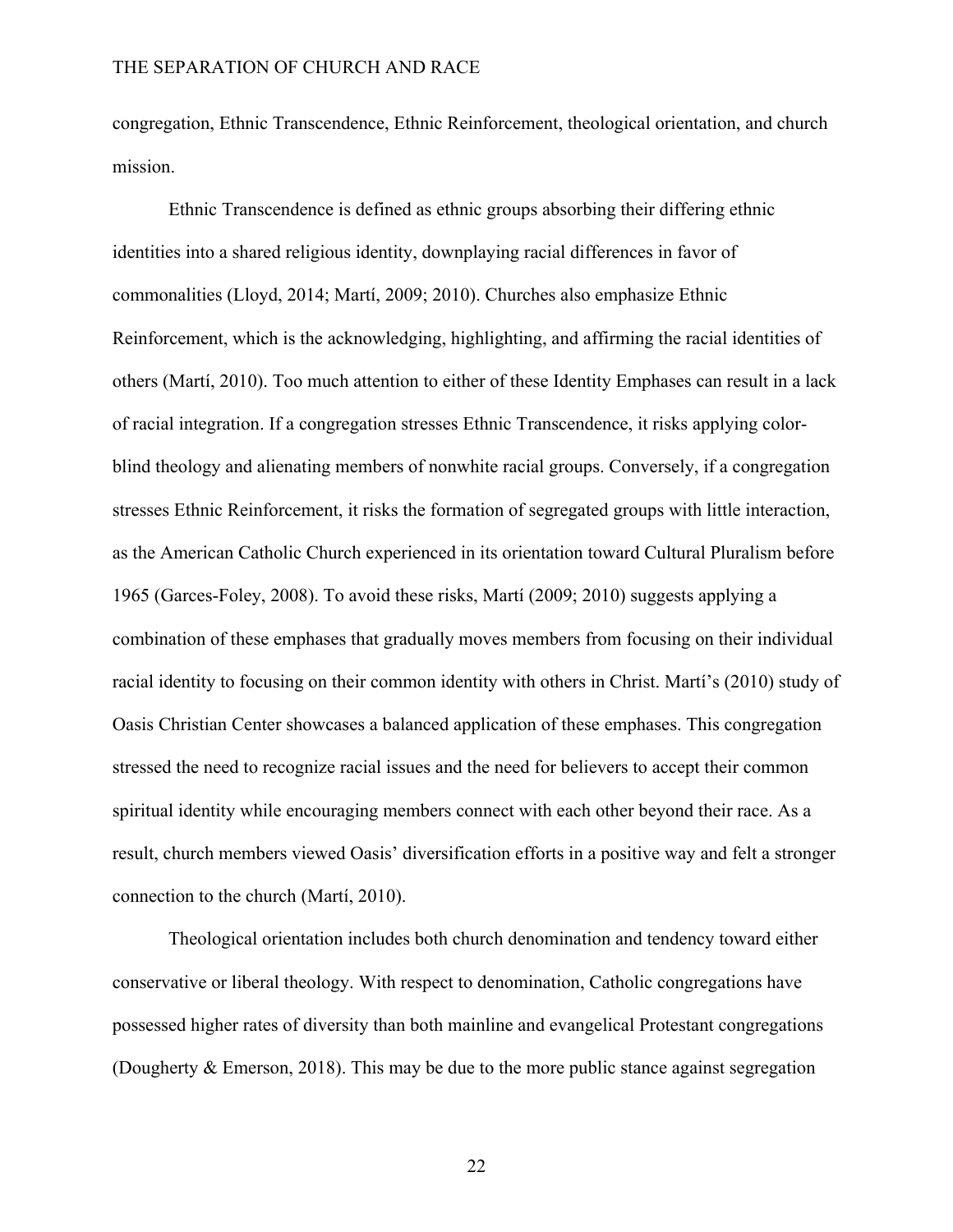congregation, Ethnic Transcendence, Ethnic Reinforcement, theological orientation, and church mission.

Ethnic Transcendence is defined as ethnic groups absorbing their differing ethnic identities into a shared religious identity, downplaying racial differences in favor of commonalities (Lloyd, 2014; Martí, 2009; 2010). Churches also emphasize Ethnic Reinforcement, which is the acknowledging, highlighting, and affirming the racial identities of others (Martí, 2010). Too much attention to either of these Identity Emphases can result in a lack of racial integration. If a congregation stresses Ethnic Transcendence, it risks applying color-blind theology and alienating members of nonwhite racial groups. Conversely, if a congregation stresses Ethnic Reinforcement, it risks the formation of segregated groups with little interaction, as the American Catholic Church experienced in its orientation toward Cultural Pluralism before 1965 (Garces-Foley, 2008). To avoid these risks, Martí (2009; 2010) suggests applying a combination of these emphases that gradually moves members from focusing on their individual racial identity to focusing on their common identity with others in Christ. Martí's (2010) study of Oasis Christian Center showcases a balanced application of these emphases. This congregation stressed the need to recognize racial issues and the need for believers to accept their common spiritual identity while encouraging members connect with each other beyond their race. As a result, church members viewed Oasis' diversification efforts in a positive way and felt a stronger connection to the church (Martí, 2010).

Theological orientation includes both church denomination and tendency toward either conservative or liberal theology. With respect to denomination, Catholic congregations have possessed higher rates of diversity than both mainline and evangelical Protestant congregations (Dougherty & Emerson, 2018). This may be due to the more public stance against segregation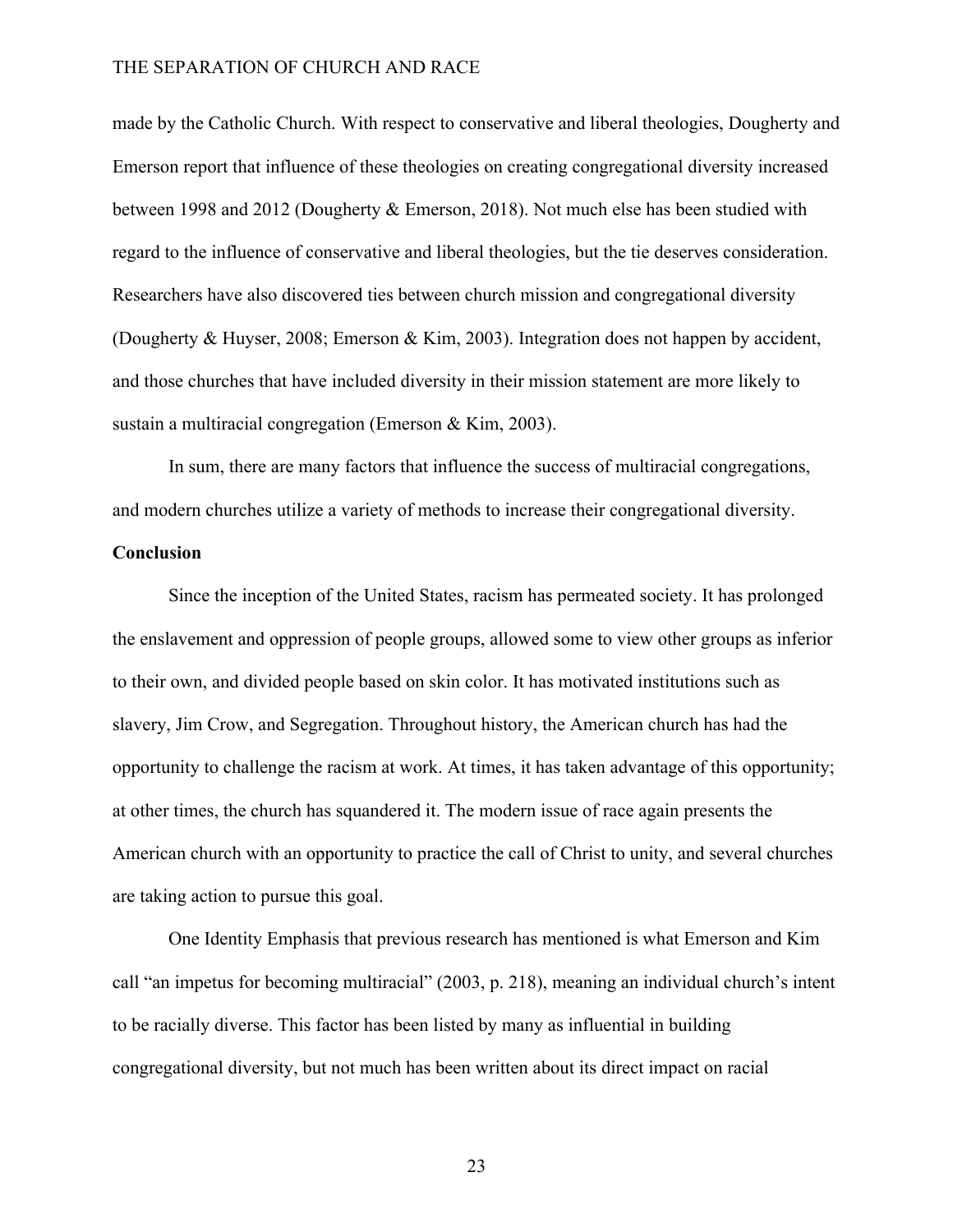made by the Catholic Church. With respect to conservative and liberal theologies, Dougherty and Emerson report that influence of these theologies on creating congregational diversity increased between 1998 and 2012 (Dougherty & Emerson, 2018). Not much else has been studied with regard to the influence of conservative and liberal theologies, but the tie deserves consideration. Researchers have also discovered ties between church mission and congregational diversity (Dougherty & Huyser, 2008; Emerson & Kim, 2003). Integration does not happen by accident, and those churches that have included diversity in their mission statement are more likely to sustain a multiracial congregation (Emerson & Kim, 2003).

In sum, there are many factors that influence the success of multiracial congregations, and modern churches utilize a variety of methods to increase their congregational diversity.

**Conclusion**

Since the inception of the United States, racism has permeated society. It has prolonged the enslavement and oppression of people groups, allowed some to view other groups as inferior to their own, and divided people based on skin color. It has motivated institutions such as slavery, Jim Crow, and Segregation. Throughout history, the American church has had the opportunity to challenge the racism at work. At times, it has taken advantage of this opportunity; at other times, the church has squandered it. The modern issue of race again presents the American church with an opportunity to practice the call of Christ to unity, and several churches are taking action to pursue this goal.

One Identity Emphasis that previous research has mentioned is what Emerson and Kim call "an impetus for becoming multiracial" (2003, p. 218), meaning an individual church's intent to be racially diverse. This factor has been listed by many as influential in building congregational diversity, but not much has been written about its direct impact on racial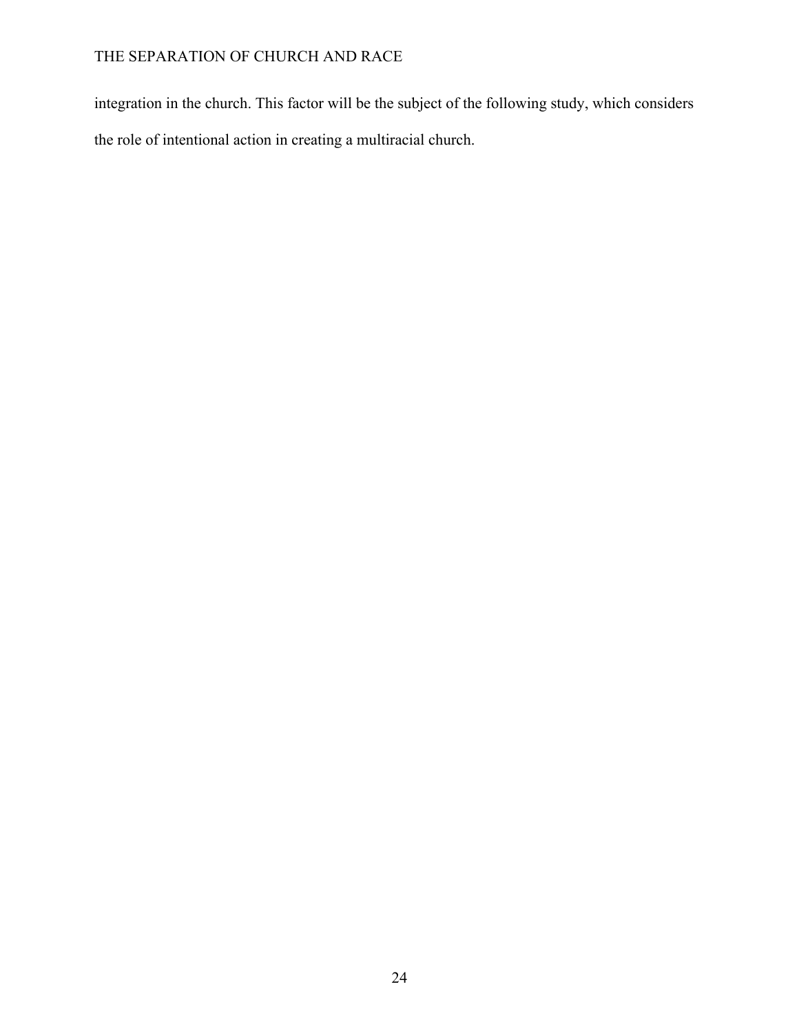integration in the church. This factor will be the subject of the following study, which considers the role of intentional action in creating a multiracial church.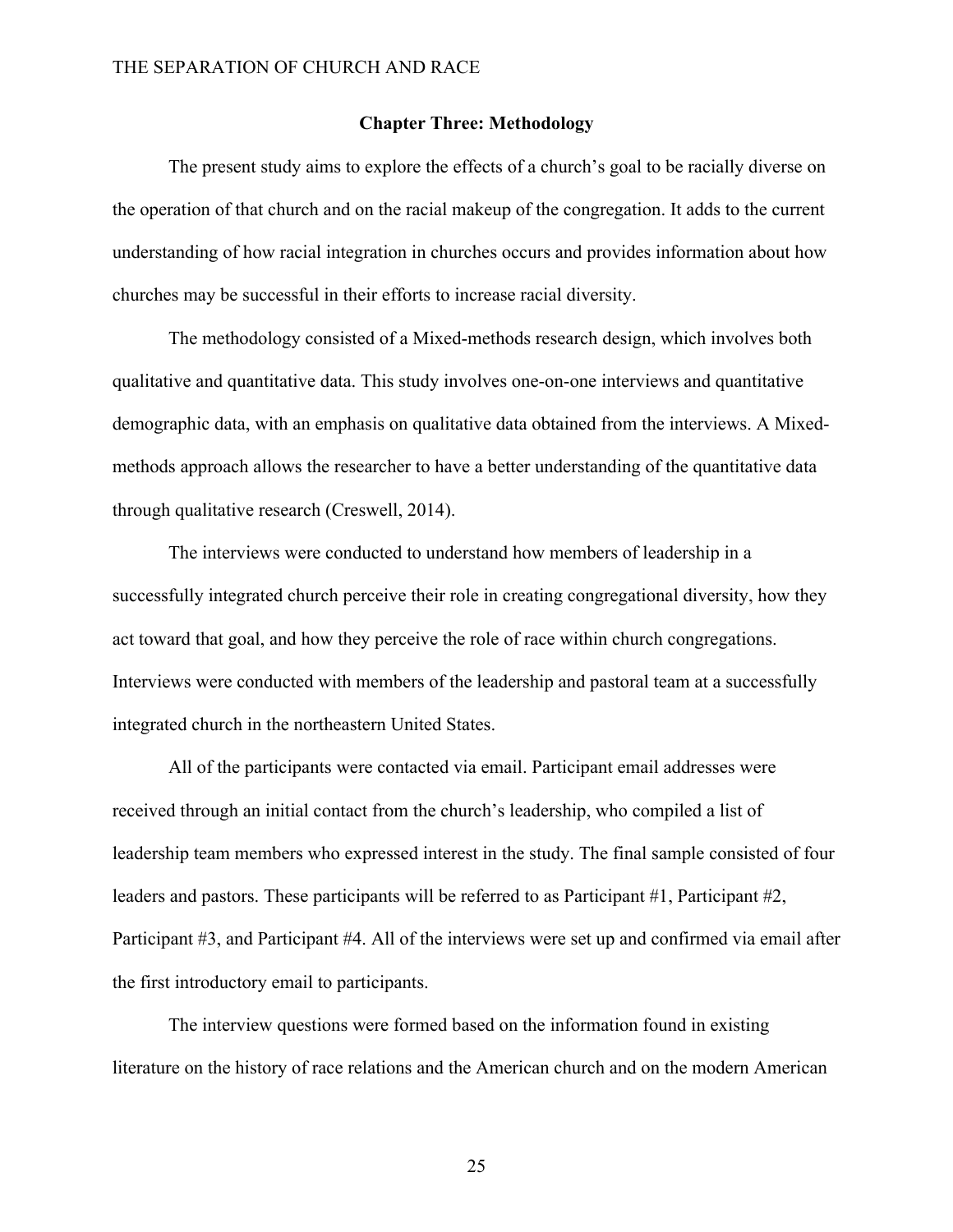## Chapter Three: Methodology

The present study aims to explore the effects of a church's goal to be racially diverse on the operation of that church and on the racial makeup of the congregation. It adds to the current understanding of how racial integration in churches occurs and provides information about how churches may be successful in their efforts to increase racial diversity.

The methodology consisted of a Mixed-methods research design, which involves both qualitative and quantitative data. This study involves one-on-one interviews and quantitative demographic data, with an emphasis on qualitative data obtained from the interviews. A Mixed-methods approach allows the researcher to have a better understanding of the quantitative data through qualitative research (Creswell, 2014).

The interviews were conducted to understand how members of leadership in a successfully integrated church perceive their role in creating congregational diversity, how they act toward that goal, and how they perceive the role of race within church congregations. Interviews were conducted with members of the leadership and pastoral team at a successfully integrated church in the northeastern United States.

All of the participants were contacted via email. Participant email addresses were received through an initial contact from the church's leadership, who compiled a list of leadership team members who expressed interest in the study. The final sample consisted of four leaders and pastors. These participants will be referred to as Participant #1, Participant #2, Participant #3, and Participant #4. All of the interviews were set up and confirmed via email after the first introductory email to participants.

The interview questions were formed based on the information found in existing literature on the history of race relations and the American church and on the modern American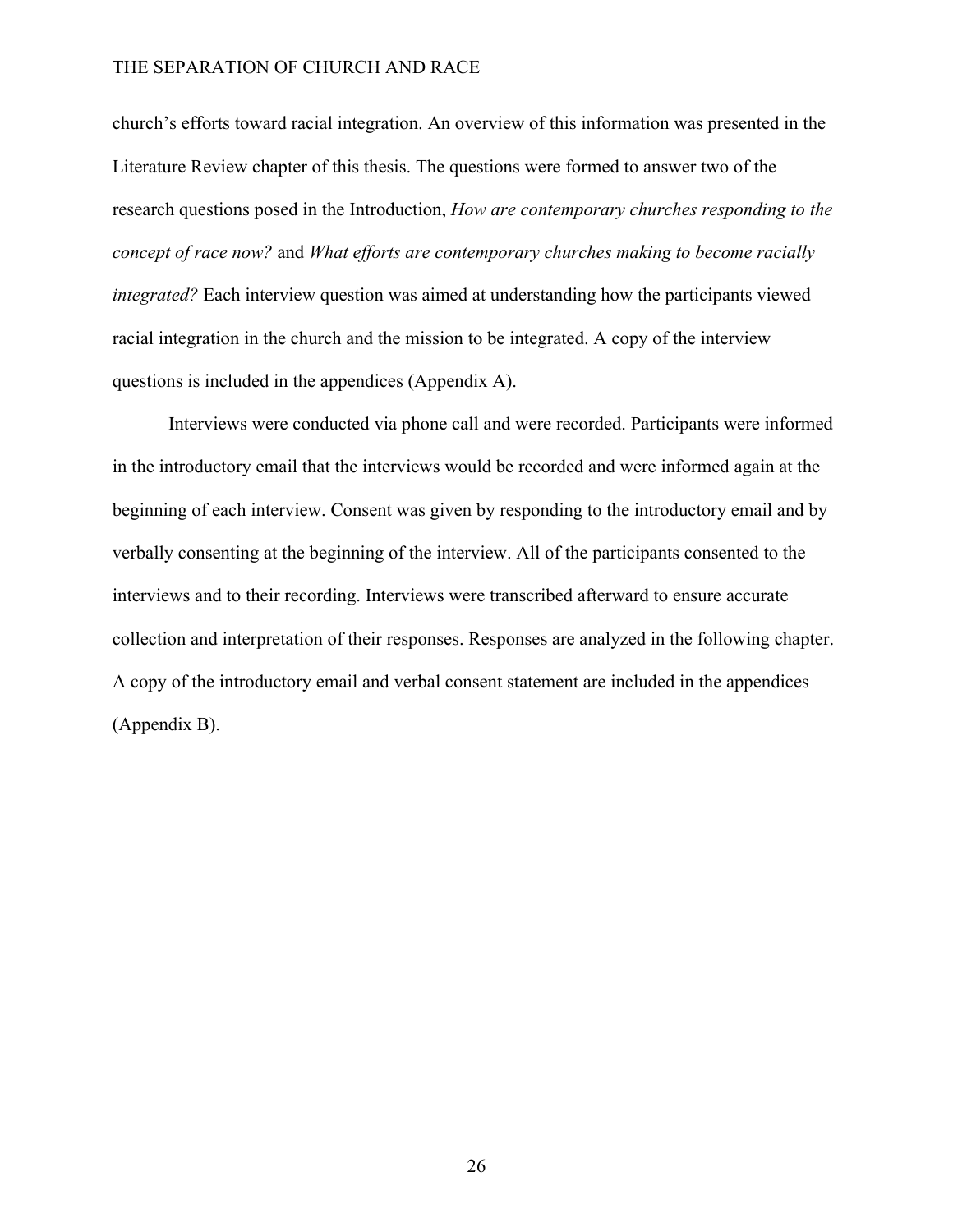church's efforts toward racial integration. An overview of this information was presented in the Literature Review chapter of this thesis. The questions were formed to answer two of the research questions posed in the Introduction, *How are contemporary churches responding to the concept of race now?* and *What efforts are contemporary churches making to become racially integrated?* Each interview question was aimed at understanding how the participants viewed racial integration in the church and the mission to be integrated. A copy of the interview questions is included in the appendices (Appendix A).

Interviews were conducted via phone call and were recorded. Participants were informed in the introductory email that the interviews would be recorded and were informed again at the beginning of each interview. Consent was given by responding to the introductory email and by verbally consenting at the beginning of the interview. All of the participants consented to the interviews and to their recording. Interviews were transcribed afterward to ensure accurate collection and interpretation of their responses. Responses are analyzed in the following chapter. A copy of the introductory email and verbal consent statement are included in the appendices (Appendix B).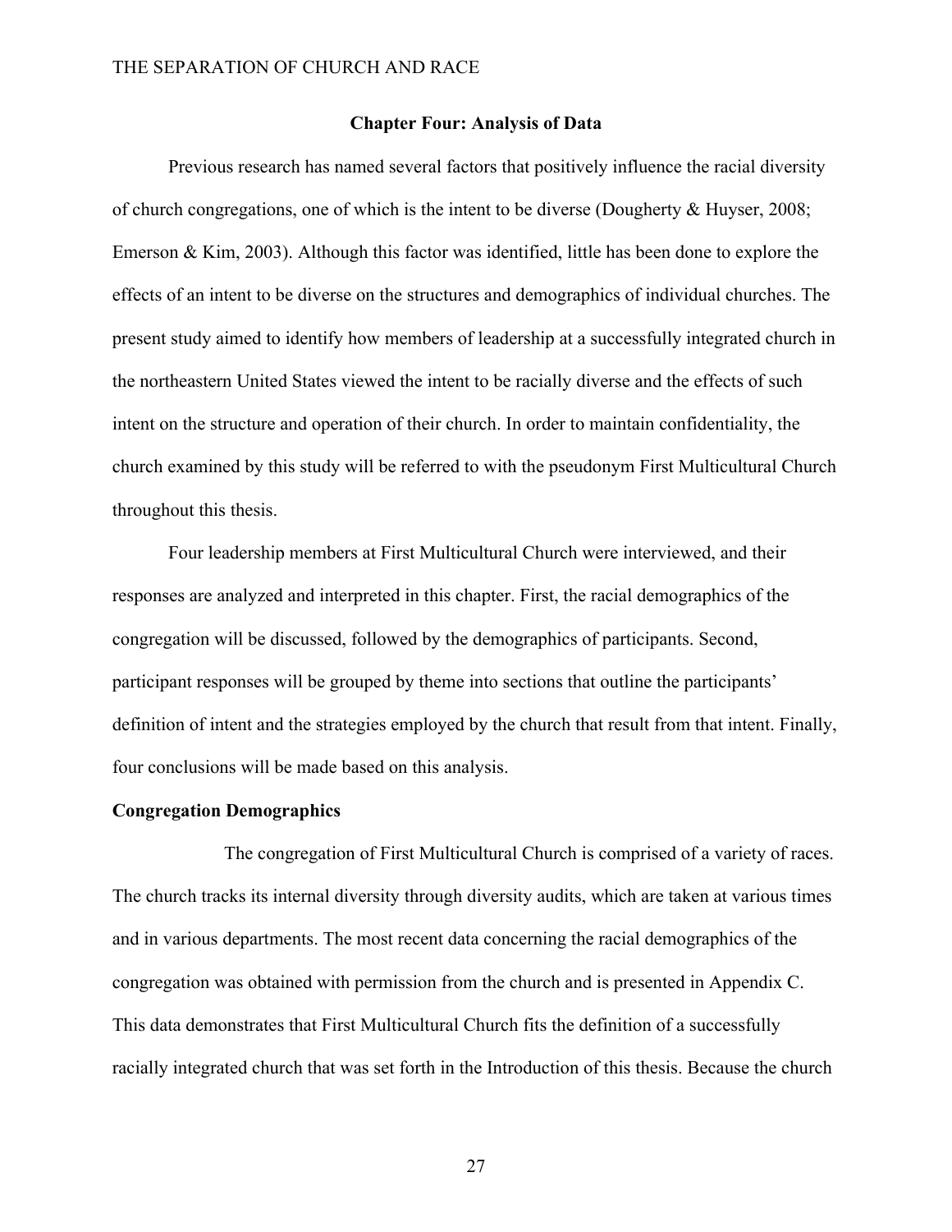## Chapter Four: Analysis of Data

Previous research has named several factors that positively influence the racial diversity of church congregations, one of which is the intent to be diverse (Dougherty & Huyser, 2008; Emerson & Kim, 2003). Although this factor was identified, little has been done to explore the effects of an intent to be diverse on the structures and demographics of individual churches. The present study aimed to identify how members of leadership at a successfully integrated church in the northeastern United States viewed the intent to be racially diverse and the effects of such intent on the structure and operation of their church. In order to maintain confidentiality, the church examined by this study will be referred to with the pseudonym First Multicultural Church throughout this thesis.

Four leadership members at First Multicultural Church were interviewed, and their responses are analyzed and interpreted in this chapter. First, the racial demographics of the congregation will be discussed, followed by the demographics of participants. Second, participant responses will be grouped by theme into sections that outline the participants' definition of intent and the strategies employed by the church that result from that intent. Finally, four conclusions will be made based on this analysis.

### Congregation Demographics

The congregation of First Multicultural Church is comprised of a variety of races. The church tracks its internal diversity through diversity audits, which are taken at various times and in various departments. The most recent data concerning the racial demographics of the congregation was obtained with permission from the church and is presented in Appendix C. This data demonstrates that First Multicultural Church fits the definition of a successfully racially integrated church that was set forth in the Introduction of this thesis. Because the church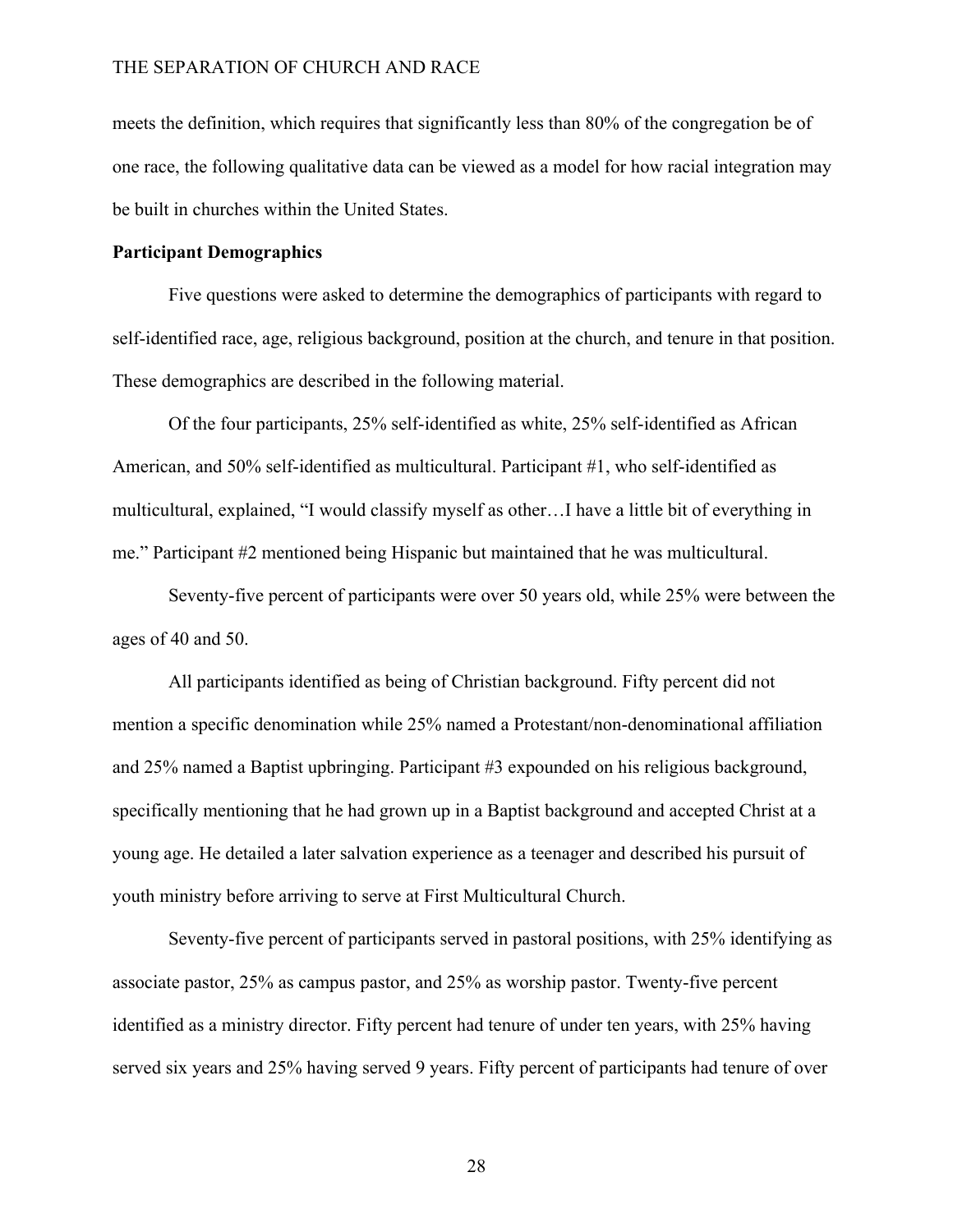meets the definition, which requires that significantly less than 80% of the congregation be of one race, the following qualitative data can be viewed as a model for how racial integration may be built in churches within the United States.

**Participant Demographics**

Five questions were asked to determine the demographics of participants with regard to self-identified race, age, religious background, position at the church, and tenure in that position. These demographics are described in the following material.

Of the four participants, 25% self-identified as white, 25% self-identified as African American, and 50% self-identified as multicultural. Participant #1, who self-identified as multicultural, explained, "I would classify myself as other…I have a little bit of everything in me." Participant #2 mentioned being Hispanic but maintained that he was multicultural.

Seventy-five percent of participants were over 50 years old, while 25% were between the ages of 40 and 50.

All participants identified as being of Christian background. Fifty percent did not mention a specific denomination while 25% named a Protestant/non-denominational affiliation and 25% named a Baptist upbringing. Participant #3 expounded on his religious background, specifically mentioning that he had grown up in a Baptist background and accepted Christ at a young age. He detailed a later salvation experience as a teenager and described his pursuit of youth ministry before arriving to serve at First Multicultural Church.

Seventy-five percent of participants served in pastoral positions, with 25% identifying as associate pastor, 25% as campus pastor, and 25% as worship pastor. Twenty-five percent identified as a ministry director. Fifty percent had tenure of under ten years, with 25% having served six years and 25% having served 9 years. Fifty percent of participants had tenure of over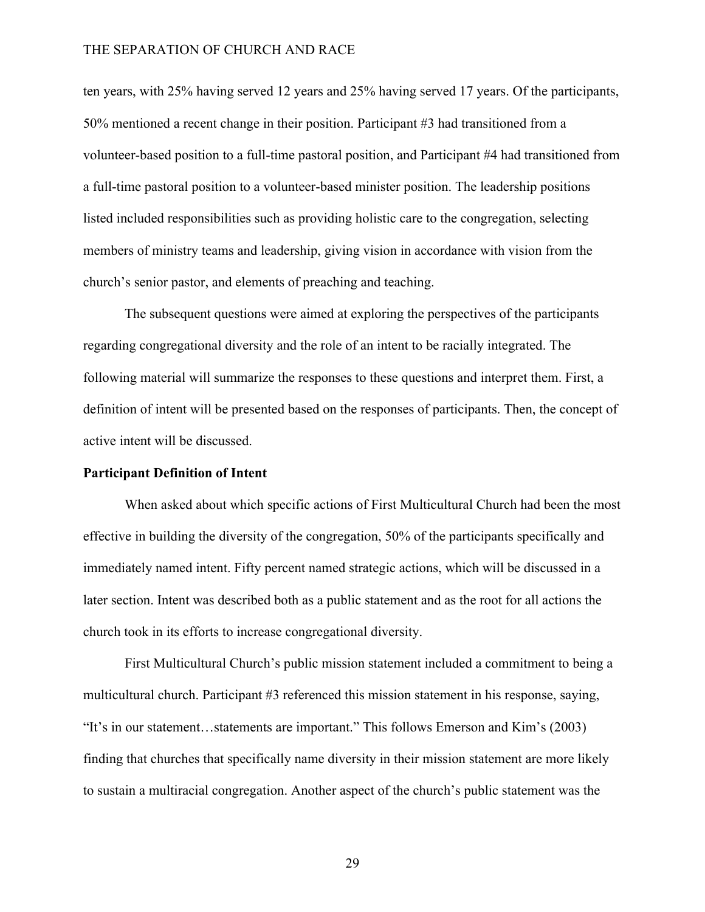ten years, with 25% having served 12 years and 25% having served 17 years. Of the participants, 50% mentioned a recent change in their position. Participant #3 had transitioned from a volunteer-based position to a full-time pastoral position, and Participant #4 had transitioned from a full-time pastoral position to a volunteer-based minister position. The leadership positions listed included responsibilities such as providing holistic care to the congregation, selecting members of ministry teams and leadership, giving vision in accordance with vision from the church's senior pastor, and elements of preaching and teaching.

The subsequent questions were aimed at exploring the perspectives of the participants regarding congregational diversity and the role of an intent to be racially integrated. The following material will summarize the responses to these questions and interpret them. First, a definition of intent will be presented based on the responses of participants. Then, the concept of active intent will be discussed.

**Participant Definition of Intent**

When asked about which specific actions of First Multicultural Church had been the most effective in building the diversity of the congregation, 50% of the participants specifically and immediately named intent. Fifty percent named strategic actions, which will be discussed in a later section. Intent was described both as a public statement and as the root for all actions the church took in its efforts to increase congregational diversity.

First Multicultural Church's public mission statement included a commitment to being a multicultural church. Participant #3 referenced this mission statement in his response, saying, "It's in our statement…statements are important." This follows Emerson and Kim's (2003) finding that churches that specifically name diversity in their mission statement are more likely to sustain a multiracial congregation. Another aspect of the church's public statement was the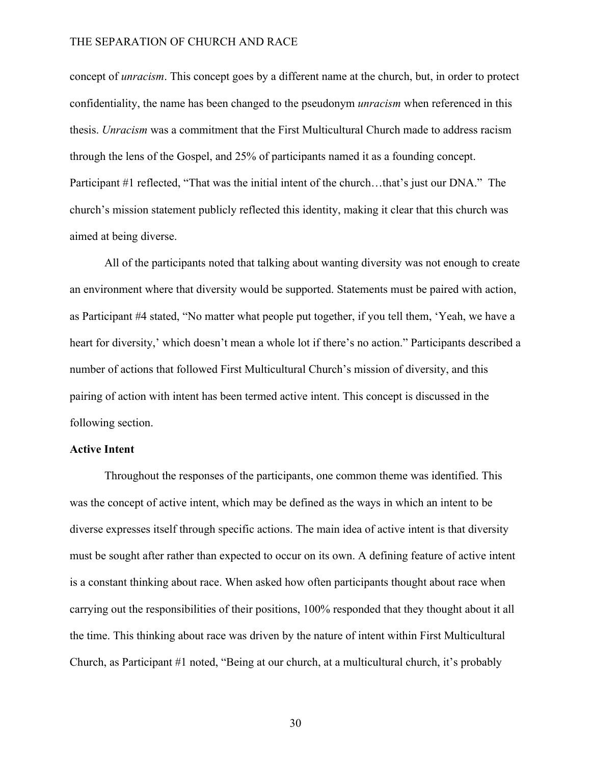concept of *unracism*. This concept goes by a different name at the church, but, in order to protect confidentiality, the name has been changed to the pseudonym *unracism* when referenced in this thesis. *Unracism* was a commitment that the First Multicultural Church made to address racism through the lens of the Gospel, and 25% of participants named it as a founding concept. Participant #1 reflected, "That was the initial intent of the church…that's just our DNA." The church's mission statement publicly reflected this identity, making it clear that this church was aimed at being diverse.

All of the participants noted that talking about wanting diversity was not enough to create an environment where that diversity would be supported. Statements must be paired with action, as Participant #4 stated, "No matter what people put together, if you tell them, 'Yeah, we have a heart for diversity,' which doesn't mean a whole lot if there's no action." Participants described a number of actions that followed First Multicultural Church's mission of diversity, and this pairing of action with intent has been termed active intent. This concept is discussed in the following section.

**Active Intent**

Throughout the responses of the participants, one common theme was identified. This was the concept of active intent, which may be defined as the ways in which an intent to be diverse expresses itself through specific actions. The main idea of active intent is that diversity must be sought after rather than expected to occur on its own. A defining feature of active intent is a constant thinking about race. When asked how often participants thought about race when carrying out the responsibilities of their positions, 100% responded that they thought about it all the time. This thinking about race was driven by the nature of intent within First Multicultural Church, as Participant #1 noted, "Being at our church, at a multicultural church, it's probably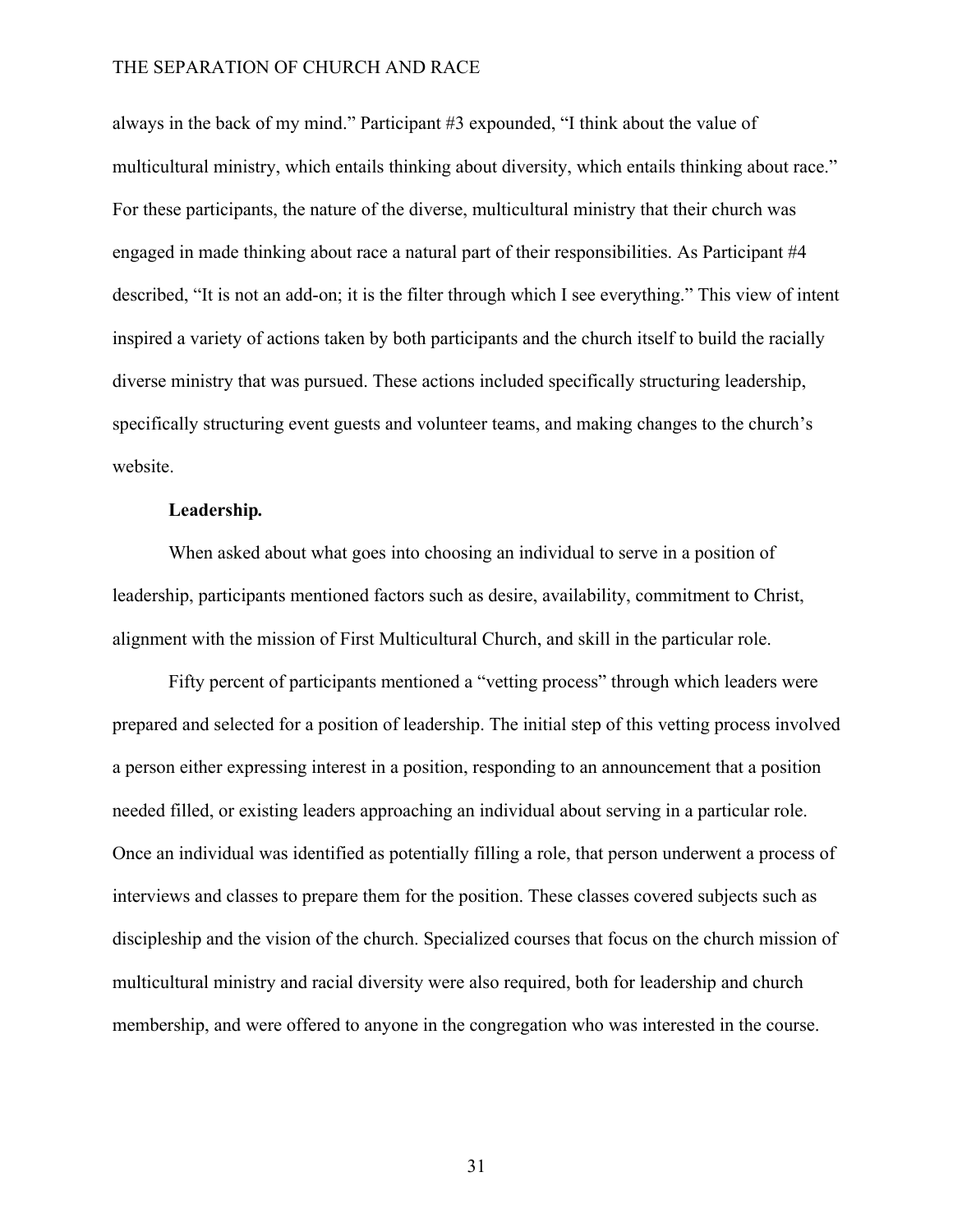always in the back of my mind." Participant #3 expounded, "I think about the value of multicultural ministry, which entails thinking about diversity, which entails thinking about race." For these participants, the nature of the diverse, multicultural ministry that their church was engaged in made thinking about race a natural part of their responsibilities. As Participant #4 described, "It is not an add-on; it is the filter through which I see everything." This view of intent inspired a variety of actions taken by both participants and the church itself to build the racially diverse ministry that was pursued. These actions included specifically structuring leadership, specifically structuring event guests and volunteer teams, and making changes to the church's website.

**Leadership.**

When asked about what goes into choosing an individual to serve in a position of leadership, participants mentioned factors such as desire, availability, commitment to Christ, alignment with the mission of First Multicultural Church, and skill in the particular role.

Fifty percent of participants mentioned a "vetting process" through which leaders were prepared and selected for a position of leadership. The initial step of this vetting process involved a person either expressing interest in a position, responding to an announcement that a position needed filled, or existing leaders approaching an individual about serving in a particular role. Once an individual was identified as potentially filling a role, that person underwent a process of interviews and classes to prepare them for the position. These classes covered subjects such as discipleship and the vision of the church. Specialized courses that focus on the church mission of multicultural ministry and racial diversity were also required, both for leadership and church membership, and were offered to anyone in the congregation who was interested in the course.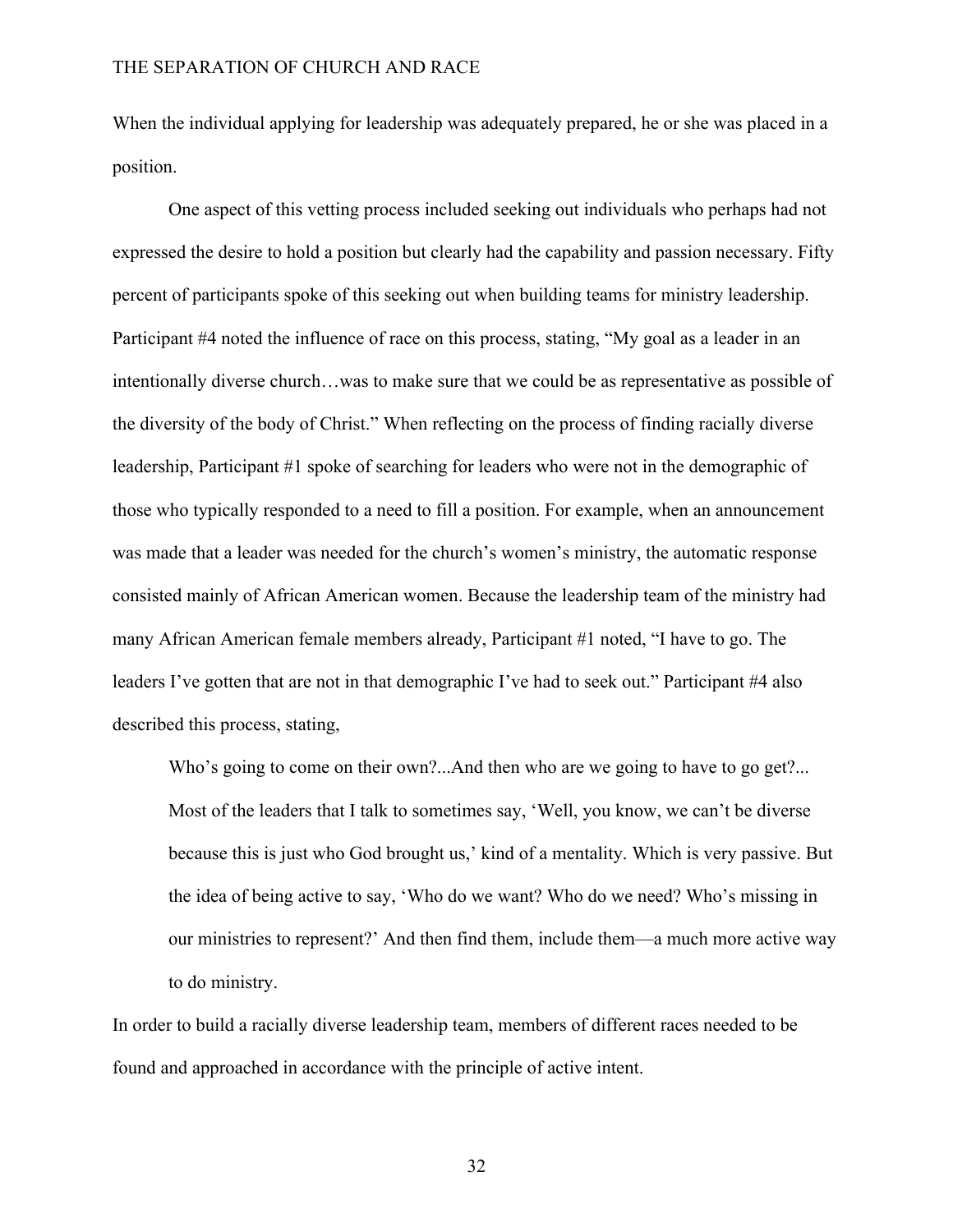When the individual applying for leadership was adequately prepared, he or she was placed in a position.

One aspect of this vetting process included seeking out individuals who perhaps had not expressed the desire to hold a position but clearly had the capability and passion necessary. Fifty percent of participants spoke of this seeking out when building teams for ministry leadership. Participant #4 noted the influence of race on this process, stating, "My goal as a leader in an intentionally diverse church…was to make sure that we could be as representative as possible of the diversity of the body of Christ." When reflecting on the process of finding racially diverse leadership, Participant #1 spoke of searching for leaders who were not in the demographic of those who typically responded to a need to fill a position. For example, when an announcement was made that a leader was needed for the church's women's ministry, the automatic response consisted mainly of African American women. Because the leadership team of the ministry had many African American female members already, Participant #1 noted, "I have to go. The leaders I've gotten that are not in that demographic I've had to seek out." Participant #4 also described this process, stating,

> Who's going to come on their own?...And then who are we going to have to go get?... Most of the leaders that I talk to sometimes say, 'Well, you know, we can't be diverse because this is just who God brought us,' kind of a mentality. Which is very passive. But the idea of being active to say, 'Who do we want? Who do we need? Who's missing in our ministries to represent?' And then find them, include them—a much more active way to do ministry.

In order to build a racially diverse leadership team, members of different races needed to be found and approached in accordance with the principle of active intent.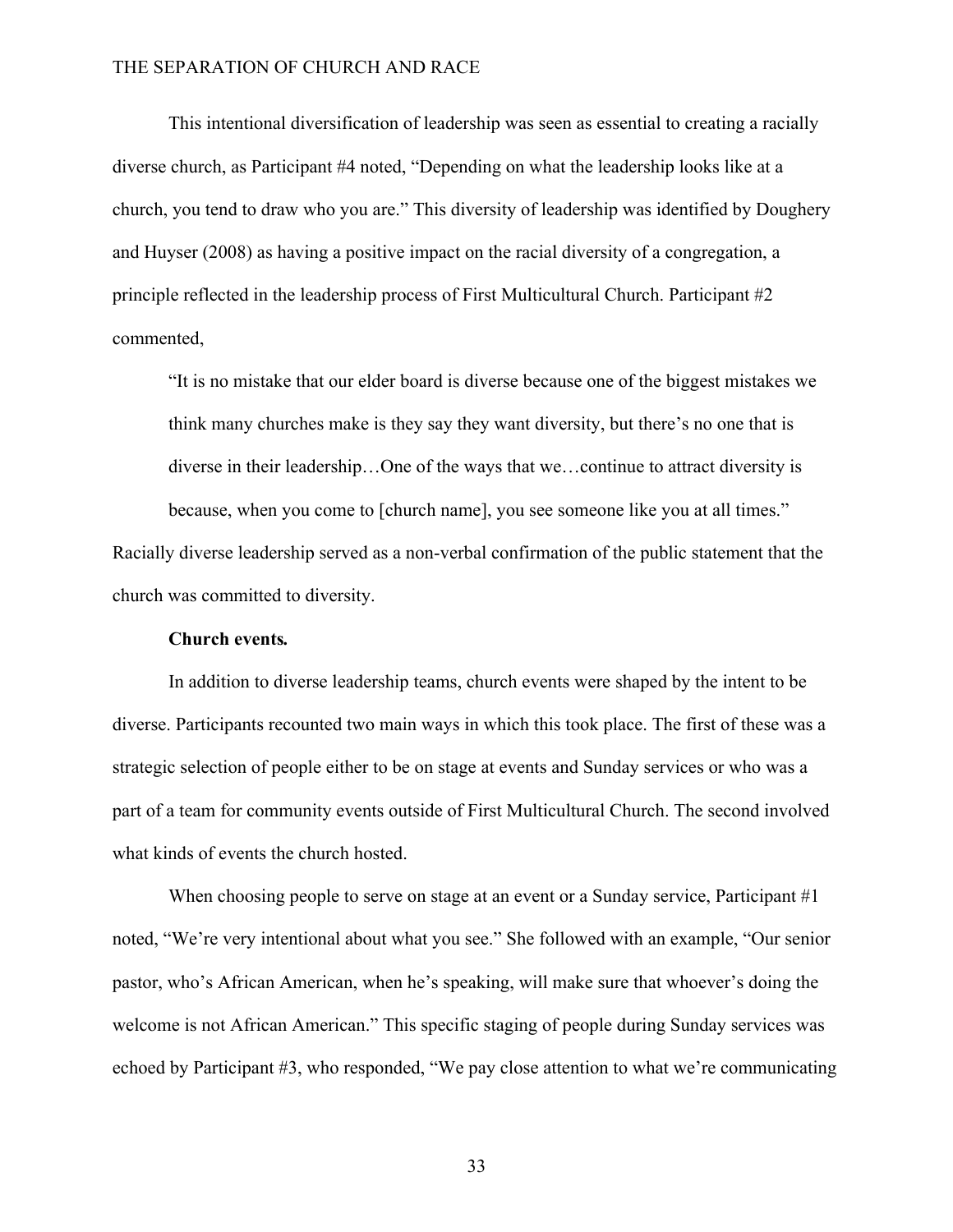This intentional diversification of leadership was seen as essential to creating a racially diverse church, as Participant #4 noted, "Depending on what the leadership looks like at a church, you tend to draw who you are." This diversity of leadership was identified by Doughery and Huyser (2008) as having a positive impact on the racial diversity of a congregation, a principle reflected in the leadership process of First Multicultural Church. Participant #2 commented,

> "It is no mistake that our elder board is diverse because one of the biggest mistakes we think many churches make is they say they want diversity, but there's no one that is diverse in their leadership…One of the ways that we…continue to attract diversity is because, when you come to [church name], you see someone like you at all times."

Racially diverse leadership served as a non-verbal confirmation of the public statement that the church was committed to diversity.

**Church events.**

In addition to diverse leadership teams, church events were shaped by the intent to be diverse. Participants recounted two main ways in which this took place. The first of these was a strategic selection of people either to be on stage at events and Sunday services or who was a part of a team for community events outside of First Multicultural Church. The second involved what kinds of events the church hosted.

When choosing people to serve on stage at an event or a Sunday service, Participant #1 noted, "We're very intentional about what you see." She followed with an example, "Our senior pastor, who's African American, when he's speaking, will make sure that whoever's doing the welcome is not African American." This specific staging of people during Sunday services was echoed by Participant #3, who responded, "We pay close attention to what we're communicating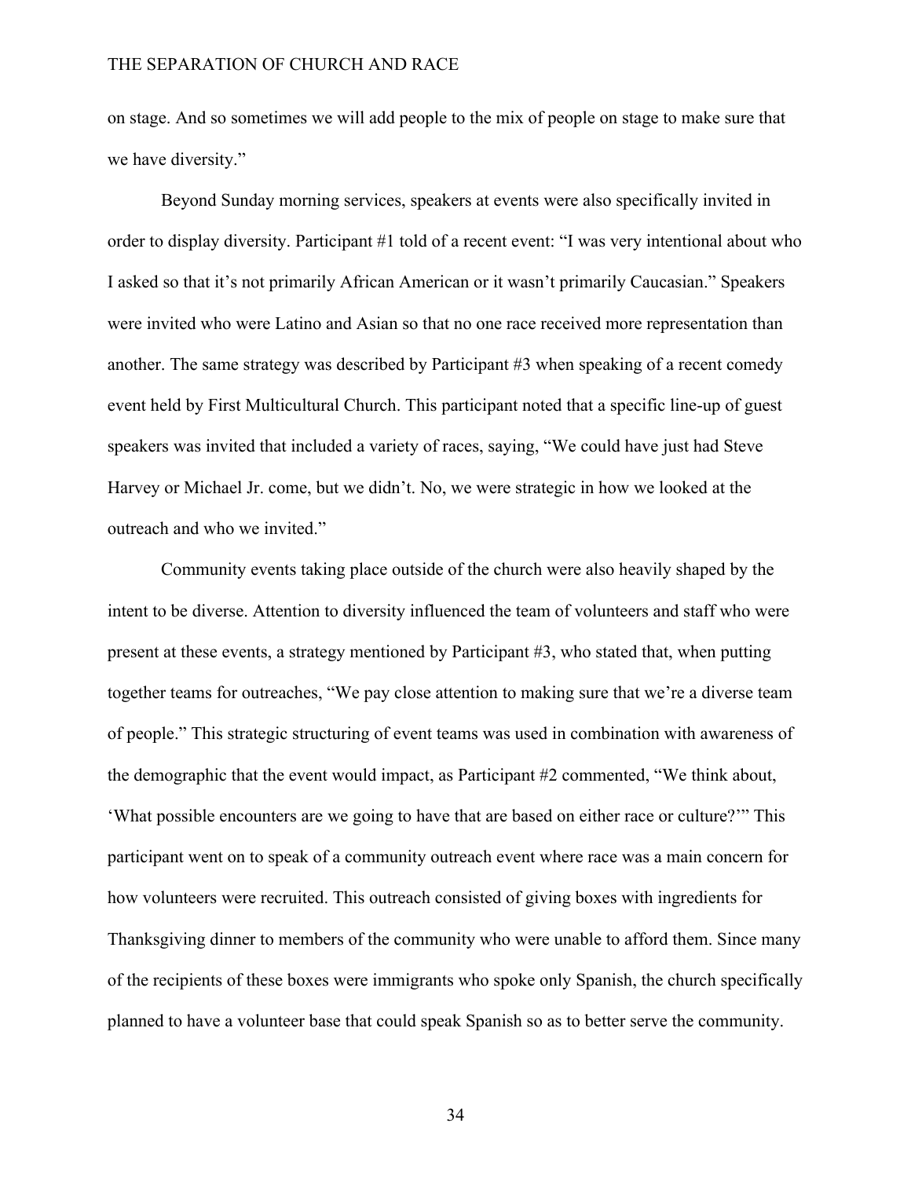on stage. And so sometimes we will add people to the mix of people on stage to make sure that we have diversity."

Beyond Sunday morning services, speakers at events were also specifically invited in order to display diversity. Participant #1 told of a recent event: "I was very intentional about who I asked so that it's not primarily African American or it wasn't primarily Caucasian." Speakers were invited who were Latino and Asian so that no one race received more representation than another. The same strategy was described by Participant #3 when speaking of a recent comedy event held by First Multicultural Church. This participant noted that a specific line-up of guest speakers was invited that included a variety of races, saying, "We could have just had Steve Harvey or Michael Jr. come, but we didn't. No, we were strategic in how we looked at the outreach and who we invited."

Community events taking place outside of the church were also heavily shaped by the intent to be diverse. Attention to diversity influenced the team of volunteers and staff who were present at these events, a strategy mentioned by Participant #3, who stated that, when putting together teams for outreaches, "We pay close attention to making sure that we're a diverse team of people." This strategic structuring of event teams was used in combination with awareness of the demographic that the event would impact, as Participant #2 commented, "We think about, 'What possible encounters are we going to have that are based on either race or culture?'" This participant went on to speak of a community outreach event where race was a main concern for how volunteers were recruited. This outreach consisted of giving boxes with ingredients for Thanksgiving dinner to members of the community who were unable to afford them. Since many of the recipients of these boxes were immigrants who spoke only Spanish, the church specifically planned to have a volunteer base that could speak Spanish so as to better serve the community.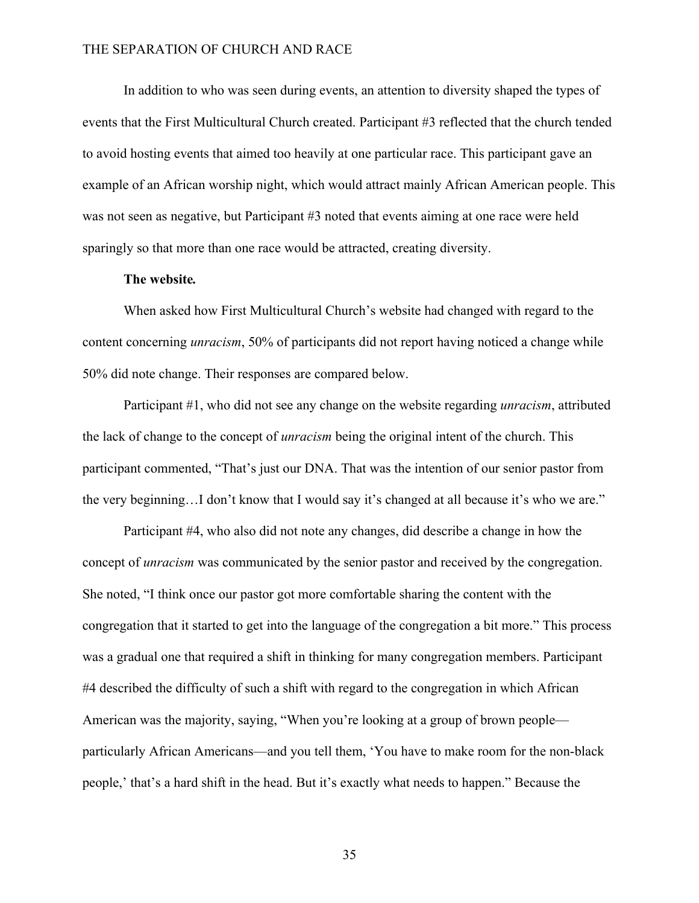In addition to who was seen during events, an attention to diversity shaped the types of events that the First Multicultural Church created. Participant #3 reflected that the church tended to avoid hosting events that aimed too heavily at one particular race. This participant gave an example of an African worship night, which would attract mainly African American people. This was not seen as negative, but Participant #3 noted that events aiming at one race were held sparingly so that more than one race would be attracted, creating diversity.

**The website.**

When asked how First Multicultural Church's website had changed with regard to the content concerning *unracism*, 50% of participants did not report having noticed a change while 50% did note change. Their responses are compared below.

Participant #1, who did not see any change on the website regarding *unracism*, attributed the lack of change to the concept of *unracism* being the original intent of the church. This participant commented, "That's just our DNA. That was the intention of our senior pastor from the very beginning…I don't know that I would say it's changed at all because it's who we are."

Participant #4, who also did not note any changes, did describe a change in how the concept of *unracism* was communicated by the senior pastor and received by the congregation. She noted, "I think once our pastor got more comfortable sharing the content with the congregation that it started to get into the language of the congregation a bit more." This process was a gradual one that required a shift in thinking for many congregation members. Participant #4 described the difficulty of such a shift with regard to the congregation in which African American was the majority, saying, "When you're looking at a group of brown people—particularly African Americans—and you tell them, 'You have to make room for the non-black people,' that's a hard shift in the head. But it's exactly what needs to happen." Because the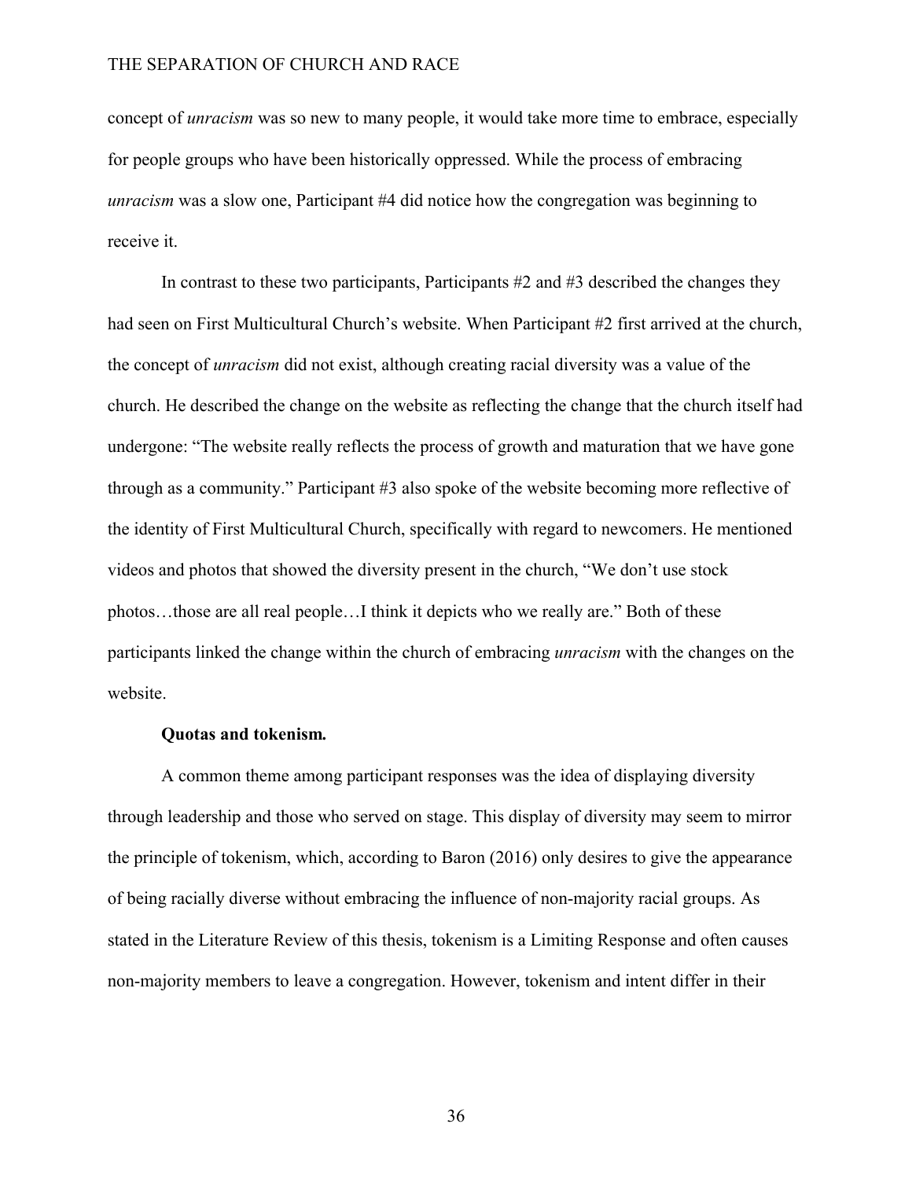concept of *unracism* was so new to many people, it would take more time to embrace, especially for people groups who have been historically oppressed. While the process of embracing *unracism* was a slow one, Participant #4 did notice how the congregation was beginning to receive it.

In contrast to these two participants, Participants #2 and #3 described the changes they had seen on First Multicultural Church's website. When Participant #2 first arrived at the church, the concept of *unracism* did not exist, although creating racial diversity was a value of the church. He described the change on the website as reflecting the change that the church itself had undergone: "The website really reflects the process of growth and maturation that we have gone through as a community." Participant #3 also spoke of the website becoming more reflective of the identity of First Multicultural Church, specifically with regard to newcomers. He mentioned videos and photos that showed the diversity present in the church, "We don't use stock photos…those are all real people…I think it depicts who we really are." Both of these participants linked the change within the church of embracing *unracism* with the changes on the website.

**Quotas and tokenism.**

A common theme among participant responses was the idea of displaying diversity through leadership and those who served on stage. This display of diversity may seem to mirror the principle of tokenism, which, according to Baron (2016) only desires to give the appearance of being racially diverse without embracing the influence of non-majority racial groups. As stated in the Literature Review of this thesis, tokenism is a Limiting Response and often causes non-majority members to leave a congregation. However, tokenism and intent differ in their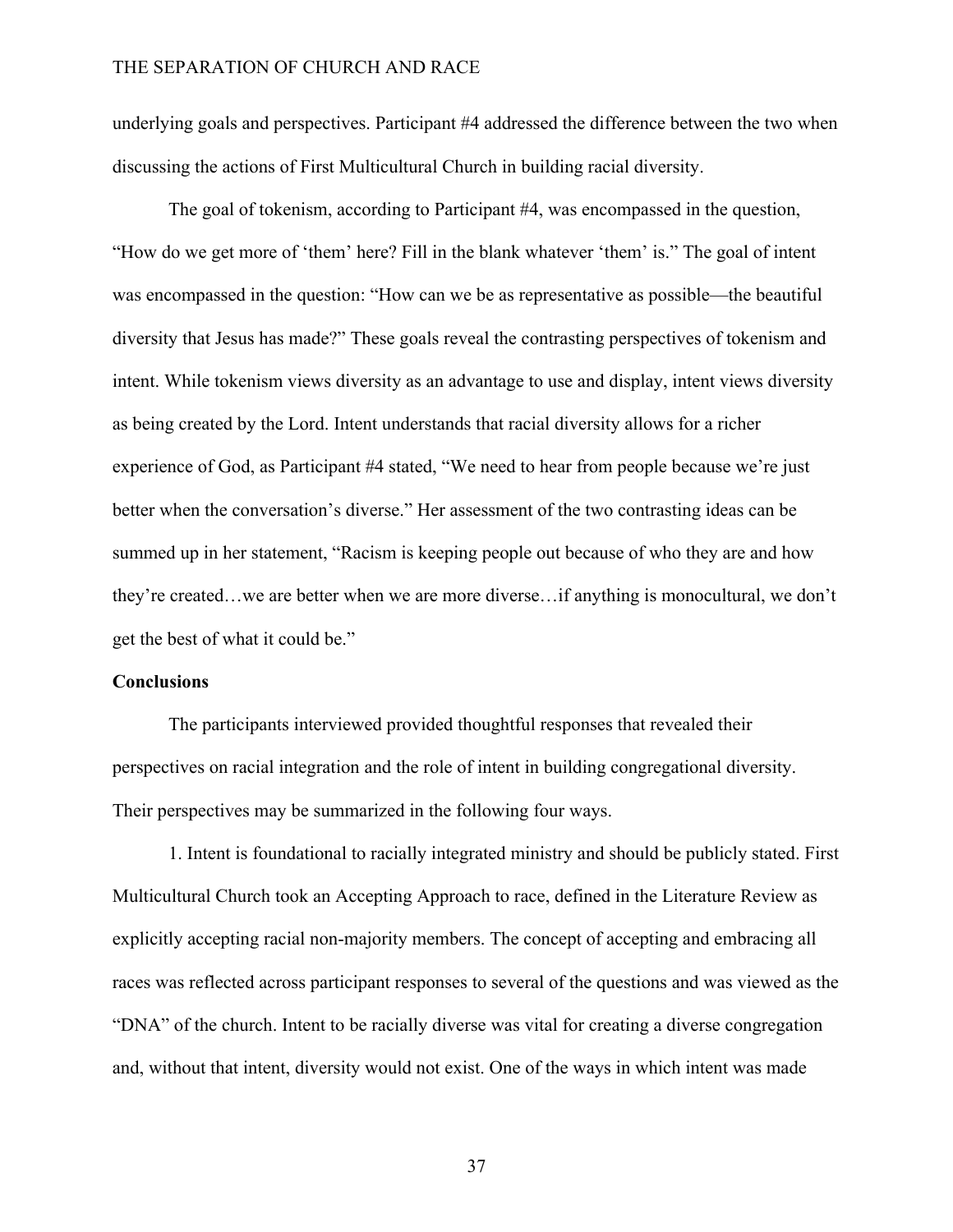underlying goals and perspectives. Participant #4 addressed the difference between the two when discussing the actions of First Multicultural Church in building racial diversity.

The goal of tokenism, according to Participant #4, was encompassed in the question, "How do we get more of 'them' here? Fill in the blank whatever 'them' is." The goal of intent was encompassed in the question: "How can we be as representative as possible—the beautiful diversity that Jesus has made?" These goals reveal the contrasting perspectives of tokenism and intent. While tokenism views diversity as an advantage to use and display, intent views diversity as being created by the Lord. Intent understands that racial diversity allows for a richer experience of God, as Participant #4 stated, "We need to hear from people because we're just better when the conversation's diverse." Her assessment of the two contrasting ideas can be summed up in her statement, "Racism is keeping people out because of who they are and how they're created…we are better when we are more diverse…if anything is monocultural, we don't get the best of what it could be."

**Conclusions**

The participants interviewed provided thoughtful responses that revealed their perspectives on racial integration and the role of intent in building congregational diversity. Their perspectives may be summarized in the following four ways.

1. Intent is foundational to racially integrated ministry and should be publicly stated. First Multicultural Church took an Accepting Approach to race, defined in the Literature Review as explicitly accepting racial non-majority members. The concept of accepting and embracing all races was reflected across participant responses to several of the questions and was viewed as the "DNA" of the church. Intent to be racially diverse was vital for creating a diverse congregation and, without that intent, diversity would not exist. One of the ways in which intent was made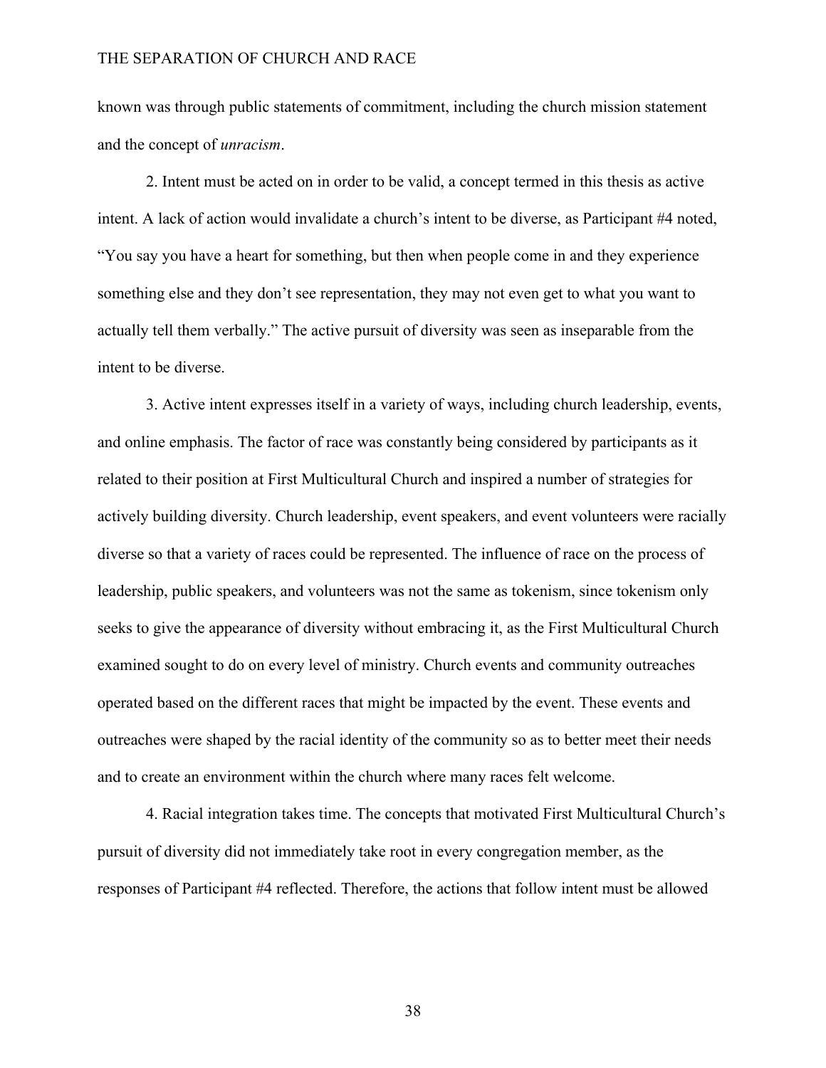known was through public statements of commitment, including the church mission statement and the concept of *unracism*.

2. Intent must be acted on in order to be valid, a concept termed in this thesis as active intent. A lack of action would invalidate a church's intent to be diverse, as Participant #4 noted, "You say you have a heart for something, but then when people come in and they experience something else and they don't see representation, they may not even get to what you want to actually tell them verbally." The active pursuit of diversity was seen as inseparable from the intent to be diverse.

3. Active intent expresses itself in a variety of ways, including church leadership, events, and online emphasis. The factor of race was constantly being considered by participants as it related to their position at First Multicultural Church and inspired a number of strategies for actively building diversity. Church leadership, event speakers, and event volunteers were racially diverse so that a variety of races could be represented. The influence of race on the process of leadership, public speakers, and volunteers was not the same as tokenism, since tokenism only seeks to give the appearance of diversity without embracing it, as the First Multicultural Church examined sought to do on every level of ministry. Church events and community outreaches operated based on the different races that might be impacted by the event. These events and outreaches were shaped by the racial identity of the community so as to better meet their needs and to create an environment within the church where many races felt welcome.

4. Racial integration takes time. The concepts that motivated First Multicultural Church's pursuit of diversity did not immediately take root in every congregation member, as the responses of Participant #4 reflected. Therefore, the actions that follow intent must be allowed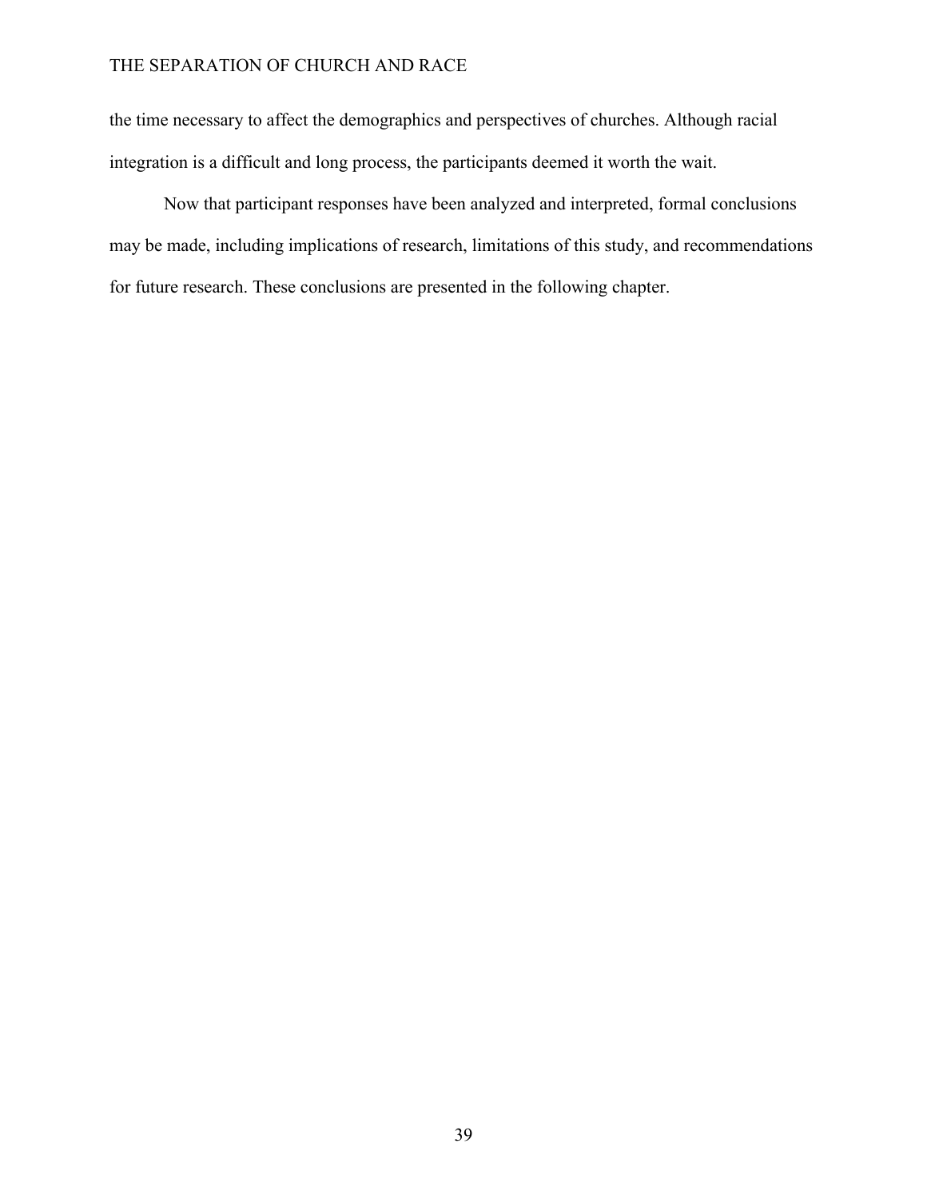the time necessary to affect the demographics and perspectives of churches. Although racial integration is a difficult and long process, the participants deemed it worth the wait.

Now that participant responses have been analyzed and interpreted, formal conclusions may be made, including implications of research, limitations of this study, and recommendations for future research. These conclusions are presented in the following chapter.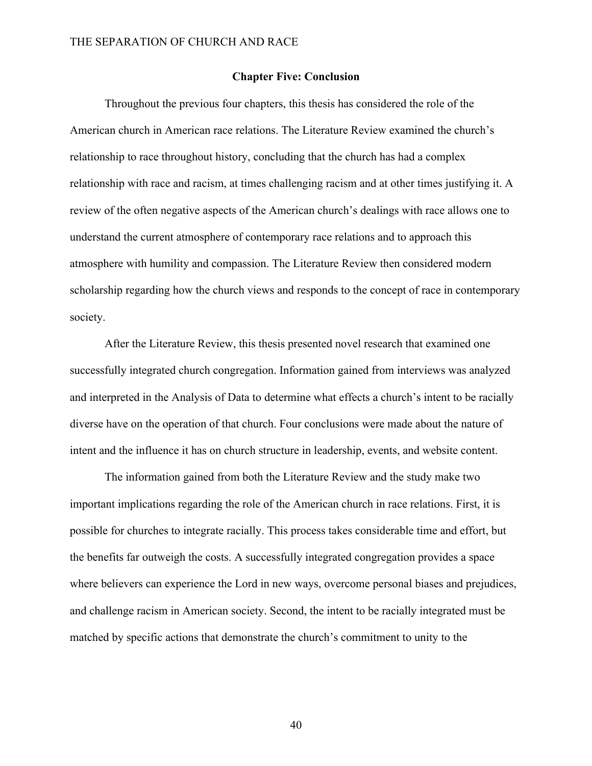## Chapter Five: Conclusion

Throughout the previous four chapters, this thesis has considered the role of the American church in American race relations. The Literature Review examined the church's relationship to race throughout history, concluding that the church has had a complex relationship with race and racism, at times challenging racism and at other times justifying it. A review of the often negative aspects of the American church's dealings with race allows one to understand the current atmosphere of contemporary race relations and to approach this atmosphere with humility and compassion. The Literature Review then considered modern scholarship regarding how the church views and responds to the concept of race in contemporary society.

After the Literature Review, this thesis presented novel research that examined one successfully integrated church congregation. Information gained from interviews was analyzed and interpreted in the Analysis of Data to determine what effects a church's intent to be racially diverse have on the operation of that church. Four conclusions were made about the nature of intent and the influence it has on church structure in leadership, events, and website content.

The information gained from both the Literature Review and the study make two important implications regarding the role of the American church in race relations. First, it is possible for churches to integrate racially. This process takes considerable time and effort, but the benefits far outweigh the costs. A successfully integrated congregation provides a space where believers can experience the Lord in new ways, overcome personal biases and prejudices, and challenge racism in American society. Second, the intent to be racially integrated must be matched by specific actions that demonstrate the church's commitment to unity to the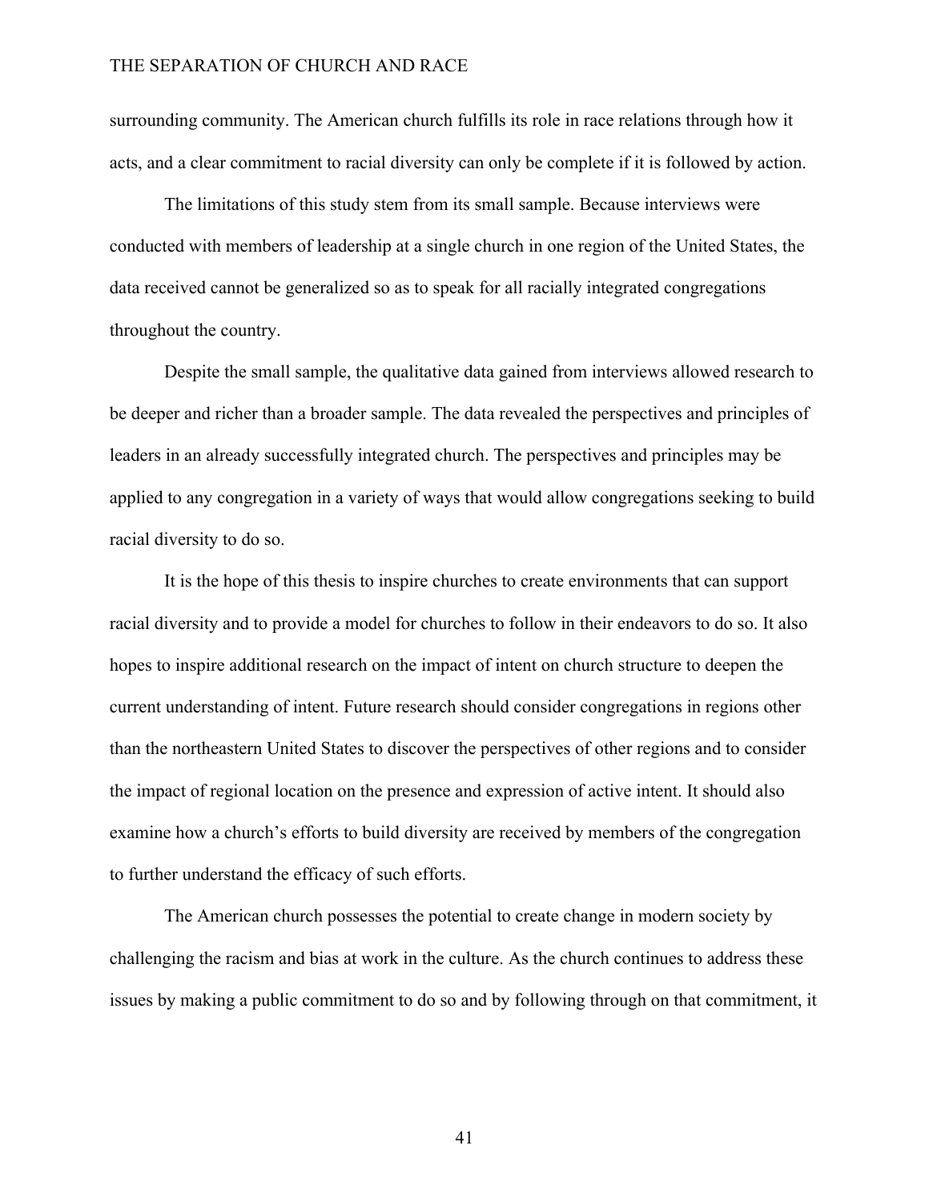surrounding community. The American church fulfills its role in race relations through how it acts, and a clear commitment to racial diversity can only be complete if it is followed by action.

The limitations of this study stem from its small sample. Because interviews were conducted with members of leadership at a single church in one region of the United States, the data received cannot be generalized so as to speak for all racially integrated congregations throughout the country.

Despite the small sample, the qualitative data gained from interviews allowed research to be deeper and richer than a broader sample. The data revealed the perspectives and principles of leaders in an already successfully integrated church. The perspectives and principles may be applied to any congregation in a variety of ways that would allow congregations seeking to build racial diversity to do so.

It is the hope of this thesis to inspire churches to create environments that can support racial diversity and to provide a model for churches to follow in their endeavors to do so. It also hopes to inspire additional research on the impact of intent on church structure to deepen the current understanding of intent. Future research should consider congregations in regions other than the northeastern United States to discover the perspectives of other regions and to consider the impact of regional location on the presence and expression of active intent. It should also examine how a church's efforts to build diversity are received by members of the congregation to further understand the efficacy of such efforts.

The American church possesses the potential to create change in modern society by challenging the racism and bias at work in the culture. As the church continues to address these issues by making a public commitment to do so and by following through on that commitment, it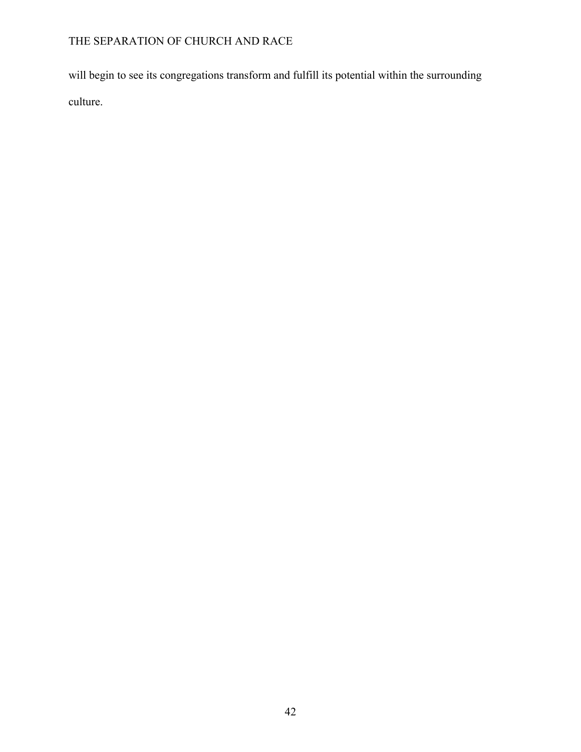will begin to see its congregations transform and fulfill its potential within the surrounding culture.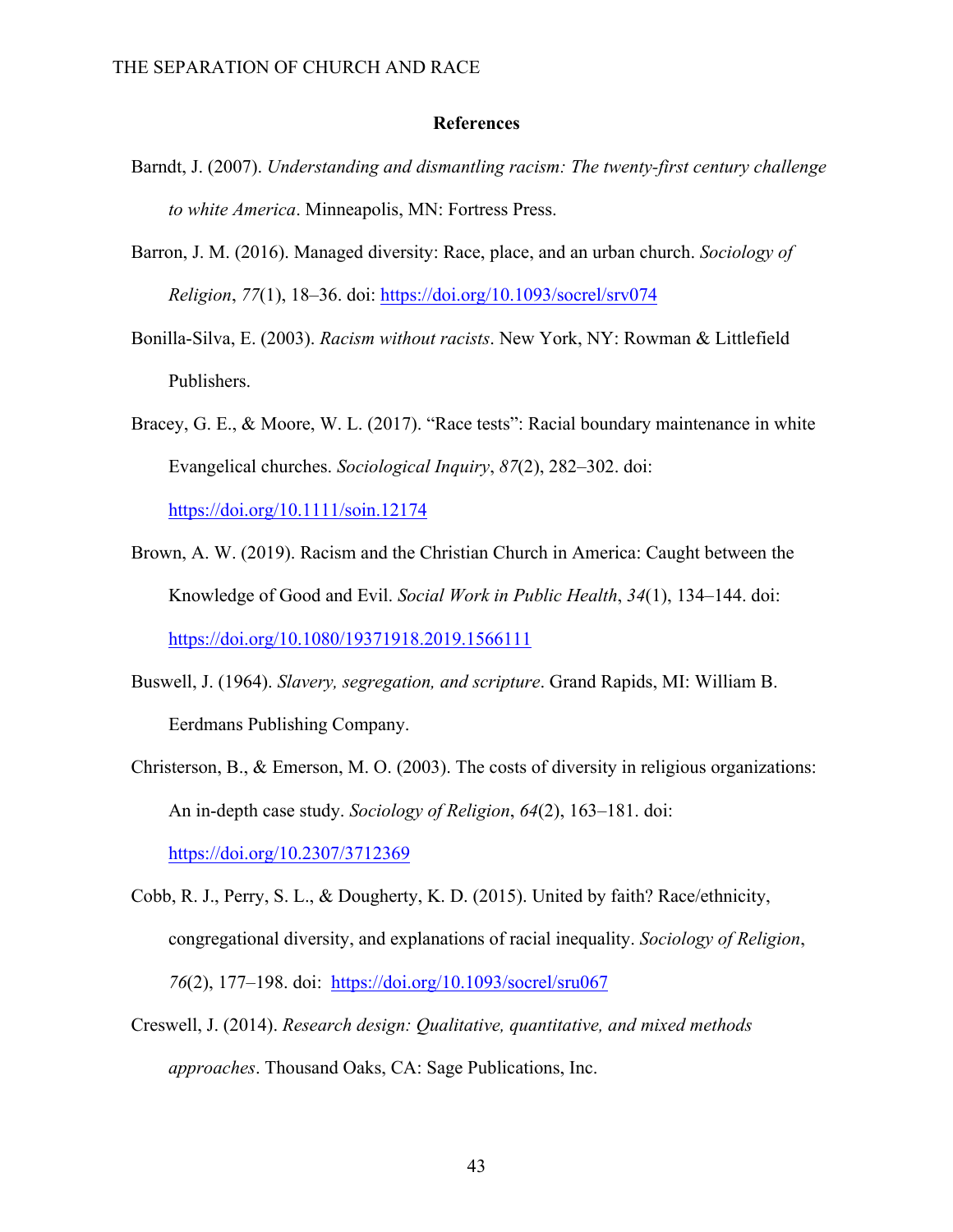## References

Barndt, J. (2007). *Understanding and dismantling racism: The twenty-first century challenge to white America*. Minneapolis, MN: Fortress Press.

Barron, J. M. (2016). Managed diversity: Race, place, and an urban church. *Sociology of Religion*, *77*(1), 18–36. doi: https://doi.org/10.1093/socrel/srv074

Bonilla-Silva, E. (2003). *Racism without racists*. New York, NY: Rowman & Littlefield Publishers.

Bracey, G. E., & Moore, W. L. (2017). "Race tests": Racial boundary maintenance in white Evangelical churches. *Sociological Inquiry*, *87*(2), 282–302. doi: https://doi.org/10.1111/soin.12174

Brown, A. W. (2019). Racism and the Christian Church in America: Caught between the Knowledge of Good and Evil. *Social Work in Public Health*, *34*(1), 134–144. doi: https://doi.org/10.1080/19371918.2019.1566111

Buswell, J. (1964). *Slavery, segregation, and scripture*. Grand Rapids, MI: William B. Eerdmans Publishing Company.

Christerson, B., & Emerson, M. O. (2003). The costs of diversity in religious organizations: An in-depth case study. *Sociology of Religion*, *64*(2), 163–181. doi: https://doi.org/10.2307/3712369

Cobb, R. J., Perry, S. L., & Dougherty, K. D. (2015). United by faith? Race/ethnicity, congregational diversity, and explanations of racial inequality. *Sociology of Religion*, *76*(2), 177–198. doi: https://doi.org/10.1093/socrel/sru067

Creswell, J. (2014). *Research design: Qualitative, quantitative, and mixed methods approaches*. Thousand Oaks, CA: Sage Publications, Inc.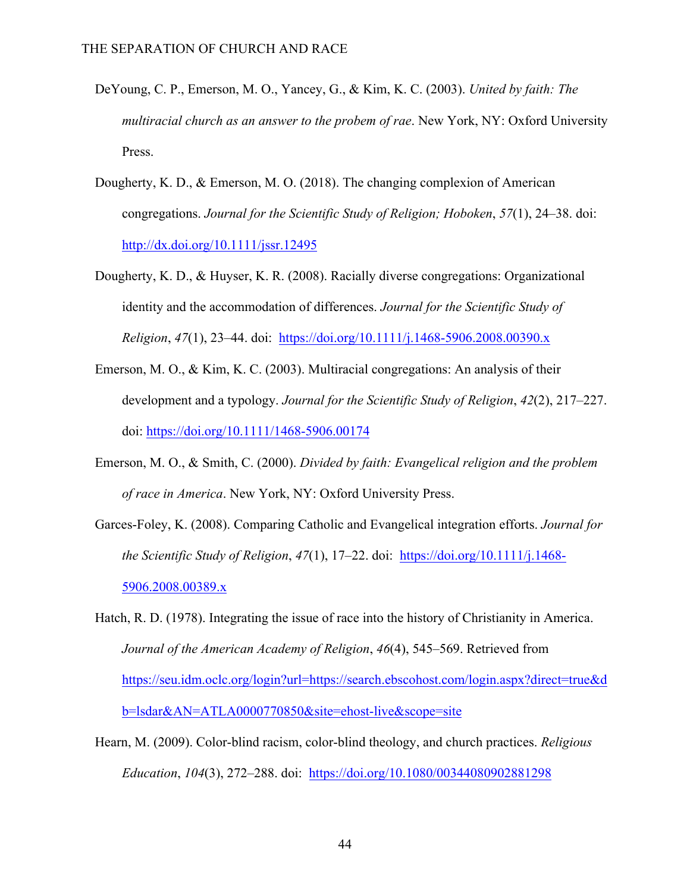DeYoung, C. P., Emerson, M. O., Yancey, G., & Kim, K. C. (2003). *United by faith: The multiracial church as an answer to the probem of rae*. New York, NY: Oxford University Press.

Dougherty, K. D., & Emerson, M. O. (2018). The changing complexion of American congregations. *Journal for the Scientific Study of Religion; Hoboken*, *57*(1), 24–38. doi: http://dx.doi.org/10.1111/jssr.12495

Dougherty, K. D., & Huyser, K. R. (2008). Racially diverse congregations: Organizational identity and the accommodation of differences. *Journal for the Scientific Study of Religion*, *47*(1), 23–44. doi: https://doi.org/10.1111/j.1468-5906.2008.00390.x

Emerson, M. O., & Kim, K. C. (2003). Multiracial congregations: An analysis of their development and a typology. *Journal for the Scientific Study of Religion*, *42*(2), 217–227. doi: https://doi.org/10.1111/1468-5906.00174

Emerson, M. O., & Smith, C. (2000). *Divided by faith: Evangelical religion and the problem of race in America*. New York, NY: Oxford University Press.

Garces-Foley, K. (2008). Comparing Catholic and Evangelical integration efforts. *Journal for the Scientific Study of Religion*, *47*(1), 17–22. doi: https://doi.org/10.1111/j.1468-5906.2008.00389.x

Hatch, R. D. (1978). Integrating the issue of race into the history of Christianity in America. *Journal of the American Academy of Religion*, *46*(4), 545–569. Retrieved from https://seu.idm.oclc.org/login?url=https://search.ebscohost.com/login.aspx?direct=true&db=lsdar&AN=ATLA0000770850&site=ehost-live&scope=site

Hearn, M. (2009). Color-blind racism, color-blind theology, and church practices. *Religious Education*, *104*(3), 272–288. doi: https://doi.org/10.1080/00344080902881298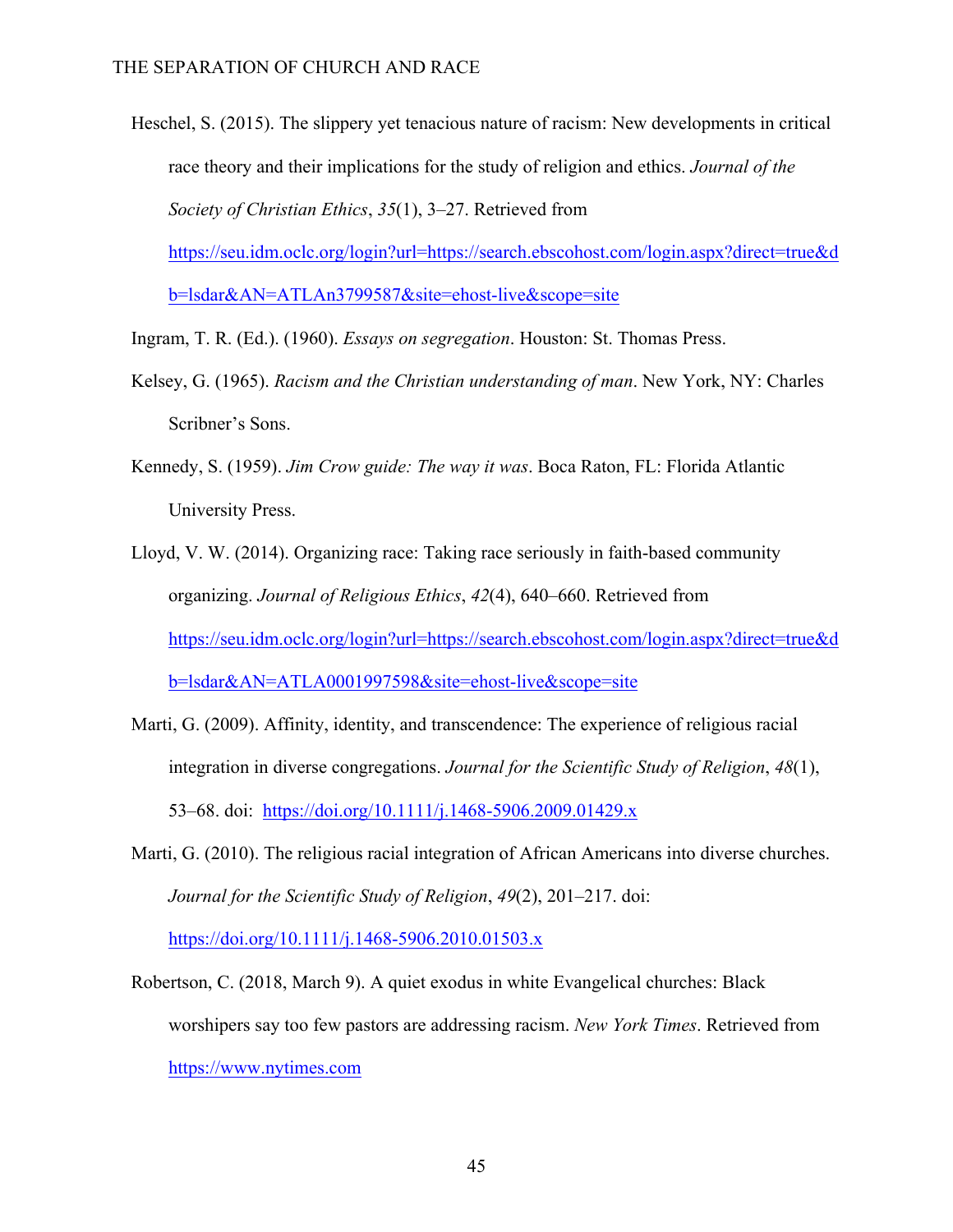Heschel, S. (2015). The slippery yet tenacious nature of racism: New developments in critical race theory and their implications for the study of religion and ethics. *Journal of the Society of Christian Ethics*, *35*(1), 3–27. Retrieved from https://seu.idm.oclc.org/login?url=https://search.ebscohost.com/login.aspx?direct=true&db=lsdar&AN=ATLAn3799587&site=ehost-live&scope=site

Ingram, T. R. (Ed.). (1960). *Essays on segregation*. Houston: St. Thomas Press.

Kelsey, G. (1965). *Racism and the Christian understanding of man*. New York, NY: Charles Scribner's Sons.

Kennedy, S. (1959). *Jim Crow guide: The way it was*. Boca Raton, FL: Florida Atlantic University Press.

Lloyd, V. W. (2014). Organizing race: Taking race seriously in faith-based community organizing. *Journal of Religious Ethics*, *42*(4), 640–660. Retrieved from https://seu.idm.oclc.org/login?url=https://search.ebscohost.com/login.aspx?direct=true&db=lsdar&AN=ATLA0001997598&site=ehost-live&scope=site

Marti, G. (2009). Affinity, identity, and transcendence: The experience of religious racial integration in diverse congregations. *Journal for the Scientific Study of Religion*, *48*(1), 53–68. doi: https://doi.org/10.1111/j.1468-5906.2009.01429.x

Marti, G. (2010). The religious racial integration of African Americans into diverse churches. *Journal for the Scientific Study of Religion*, *49*(2), 201–217. doi: https://doi.org/10.1111/j.1468-5906.2010.01503.x

Robertson, C. (2018, March 9). A quiet exodus in white Evangelical churches: Black worshipers say too few pastors are addressing racism. *New York Times*. Retrieved from https://www.nytimes.com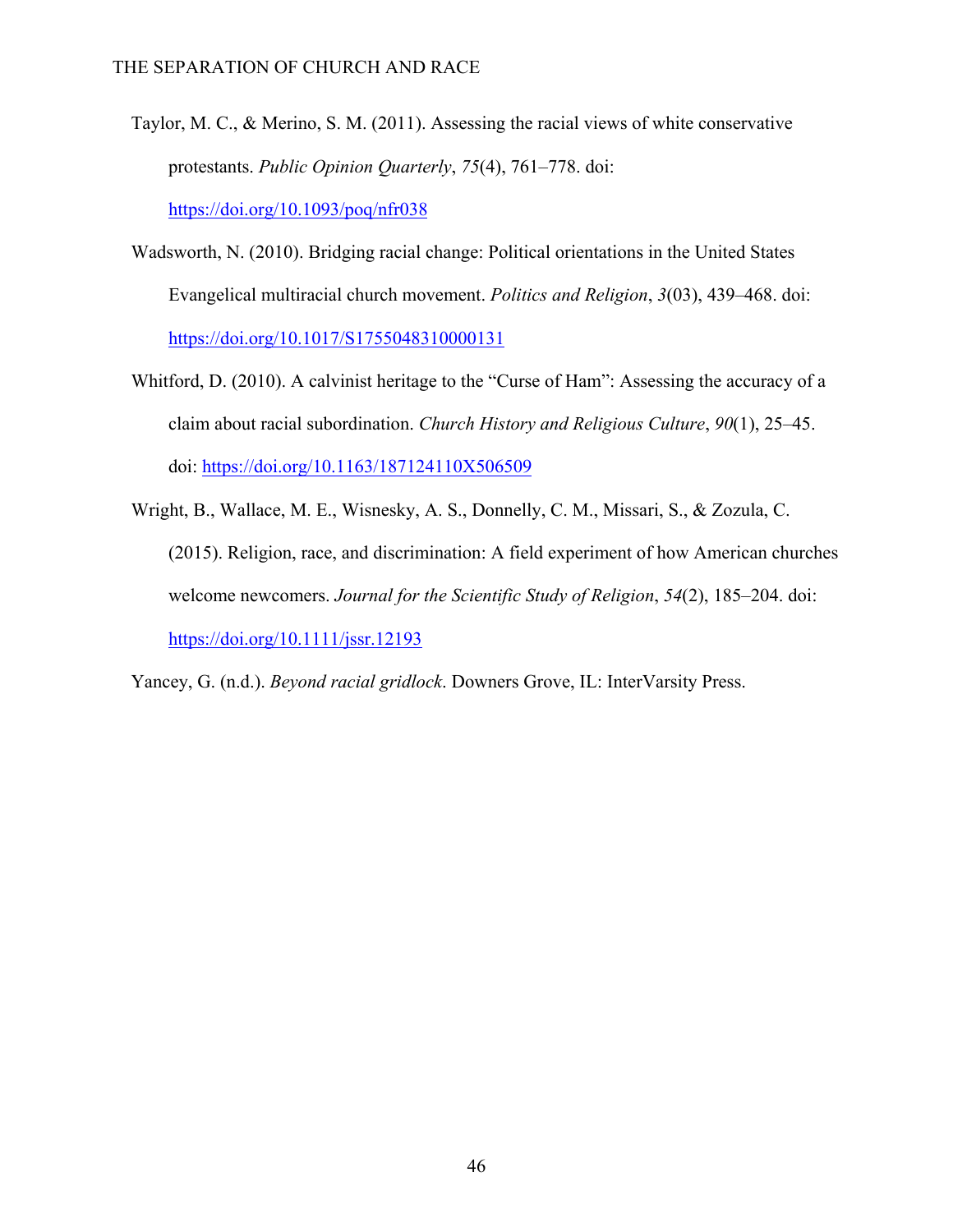Taylor, M. C., & Merino, S. M. (2011). Assessing the racial views of white conservative protestants. *Public Opinion Quarterly*, *75*(4), 761–778. doi: https://doi.org/10.1093/poq/nfr038

Wadsworth, N. (2010). Bridging racial change: Political orientations in the United States Evangelical multiracial church movement. *Politics and Religion*, *3*(03), 439–468. doi: https://doi.org/10.1017/S1755048310000131

Whitford, D. (2010). A calvinist heritage to the "Curse of Ham": Assessing the accuracy of a claim about racial subordination. *Church History and Religious Culture*, *90*(1), 25–45. doi: https://doi.org/10.1163/187124110X506509

Wright, B., Wallace, M. E., Wisnesky, A. S., Donnelly, C. M., Missari, S., & Zozula, C. (2015). Religion, race, and discrimination: A field experiment of how American churches welcome newcomers. *Journal for the Scientific Study of Religion*, *54*(2), 185–204. doi: https://doi.org/10.1111/jssr.12193

Yancey, G. (n.d.). *Beyond racial gridlock*. Downers Grove, IL: InterVarsity Press.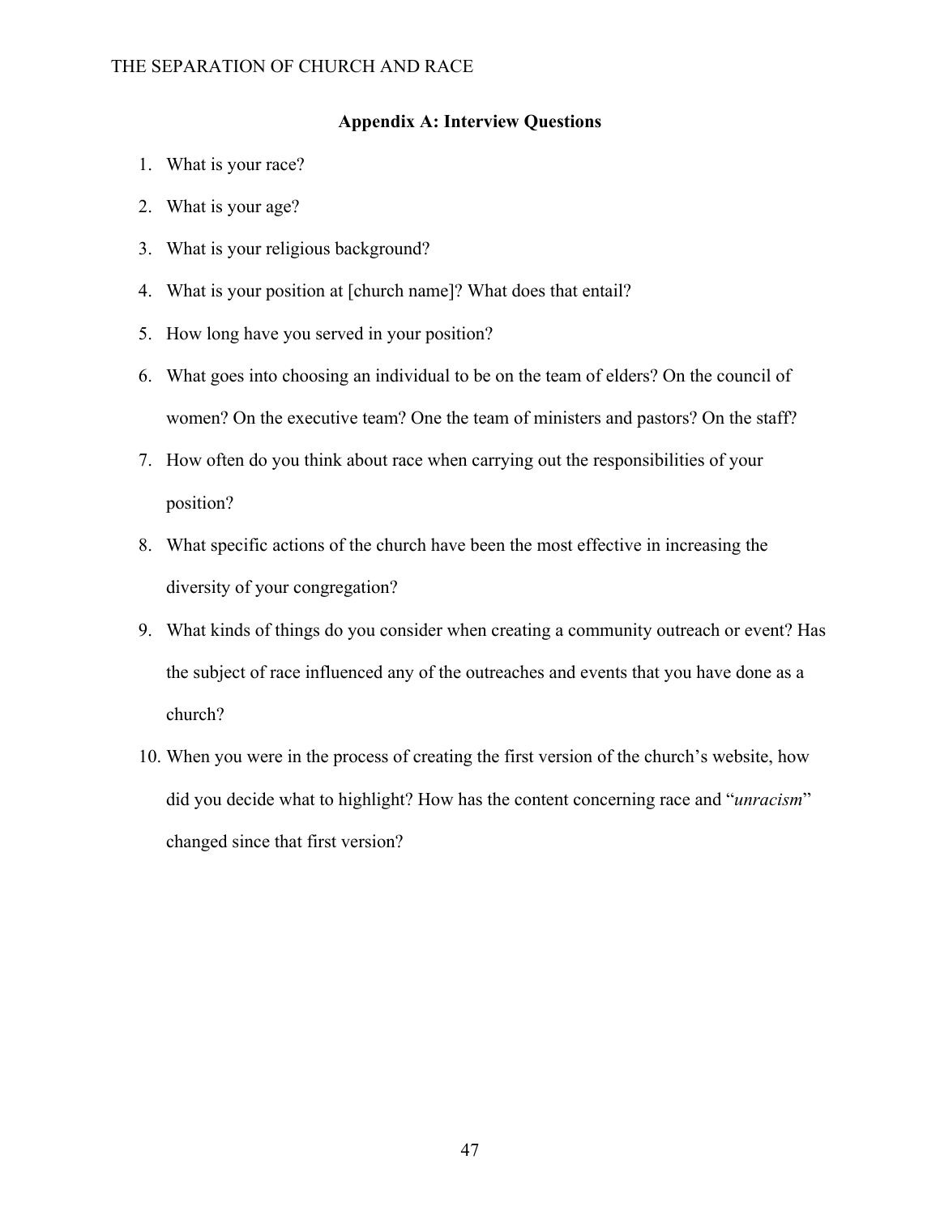## Appendix A: Interview Questions

1. What is your race?
2. What is your age?
3. What is your religious background?
4. What is your position at [church name]? What does that entail?
5. How long have you served in your position?
6. What goes into choosing an individual to be on the team of elders? On the council of women? On the executive team? One the team of ministers and pastors? On the staff?
7. How often do you think about race when carrying out the responsibilities of your position?
8. What specific actions of the church have been the most effective in increasing the diversity of your congregation?
9. What kinds of things do you consider when creating a community outreach or event? Has the subject of race influenced any of the outreaches and events that you have done as a church?
10. When you were in the process of creating the first version of the church's website, how did you decide what to highlight? How has the content concerning race and "*unracism*" changed since that first version?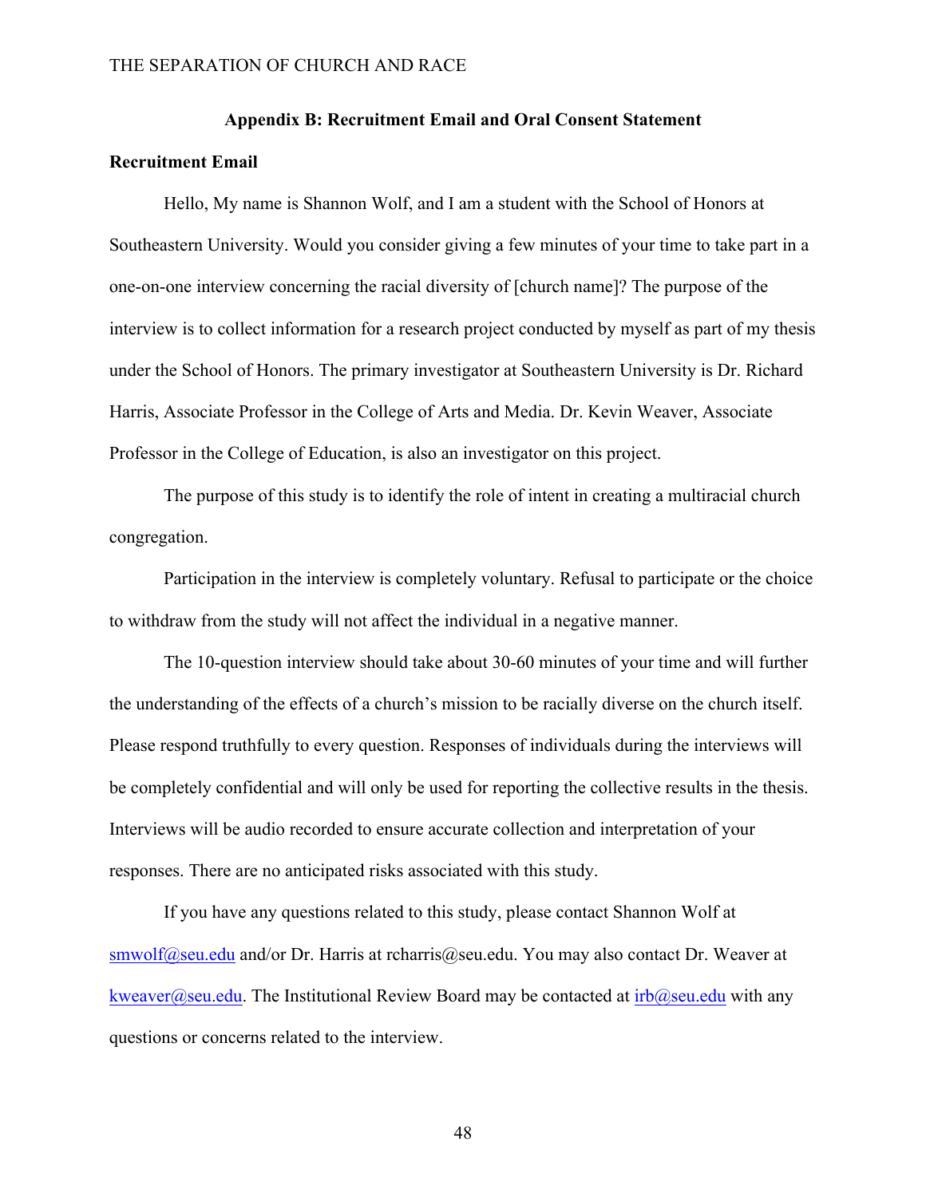## Appendix B: Recruitment Email and Oral Consent Statement

### Recruitment Email

Hello, My name is Shannon Wolf, and I am a student with the School of Honors at Southeastern University. Would you consider giving a few minutes of your time to take part in a one-on-one interview concerning the racial diversity of [church name]? The purpose of the interview is to collect information for a research project conducted by myself as part of my thesis under the School of Honors. The primary investigator at Southeastern University is Dr. Richard Harris, Associate Professor in the College of Arts and Media. Dr. Kevin Weaver, Associate Professor in the College of Education, is also an investigator on this project.

The purpose of this study is to identify the role of intent in creating a multiracial church congregation.

Participation in the interview is completely voluntary. Refusal to participate or the choice to withdraw from the study will not affect the individual in a negative manner.

The 10-question interview should take about 30-60 minutes of your time and will further the understanding of the effects of a church's mission to be racially diverse on the church itself. Please respond truthfully to every question. Responses of individuals during the interviews will be completely confidential and will only be used for reporting the collective results in the thesis. Interviews will be audio recorded to ensure accurate collection and interpretation of your responses. There are no anticipated risks associated with this study.

If you have any questions related to this study, please contact Shannon Wolf at smwolf@seu.edu and/or Dr. Harris at rcharris@seu.edu. You may also contact Dr. Weaver at kweaver@seu.edu. The Institutional Review Board may be contacted at irb@seu.edu with any questions or concerns related to the interview.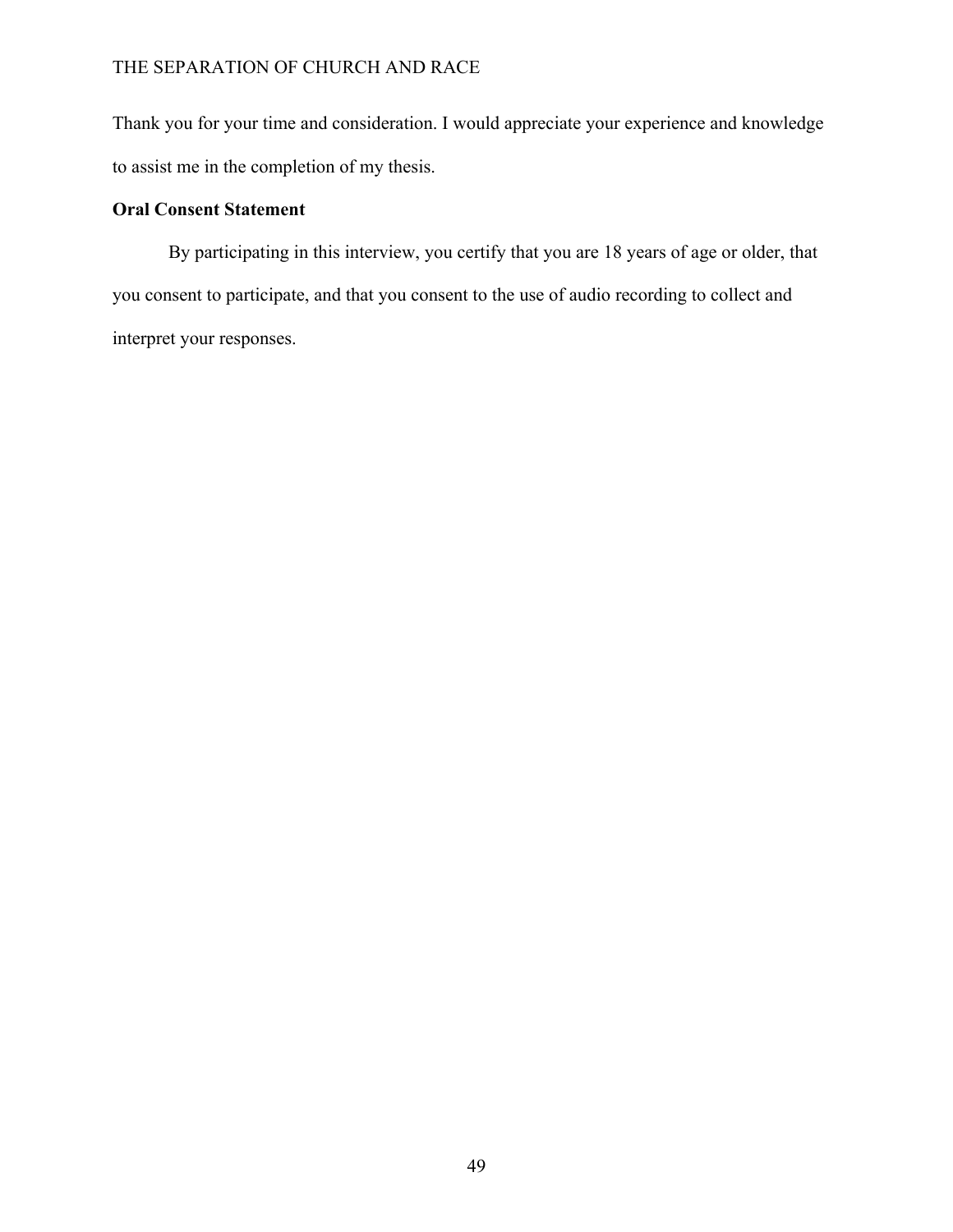Thank you for your time and consideration. I would appreciate your experience and knowledge to assist me in the completion of my thesis.

**Oral Consent Statement**

By participating in this interview, you certify that you are 18 years of age or older, that you consent to participate, and that you consent to the use of audio recording to collect and interpret your responses.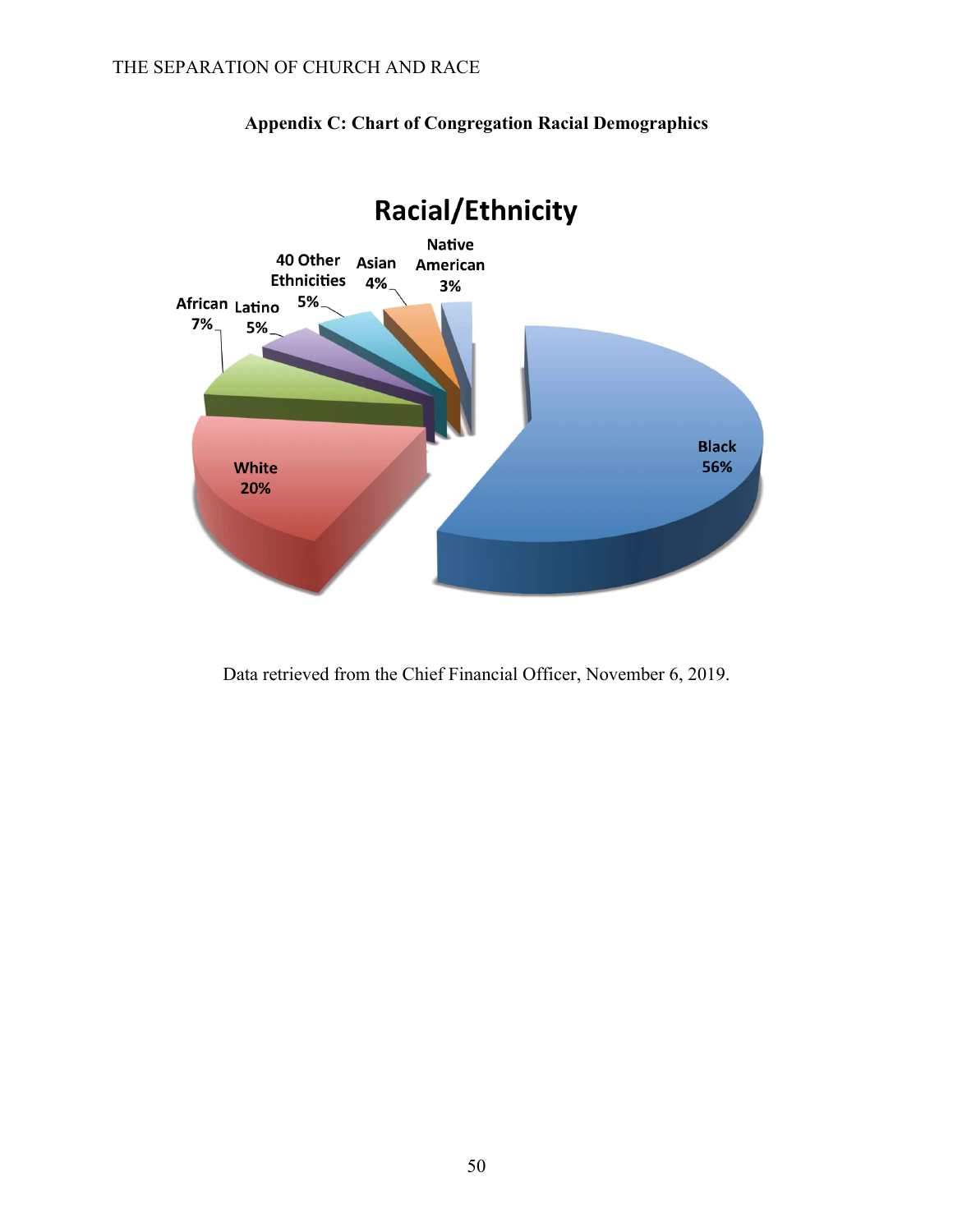**Appendix C: Chart of Congregation Racial Demographics**

Racial/Ethnicity

Native American 3%

Asian 4%

40 Other Ethnicities 5%

Latino 5%

African 7%

White 20%

Black 56%

Data retrieved from the Chief Financial Officer, November 6, 2019.